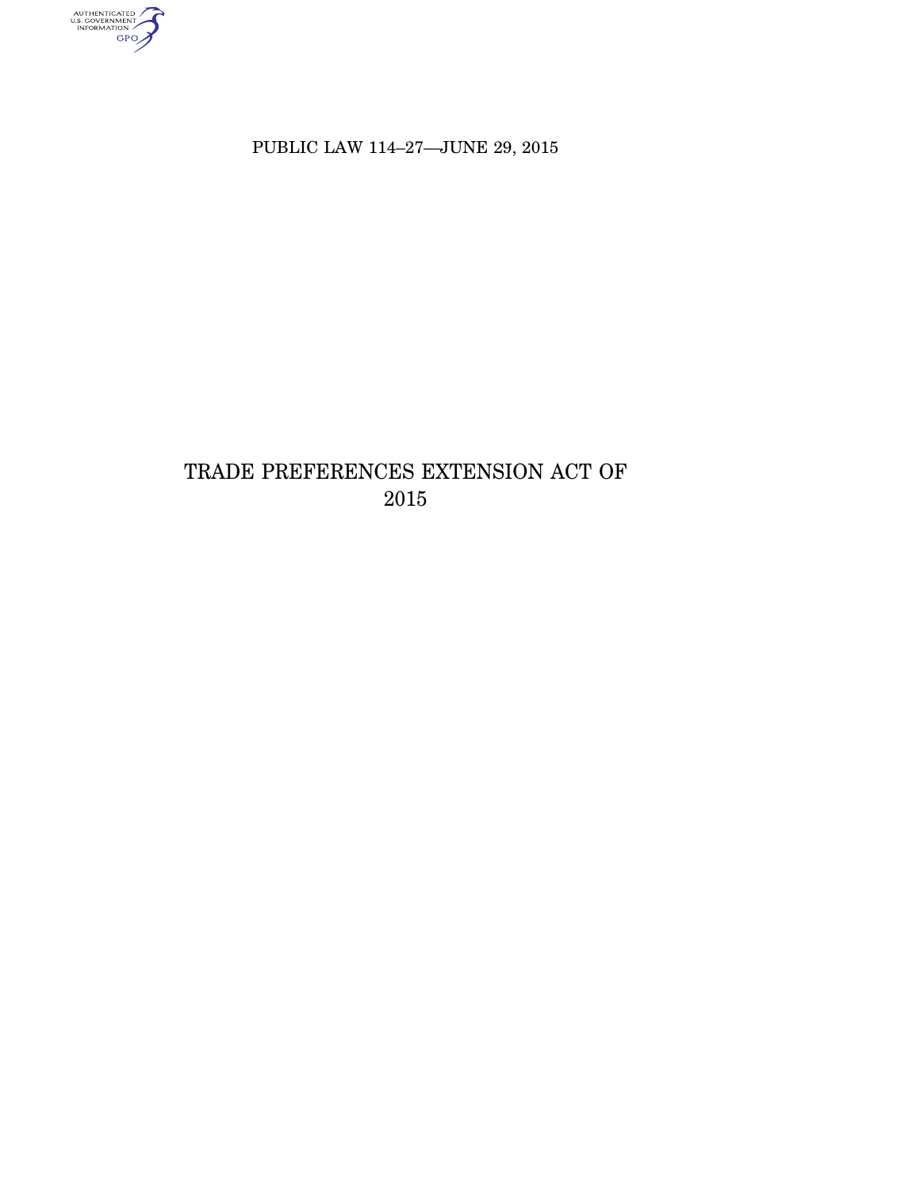PUBLIC LAW 114–27—JUNE 29, 2015

# TRADE PREFERENCES EXTENSION ACT OF 2015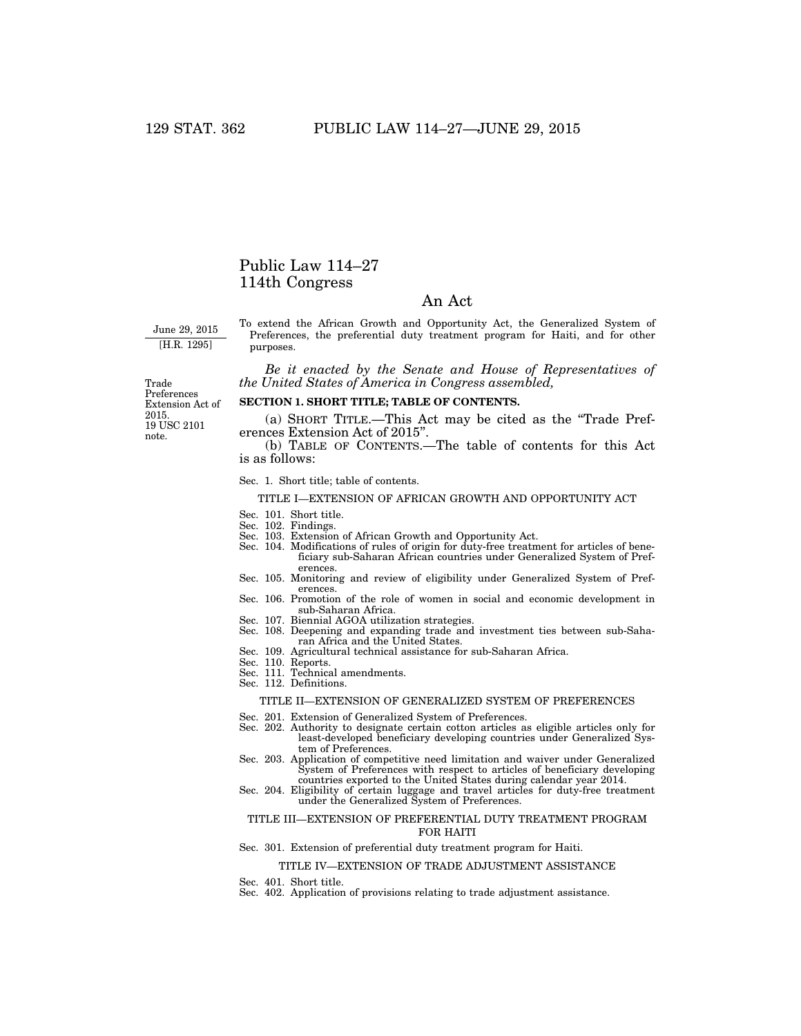# Public Law 114–27
# 114th Congress

## An Act

June 29, 2015
[H.R. 1295]

To extend the African Growth and Opportunity Act, the Generalized System of Preferences, the preferential duty treatment program for Haiti, and for other purposes.

*Be it enacted by the Senate and House of Representatives of the United States of America in Congress assembled,*

Trade Preferences Extension Act of 2015.
19 USC 2101 note.

**SECTION 1. SHORT TITLE; TABLE OF CONTENTS.**

(a) SHORT TITLE.—This Act may be cited as the "Trade Preferences Extension Act of 2015".

(b) TABLE OF CONTENTS.—The table of contents for this Act is as follows:

Sec. 1. Short title; table of contents.

TITLE I—EXTENSION OF AFRICAN GROWTH AND OPPORTUNITY ACT

Sec. 101. Short title.
Sec. 102. Findings.
Sec. 103. Extension of African Growth and Opportunity Act.
Sec. 104. Modifications of rules of origin for duty-free treatment for articles of beneficiary sub-Saharan African countries under Generalized System of Preferences.
Sec. 105. Monitoring and review of eligibility under Generalized System of Preferences.
Sec. 106. Promotion of the role of women in social and economic development in sub-Saharan Africa.
Sec. 107. Biennial AGOA utilization strategies.
Sec. 108. Deepening and expanding trade and investment ties between sub-Saharan Africa and the United States.
Sec. 109. Agricultural technical assistance for sub-Saharan Africa.
Sec. 110. Reports.
Sec. 111. Technical amendments.
Sec. 112. Definitions.

TITLE II—EXTENSION OF GENERALIZED SYSTEM OF PREFERENCES

Sec. 201. Extension of Generalized System of Preferences.
Sec. 202. Authority to designate certain cotton articles as eligible articles only for least-developed beneficiary developing countries under Generalized System of Preferences.
Sec. 203. Application of competitive need limitation and waiver under Generalized System of Preferences with respect to articles of beneficiary developing countries exported to the United States during calendar year 2014.
Sec. 204. Eligibility of certain luggage and travel articles for duty-free treatment under the Generalized System of Preferences.

TITLE III—EXTENSION OF PREFERENTIAL DUTY TREATMENT PROGRAM FOR HAITI

Sec. 301. Extension of preferential duty treatment program for Haiti.

TITLE IV—EXTENSION OF TRADE ADJUSTMENT ASSISTANCE

Sec. 401. Short title.
Sec. 402. Application of provisions relating to trade adjustment assistance.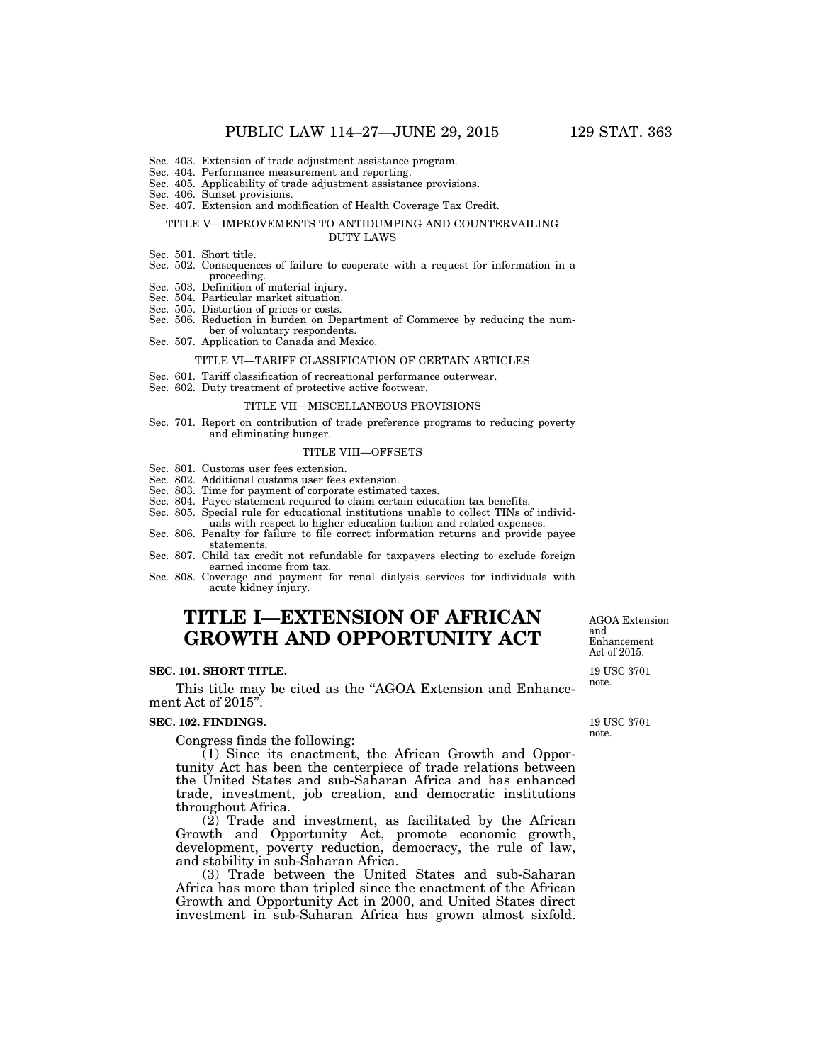Sec. 403. Extension of trade adjustment assistance program.
Sec. 404. Performance measurement and reporting.
Sec. 405. Applicability of trade adjustment assistance provisions.
Sec. 406. Sunset provisions.
Sec. 407. Extension and modification of Health Coverage Tax Credit.

TITLE V—IMPROVEMENTS TO ANTIDUMPING AND COUNTERVAILING DUTY LAWS

Sec. 501. Short title.
Sec. 502. Consequences of failure to cooperate with a request for information in a proceeding.
Sec. 503. Definition of material injury.
Sec. 504. Particular market situation.
Sec. 505. Distortion of prices or costs.
Sec. 506. Reduction in burden on Department of Commerce by reducing the number of voluntary respondents.
Sec. 507. Application to Canada and Mexico.

TITLE VI—TARIFF CLASSIFICATION OF CERTAIN ARTICLES

Sec. 601. Tariff classification of recreational performance outerwear.
Sec. 602. Duty treatment of protective active footwear.

TITLE VII—MISCELLANEOUS PROVISIONS

Sec. 701. Report on contribution of trade preference programs to reducing poverty and eliminating hunger.

TITLE VIII—OFFSETS

Sec. 801. Customs user fees extension.
Sec. 802. Additional customs user fees extension.
Sec. 803. Time for payment of corporate estimated taxes.
Sec. 804. Payee statement required to claim certain education tax benefits.
Sec. 805. Special rule for educational institutions unable to collect TINs of individuals with respect to higher education tuition and related expenses.
Sec. 806. Penalty for failure to file correct information returns and provide payee statements.
Sec. 807. Child tax credit not refundable for taxpayers electing to exclude foreign earned income from tax.
Sec. 808. Coverage and payment for renal dialysis services for individuals with acute kidney injury.

# TITLE I—EXTENSION OF AFRICAN GROWTH AND OPPORTUNITY ACT

AGOA Extension and Enhancement Act of 2015.

**SEC. 101. SHORT TITLE.**

19 USC 3701 note.

This title may be cited as the "AGOA Extension and Enhancement Act of 2015".

**SEC. 102. FINDINGS.**

19 USC 3701 note.

Congress finds the following:

(1) Since its enactment, the African Growth and Opportunity Act has been the centerpiece of trade relations between the United States and sub-Saharan Africa and has enhanced trade, investment, job creation, and democratic institutions throughout Africa.

(2) Trade and investment, as facilitated by the African Growth and Opportunity Act, promote economic growth, development, poverty reduction, democracy, the rule of law, and stability in sub-Saharan Africa.

(3) Trade between the United States and sub-Saharan Africa has more than tripled since the enactment of the African Growth and Opportunity Act in 2000, and United States direct investment in sub-Saharan Africa has grown almost sixfold.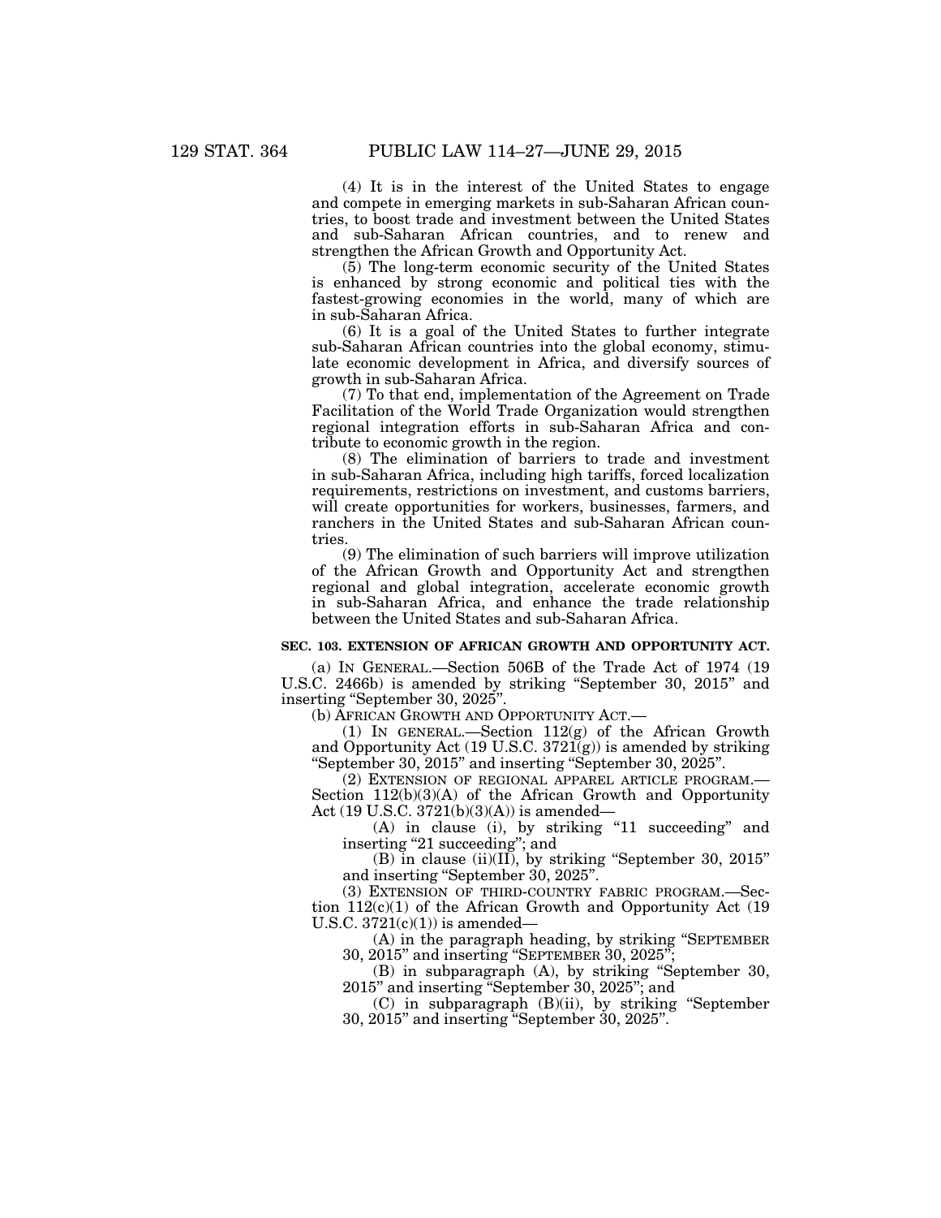(4) It is in the interest of the United States to engage and compete in emerging markets in sub-Saharan African countries, to boost trade and investment between the United States and sub-Saharan African countries, and to renew and strengthen the African Growth and Opportunity Act.

(5) The long-term economic security of the United States is enhanced by strong economic and political ties with the fastest-growing economies in the world, many of which are in sub-Saharan Africa.

(6) It is a goal of the United States to further integrate sub-Saharan African countries into the global economy, stimulate economic development in Africa, and diversify sources of growth in sub-Saharan Africa.

(7) To that end, implementation of the Agreement on Trade Facilitation of the World Trade Organization would strengthen regional integration efforts in sub-Saharan Africa and contribute to economic growth in the region.

(8) The elimination of barriers to trade and investment in sub-Saharan Africa, including high tariffs, forced localization requirements, restrictions on investment, and customs barriers, will create opportunities for workers, businesses, farmers, and ranchers in the United States and sub-Saharan African countries.

(9) The elimination of such barriers will improve utilization of the African Growth and Opportunity Act and strengthen regional and global integration, accelerate economic growth in sub-Saharan Africa, and enhance the trade relationship between the United States and sub-Saharan Africa.

### SEC. 103. EXTENSION OF AFRICAN GROWTH AND OPPORTUNITY ACT.

(a) IN GENERAL.—Section 506B of the Trade Act of 1974 (19 U.S.C. 2466b) is amended by striking "September 30, 2015" and inserting "September 30, 2025".

(b) AFRICAN GROWTH AND OPPORTUNITY ACT.—

(1) IN GENERAL.—Section 112(g) of the African Growth and Opportunity Act (19 U.S.C. 3721(g)) is amended by striking "September 30, 2015" and inserting "September 30, 2025".

(2) EXTENSION OF REGIONAL APPAREL ARTICLE PROGRAM.—Section 112(b)(3)(A) of the African Growth and Opportunity Act (19 U.S.C. 3721(b)(3)(A)) is amended—

(A) in clause (i), by striking "11 succeeding" and inserting "21 succeeding"; and

(B) in clause (ii)(II), by striking "September 30, 2015" and inserting "September 30, 2025".

(3) EXTENSION OF THIRD-COUNTRY FABRIC PROGRAM.—Section 112(c)(1) of the African Growth and Opportunity Act (19 U.S.C. 3721(c)(1)) is amended—

(A) in the paragraph heading, by striking "SEPTEMBER 30, 2015" and inserting "SEPTEMBER 30, 2025";

(B) in subparagraph (A), by striking "September 30, 2015" and inserting "September 30, 2025"; and

(C) in subparagraph (B)(ii), by striking "September 30, 2015" and inserting "September 30, 2025".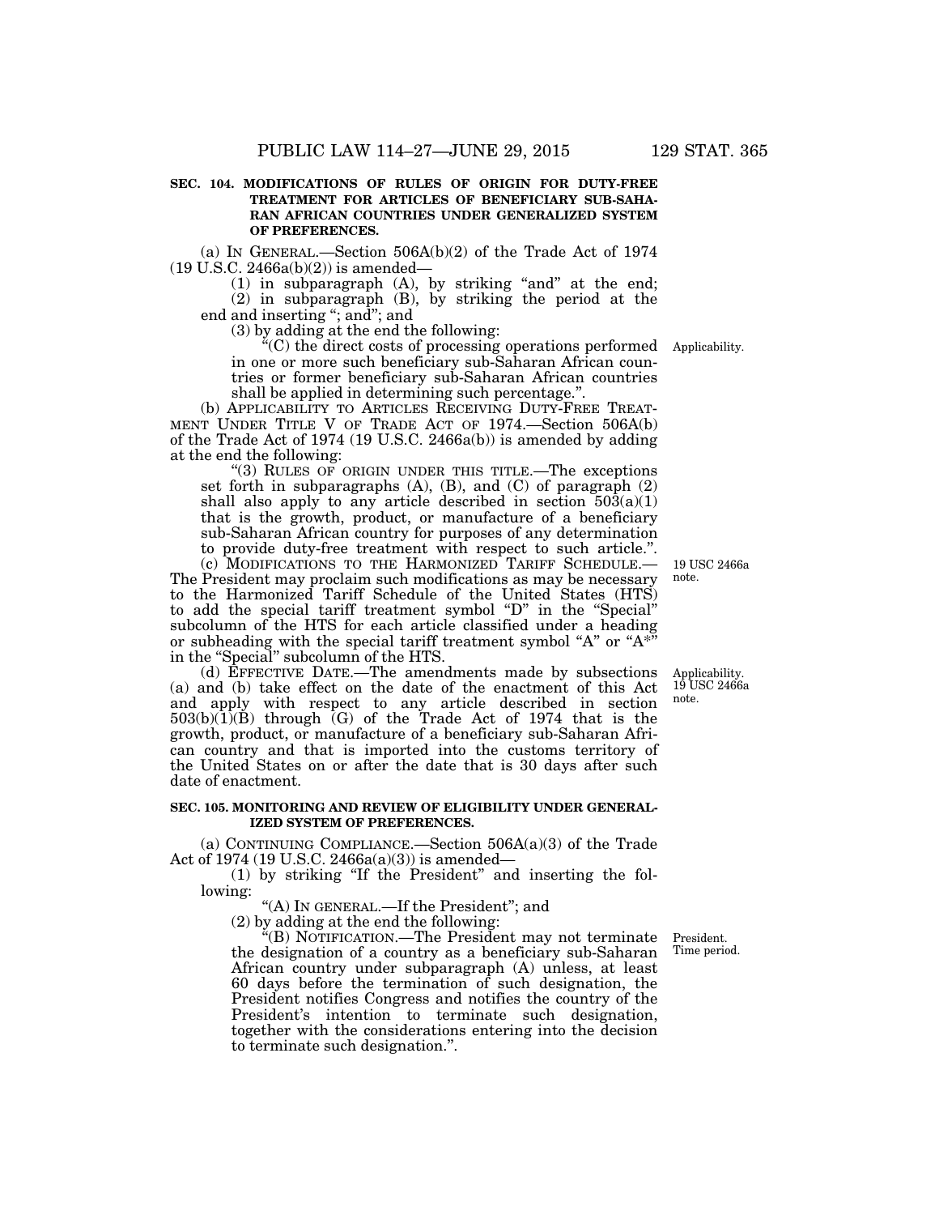**SEC. 104. MODIFICATIONS OF RULES OF ORIGIN FOR DUTY-FREE TREATMENT FOR ARTICLES OF BENEFICIARY SUB-SAHARAN AFRICAN COUNTRIES UNDER GENERALIZED SYSTEM OF PREFERENCES.**

(a) IN GENERAL.—Section 506A(b)(2) of the Trade Act of 1974 (19 U.S.C. 2466a(b)(2)) is amended—

(1) in subparagraph (A), by striking "and" at the end;

(2) in subparagraph (B), by striking the period at the end and inserting "; and"; and

(3) by adding at the end the following:

"(C) the direct costs of processing operations performed in one or more such beneficiary sub-Saharan African countries or former beneficiary sub-Saharan African countries shall be applied in determining such percentage.".

Applicability.

(b) APPLICABILITY TO ARTICLES RECEIVING DUTY-FREE TREATMENT UNDER TITLE V OF TRADE ACT OF 1974.—Section 506A(b) of the Trade Act of 1974 (19 U.S.C. 2466a(b)) is amended by adding at the end the following:

"(3) RULES OF ORIGIN UNDER THIS TITLE.—The exceptions set forth in subparagraphs (A), (B), and (C) of paragraph (2) shall also apply to any article described in section 503(a)(1) that is the growth, product, or manufacture of a beneficiary sub-Saharan African country for purposes of any determination to provide duty-free treatment with respect to such article.".

19 USC 2466a note.

(c) MODIFICATIONS TO THE HARMONIZED TARIFF SCHEDULE.—The President may proclaim such modifications as may be necessary to the Harmonized Tariff Schedule of the United States (HTS) to add the special tariff treatment symbol "D" in the "Special" subcolumn of the HTS for each article classified under a heading or subheading with the special tariff treatment symbol "A" or "A*" in the "Special" subcolumn of the HTS.

Applicability. 19 USC 2466a note.

(d) EFFECTIVE DATE.—The amendments made by subsections (a) and (b) take effect on the date of the enactment of this Act and apply with respect to any article described in section 503(b)(1)(B) through (G) of the Trade Act of 1974 that is the growth, product, or manufacture of a beneficiary sub-Saharan African country and that is imported into the customs territory of the United States on or after the date that is 30 days after such date of enactment.

**SEC. 105. MONITORING AND REVIEW OF ELIGIBILITY UNDER GENERALIZED SYSTEM OF PREFERENCES.**

(a) CONTINUING COMPLIANCE.—Section 506A(a)(3) of the Trade Act of 1974 (19 U.S.C. 2466a(a)(3)) is amended—

(1) by striking "If the President" and inserting the following:

"(A) IN GENERAL.—If the President"; and

(2) by adding at the end the following:

President. Time period.

"(B) NOTIFICATION.—The President may not terminate the designation of a country as a beneficiary sub-Saharan African country under subparagraph (A) unless, at least 60 days before the termination of such designation, the President notifies Congress and notifies the country of the President's intention to terminate such designation, together with the considerations entering into the decision to terminate such designation.".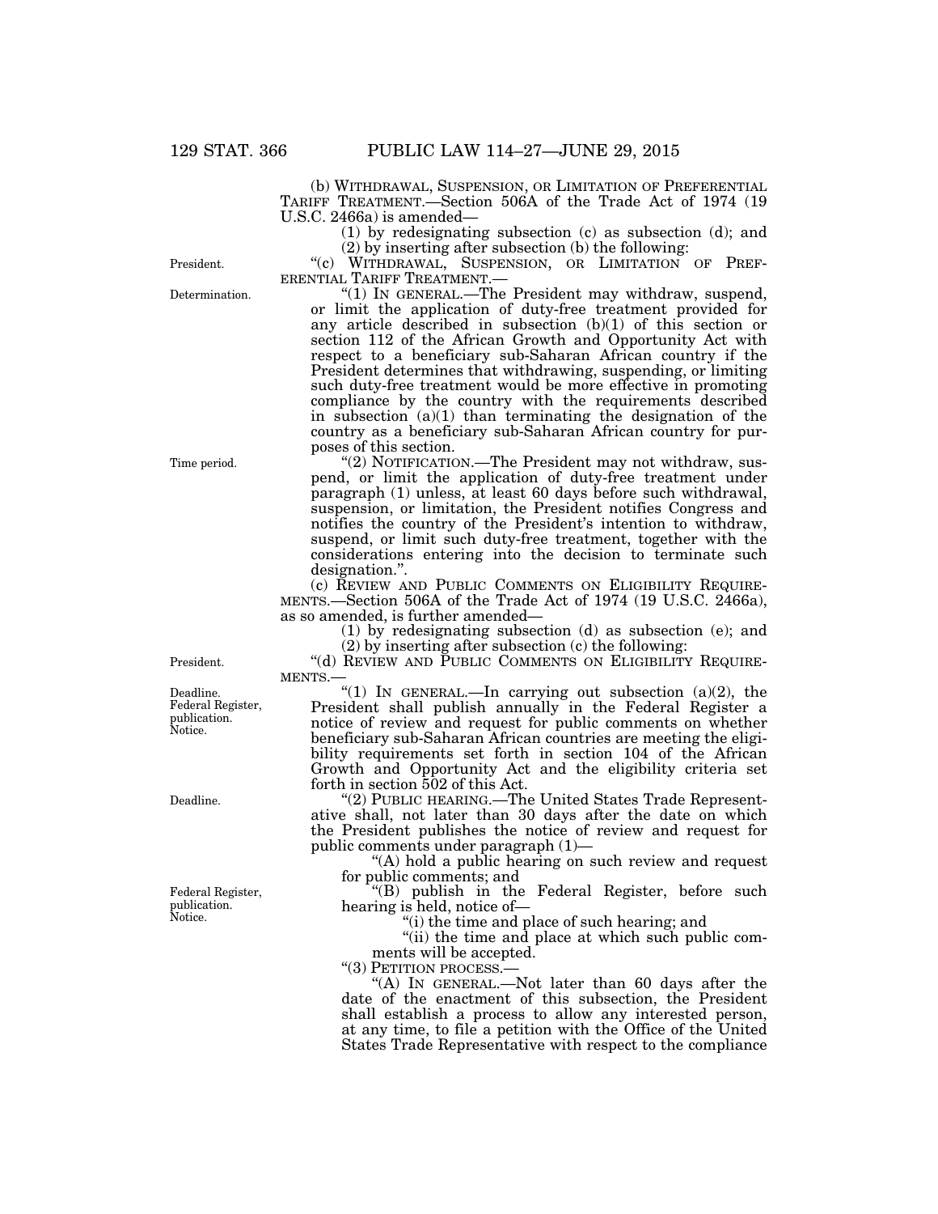(b) WITHDRAWAL, SUSPENSION, OR LIMITATION OF PREFERENTIAL TARIFF TREATMENT.—Section 506A of the Trade Act of 1974 (19 U.S.C. 2466a) is amended—

(1) by redesignating subsection (c) as subsection (d); and

(2) by inserting after subsection (b) the following:

President.

"(c) WITHDRAWAL, SUSPENSION, OR LIMITATION OF PREFERENTIAL TARIFF TREATMENT.—

Determination.

"(1) IN GENERAL.—The President may withdraw, suspend, or limit the application of duty-free treatment provided for any article described in subsection (b)(1) of this section or section 112 of the African Growth and Opportunity Act with respect to a beneficiary sub-Saharan African country if the President determines that withdrawing, suspending, or limiting such duty-free treatment would be more effective in promoting compliance by the country with the requirements described in subsection (a)(1) than terminating the designation of the country as a beneficiary sub-Saharan African country for purposes of this section.

Time period.

"(2) NOTIFICATION.—The President may not withdraw, suspend, or limit the application of duty-free treatment under paragraph (1) unless, at least 60 days before such withdrawal, suspension, or limitation, the President notifies Congress and notifies the country of the President's intention to withdraw, suspend, or limit such duty-free treatment, together with the considerations entering into the decision to terminate such designation.".

(c) REVIEW AND PUBLIC COMMENTS ON ELIGIBILITY REQUIREMENTS.—Section 506A of the Trade Act of 1974 (19 U.S.C. 2466a), as so amended, is further amended—

(1) by redesignating subsection (d) as subsection (e); and

(2) by inserting after subsection (c) the following:

President.

"(d) REVIEW AND PUBLIC COMMENTS ON ELIGIBILITY REQUIREMENTS.—

Deadline.
Federal Register, publication.
Notice.

"(1) IN GENERAL.—In carrying out subsection (a)(2), the President shall publish annually in the Federal Register a notice of review and request for public comments on whether beneficiary sub-Saharan African countries are meeting the eligibility requirements set forth in section 104 of the African Growth and Opportunity Act and the eligibility criteria set forth in section 502 of this Act.

Deadline.

"(2) PUBLIC HEARING.—The United States Trade Representative shall, not later than 30 days after the date on which the President publishes the notice of review and request for public comments under paragraph (1)—

"(A) hold a public hearing on such review and request for public comments; and

Federal Register, publication.
Notice.

"(B) publish in the Federal Register, before such hearing is held, notice of—

"(i) the time and place of such hearing; and

"(ii) the time and place at which such public comments will be accepted.

"(3) PETITION PROCESS.—

"(A) IN GENERAL.—Not later than 60 days after the date of the enactment of this subsection, the President shall establish a process to allow any interested person, at any time, to file a petition with the Office of the United States Trade Representative with respect to the compliance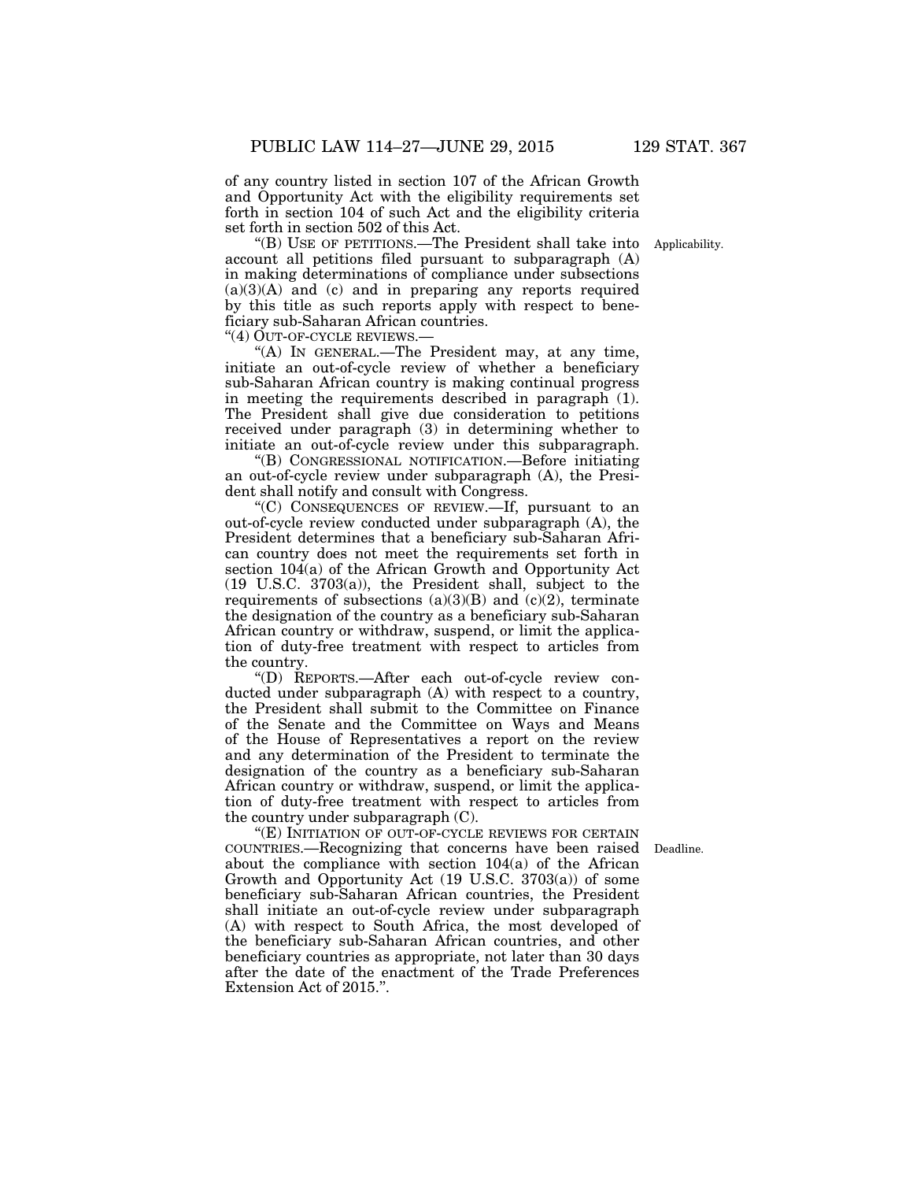of any country listed in section 107 of the African Growth and Opportunity Act with the eligibility requirements set forth in section 104 of such Act and the eligibility criteria set forth in section 502 of this Act.

"(B) USE OF PETITIONS.—The President shall take into account all petitions filed pursuant to subparagraph (A) in making determinations of compliance under subsections (a)(3)(A) and (c) and in preparing any reports required by this title as such reports apply with respect to beneficiary sub-Saharan African countries.

Applicability.

"(4) OUT-OF-CYCLE REVIEWS.—

"(A) IN GENERAL.—The President may, at any time, initiate an out-of-cycle review of whether a beneficiary sub-Saharan African country is making continual progress in meeting the requirements described in paragraph (1). The President shall give due consideration to petitions received under paragraph (3) in determining whether to initiate an out-of-cycle review under this subparagraph.

"(B) CONGRESSIONAL NOTIFICATION.—Before initiating an out-of-cycle review under subparagraph (A), the President shall notify and consult with Congress.

"(C) CONSEQUENCES OF REVIEW.—If, pursuant to an out-of-cycle review conducted under subparagraph (A), the President determines that a beneficiary sub-Saharan African country does not meet the requirements set forth in section 104(a) of the African Growth and Opportunity Act (19 U.S.C. 3703(a)), the President shall, subject to the requirements of subsections (a)(3)(B) and (c)(2), terminate the designation of the country as a beneficiary sub-Saharan African country or withdraw, suspend, or limit the application of duty-free treatment with respect to articles from the country.

"(D) REPORTS.—After each out-of-cycle review conducted under subparagraph (A) with respect to a country, the President shall submit to the Committee on Finance of the Senate and the Committee on Ways and Means of the House of Representatives a report on the review and any determination of the President to terminate the designation of the country as a beneficiary sub-Saharan African country or withdraw, suspend, or limit the application of duty-free treatment with respect to articles from the country under subparagraph (C).

"(E) INITIATION OF OUT-OF-CYCLE REVIEWS FOR CERTAIN COUNTRIES.—Recognizing that concerns have been raised about the compliance with section 104(a) of the African Growth and Opportunity Act (19 U.S.C. 3703(a)) of some beneficiary sub-Saharan African countries, the President shall initiate an out-of-cycle review under subparagraph (A) with respect to South Africa, the most developed of the beneficiary sub-Saharan African countries, and other beneficiary countries as appropriate, not later than 30 days after the date of the enactment of the Trade Preferences Extension Act of 2015.".

Deadline.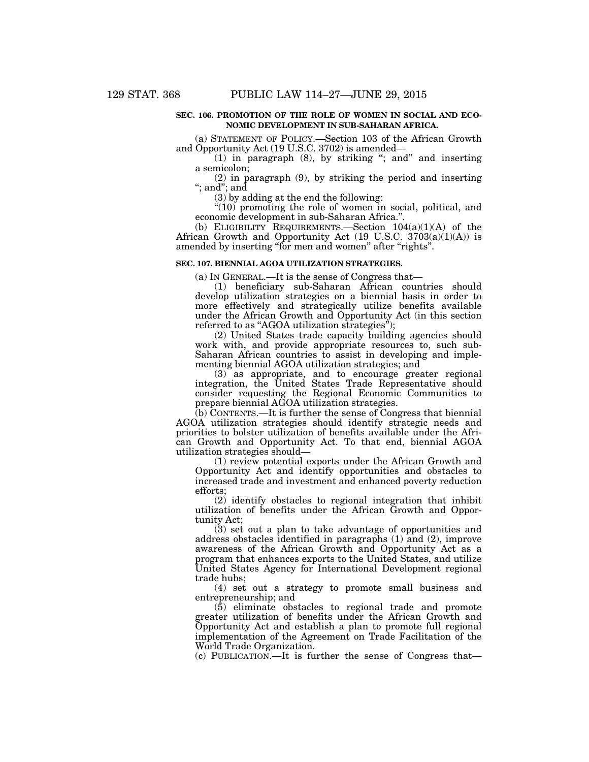**SEC. 106. PROMOTION OF THE ROLE OF WOMEN IN SOCIAL AND ECONOMIC DEVELOPMENT IN SUB-SAHARAN AFRICA.**

(a) STATEMENT OF POLICY.—Section 103 of the African Growth and Opportunity Act (19 U.S.C. 3702) is amended—

(1) in paragraph (8), by striking "; and" and inserting a semicolon;

(2) in paragraph (9), by striking the period and inserting "; and"; and

(3) by adding at the end the following:

"(10) promoting the role of women in social, political, and economic development in sub-Saharan Africa.".

(b) ELIGIBILITY REQUIREMENTS.—Section 104(a)(1)(A) of the African Growth and Opportunity Act (19 U.S.C. 3703(a)(1)(A)) is amended by inserting "for men and women" after "rights".

**SEC. 107. BIENNIAL AGOA UTILIZATION STRATEGIES.**

(a) IN GENERAL.—It is the sense of Congress that—

(1) beneficiary sub-Saharan African countries should develop utilization strategies on a biennial basis in order to more effectively and strategically utilize benefits available under the African Growth and Opportunity Act (in this section referred to as "AGOA utilization strategies");

(2) United States trade capacity building agencies should work with, and provide appropriate resources to, such sub-Saharan African countries to assist in developing and implementing biennial AGOA utilization strategies; and

(3) as appropriate, and to encourage greater regional integration, the United States Trade Representative should consider requesting the Regional Economic Communities to prepare biennial AGOA utilization strategies.

(b) CONTENTS.—It is further the sense of Congress that biennial AGOA utilization strategies should identify strategic needs and priorities to bolster utilization of benefits available under the African Growth and Opportunity Act. To that end, biennial AGOA utilization strategies should—

(1) review potential exports under the African Growth and Opportunity Act and identify opportunities and obstacles to increased trade and investment and enhanced poverty reduction efforts;

(2) identify obstacles to regional integration that inhibit utilization of benefits under the African Growth and Opportunity Act;

(3) set out a plan to take advantage of opportunities and address obstacles identified in paragraphs (1) and (2), improve awareness of the African Growth and Opportunity Act as a program that enhances exports to the United States, and utilize United States Agency for International Development regional trade hubs;

(4) set out a strategy to promote small business and entrepreneurship; and

(5) eliminate obstacles to regional trade and promote greater utilization of benefits under the African Growth and Opportunity Act and establish a plan to promote full regional implementation of the Agreement on Trade Facilitation of the World Trade Organization.

(c) PUBLICATION.—It is further the sense of Congress that—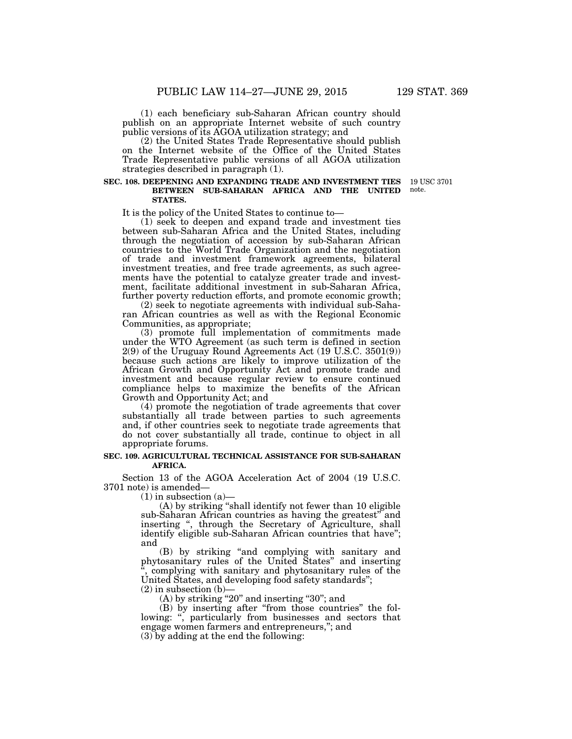(1) each beneficiary sub-Saharan African country should publish on an appropriate Internet website of such country public versions of its AGOA utilization strategy; and

(2) the United States Trade Representative should publish on the Internet website of the Office of the United States Trade Representative public versions of all AGOA utilization strategies described in paragraph (1).

**SEC. 108. DEEPENING AND EXPANDING TRADE AND INVESTMENT TIES BETWEEN SUB-SAHARAN AFRICA AND THE UNITED STATES.**

19 USC 3701 note.

It is the policy of the United States to continue to—

(1) seek to deepen and expand trade and investment ties between sub-Saharan Africa and the United States, including through the negotiation of accession by sub-Saharan African countries to the World Trade Organization and the negotiation of trade and investment framework agreements, bilateral investment treaties, and free trade agreements, as such agreements have the potential to catalyze greater trade and investment, facilitate additional investment in sub-Saharan Africa, further poverty reduction efforts, and promote economic growth;

(2) seek to negotiate agreements with individual sub-Saharan African countries as well as with the Regional Economic Communities, as appropriate;

(3) promote full implementation of commitments made under the WTO Agreement (as such term is defined in section 2(9) of the Uruguay Round Agreements Act (19 U.S.C. 3501(9)) because such actions are likely to improve utilization of the African Growth and Opportunity Act and promote trade and investment and because regular review to ensure continued compliance helps to maximize the benefits of the African Growth and Opportunity Act; and

(4) promote the negotiation of trade agreements that cover substantially all trade between parties to such agreements and, if other countries seek to negotiate trade agreements that do not cover substantially all trade, continue to object in all appropriate forums.

**SEC. 109. AGRICULTURAL TECHNICAL ASSISTANCE FOR SUB-SAHARAN AFRICA.**

Section 13 of the AGOA Acceleration Act of 2004 (19 U.S.C. 3701 note) is amended—

(1) in subsection (a)—

(A) by striking "shall identify not fewer than 10 eligible sub-Saharan African countries as having the greatest" and inserting ", through the Secretary of Agriculture, shall identify eligible sub-Saharan African countries that have"; and

(B) by striking "and complying with sanitary and phytosanitary rules of the United States" and inserting ", complying with sanitary and phytosanitary rules of the United States, and developing food safety standards";

(2) in subsection (b)—

(A) by striking "20" and inserting "30"; and

(B) by inserting after "from those countries" the following: ", particularly from businesses and sectors that engage women farmers and entrepreneurs,"; and

(3) by adding at the end the following: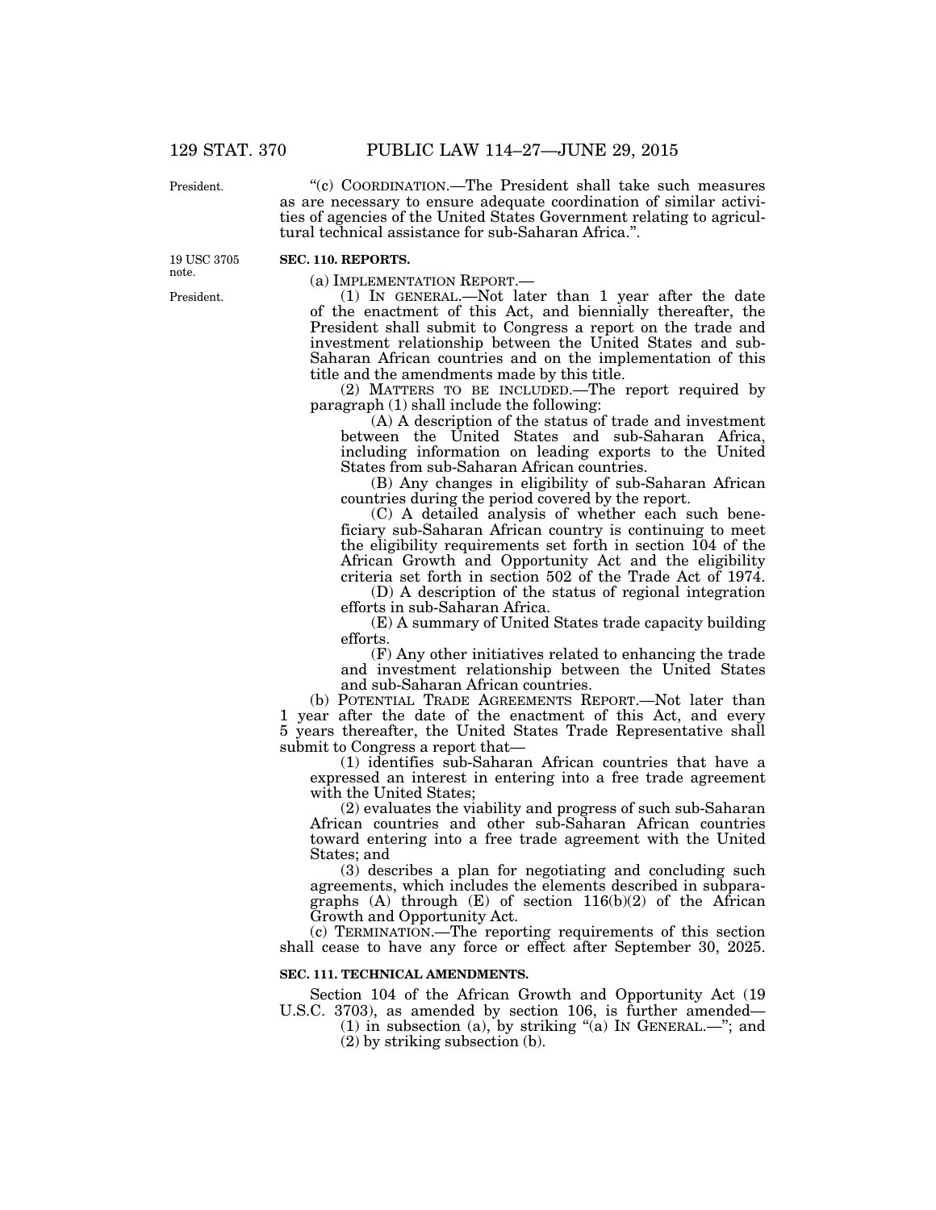"(c) COORDINATION.—The President shall take such measures as are necessary to ensure adequate coordination of similar activities of agencies of the United States Government relating to agricultural technical assistance for sub-Saharan Africa.".

**SEC. 110. REPORTS.**

(a) IMPLEMENTATION REPORT.—

(1) IN GENERAL.—Not later than 1 year after the date of the enactment of this Act, and biennially thereafter, the President shall submit to Congress a report on the trade and investment relationship between the United States and sub-Saharan African countries and on the implementation of this title and the amendments made by this title.

(2) MATTERS TO BE INCLUDED.—The report required by paragraph (1) shall include the following:

(A) A description of the status of trade and investment between the United States and sub-Saharan Africa, including information on leading exports to the United States from sub-Saharan African countries.

(B) Any changes in eligibility of sub-Saharan African countries during the period covered by the report.

(C) A detailed analysis of whether each such beneficiary sub-Saharan African country is continuing to meet the eligibility requirements set forth in section 104 of the African Growth and Opportunity Act and the eligibility criteria set forth in section 502 of the Trade Act of 1974.

(D) A description of the status of regional integration efforts in sub-Saharan Africa.

(E) A summary of United States trade capacity building efforts.

(F) Any other initiatives related to enhancing the trade and investment relationship between the United States and sub-Saharan African countries.

(b) POTENTIAL TRADE AGREEMENTS REPORT.—Not later than 1 year after the date of the enactment of this Act, and every 5 years thereafter, the United States Trade Representative shall submit to Congress a report that—

(1) identifies sub-Saharan African countries that have a expressed an interest in entering into a free trade agreement with the United States;

(2) evaluates the viability and progress of such sub-Saharan African countries and other sub-Saharan African countries toward entering into a free trade agreement with the United States; and

(3) describes a plan for negotiating and concluding such agreements, which includes the elements described in subparagraphs (A) through (E) of section 116(b)(2) of the African Growth and Opportunity Act.

(c) TERMINATION.—The reporting requirements of this section shall cease to have any force or effect after September 30, 2025.

**SEC. 111. TECHNICAL AMENDMENTS.**

Section 104 of the African Growth and Opportunity Act (19 U.S.C. 3703), as amended by section 106, is further amended—

(1) in subsection (a), by striking "(a) IN GENERAL.—"; and

(2) by striking subsection (b).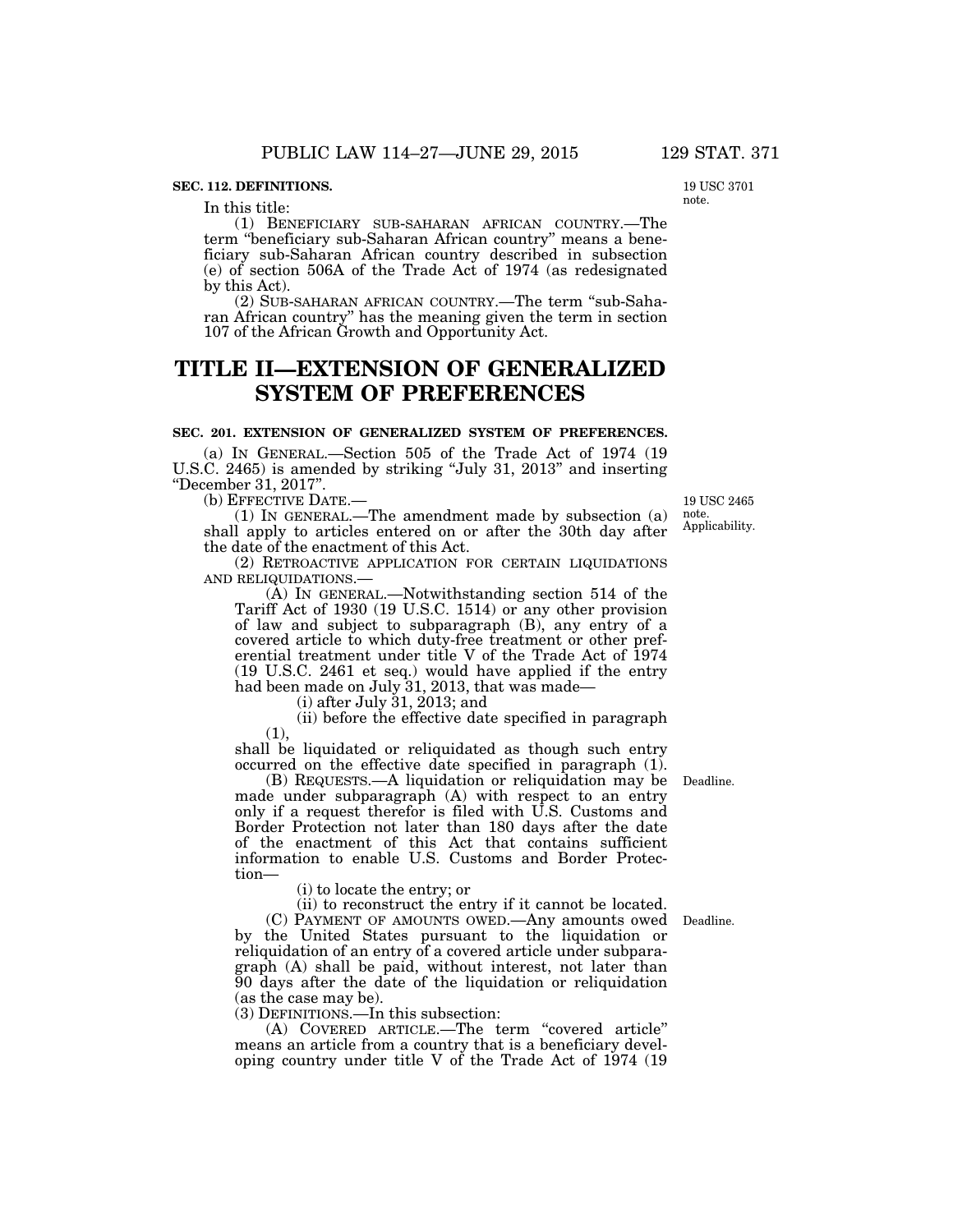**SEC. 112. DEFINITIONS.**

19 USC 3701 note.

In this title:

(1) BENEFICIARY SUB-SAHARAN AFRICAN COUNTRY.—The term "beneficiary sub-Saharan African country" means a beneficiary sub-Saharan African country described in subsection (e) of section 506A of the Trade Act of 1974 (as redesignated by this Act).

(2) SUB-SAHARAN AFRICAN COUNTRY.—The term "sub-Saharan African country" has the meaning given the term in section 107 of the African Growth and Opportunity Act.

# TITLE II—EXTENSION OF GENERALIZED SYSTEM OF PREFERENCES

**SEC. 201. EXTENSION OF GENERALIZED SYSTEM OF PREFERENCES.**

(a) IN GENERAL.—Section 505 of the Trade Act of 1974 (19 U.S.C. 2465) is amended by striking "July 31, 2013" and inserting "December 31, 2017".

(b) EFFECTIVE DATE.—

19 USC 2465 note. Applicability.

(1) IN GENERAL.—The amendment made by subsection (a) shall apply to articles entered on or after the 30th day after the date of the enactment of this Act.

(2) RETROACTIVE APPLICATION FOR CERTAIN LIQUIDATIONS AND RELIQUIDATIONS.—

(A) IN GENERAL.—Notwithstanding section 514 of the Tariff Act of 1930 (19 U.S.C. 1514) or any other provision of law and subject to subparagraph (B), any entry of a covered article to which duty-free treatment or other preferential treatment under title V of the Trade Act of 1974 (19 U.S.C. 2461 et seq.) would have applied if the entry had been made on July 31, 2013, that was made—

(i) after July 31, 2013; and

(ii) before the effective date specified in paragraph (1),

shall be liquidated or reliquidated as though such entry occurred on the effective date specified in paragraph (1).

Deadline.

(B) REQUESTS.—A liquidation or reliquidation may be made under subparagraph (A) with respect to an entry only if a request therefor is filed with U.S. Customs and Border Protection not later than 180 days after the date of the enactment of this Act that contains sufficient information to enable U.S. Customs and Border Protection—

(i) to locate the entry; or

(ii) to reconstruct the entry if it cannot be located.

Deadline.

(C) PAYMENT OF AMOUNTS OWED.—Any amounts owed by the United States pursuant to the liquidation or reliquidation of an entry of a covered article under subparagraph (A) shall be paid, without interest, not later than 90 days after the date of the liquidation or reliquidation (as the case may be).

(3) DEFINITIONS.—In this subsection:

(A) COVERED ARTICLE.—The term "covered article" means an article from a country that is a beneficiary developing country under title V of the Trade Act of 1974 (19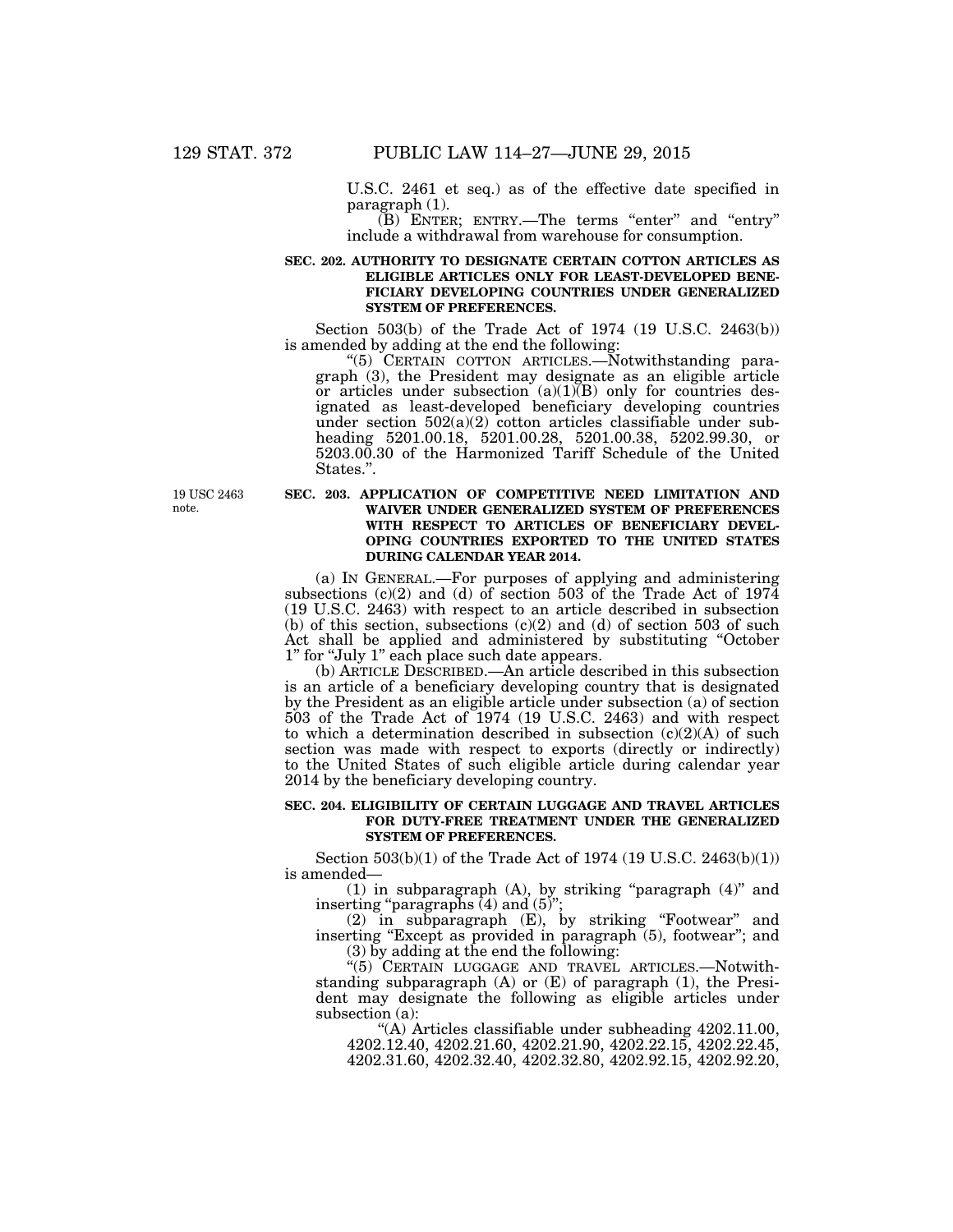U.S.C. 2461 et seq.) as of the effective date specified in paragraph (1).

(B) ENTER; ENTRY.—The terms "enter" and "entry" include a withdrawal from warehouse for consumption.

**SEC. 202. AUTHORITY TO DESIGNATE CERTAIN COTTON ARTICLES AS ELIGIBLE ARTICLES ONLY FOR LEAST-DEVELOPED BENEFICIARY DEVELOPING COUNTRIES UNDER GENERALIZED SYSTEM OF PREFERENCES.**

Section 503(b) of the Trade Act of 1974 (19 U.S.C. 2463(b)) is amended by adding at the end the following:

"(5) CERTAIN COTTON ARTICLES.—Notwithstanding paragraph (3), the President may designate as an eligible article or articles under subsection (a)(1)(B) only for countries designated as least-developed beneficiary developing countries under section 502(a)(2) cotton articles classifiable under subheading 5201.00.18, 5201.00.28, 5201.00.38, 5202.99.30, or 5203.00.30 of the Harmonized Tariff Schedule of the United States.".

19 USC 2463 note.

**SEC. 203. APPLICATION OF COMPETITIVE NEED LIMITATION AND WAIVER UNDER GENERALIZED SYSTEM OF PREFERENCES WITH RESPECT TO ARTICLES OF BENEFICIARY DEVELOPING COUNTRIES EXPORTED TO THE UNITED STATES DURING CALENDAR YEAR 2014.**

(a) IN GENERAL.—For purposes of applying and administering subsections (c)(2) and (d) of section 503 of the Trade Act of 1974 (19 U.S.C. 2463) with respect to an article described in subsection (b) of this section, subsections (c)(2) and (d) of section 503 of such Act shall be applied and administered by substituting "October 1" for "July 1" each place such date appears.

(b) ARTICLE DESCRIBED.—An article described in this subsection is an article of a beneficiary developing country that is designated by the President as an eligible article under subsection (a) of section 503 of the Trade Act of 1974 (19 U.S.C. 2463) and with respect to which a determination described in subsection (c)(2)(A) of such section was made with respect to exports (directly or indirectly) to the United States of such eligible article during calendar year 2014 by the beneficiary developing country.

**SEC. 204. ELIGIBILITY OF CERTAIN LUGGAGE AND TRAVEL ARTICLES FOR DUTY-FREE TREATMENT UNDER THE GENERALIZED SYSTEM OF PREFERENCES.**

Section 503(b)(1) of the Trade Act of 1974 (19 U.S.C. 2463(b)(1)) is amended—

(1) in subparagraph (A), by striking "paragraph (4)" and inserting "paragraphs (4) and (5)";

(2) in subparagraph (E), by striking "Footwear" and inserting "Except as provided in paragraph (5), footwear"; and

(3) by adding at the end the following:

"(5) CERTAIN LUGGAGE AND TRAVEL ARTICLES.—Notwithstanding subparagraph (A) or (E) of paragraph (1), the President may designate the following as eligible articles under subsection (a):

"(A) Articles classifiable under subheading 4202.11.00, 4202.12.40, 4202.21.60, 4202.21.90, 4202.22.15, 4202.22.45, 4202.31.60, 4202.32.40, 4202.32.80, 4202.92.15, 4202.92.20,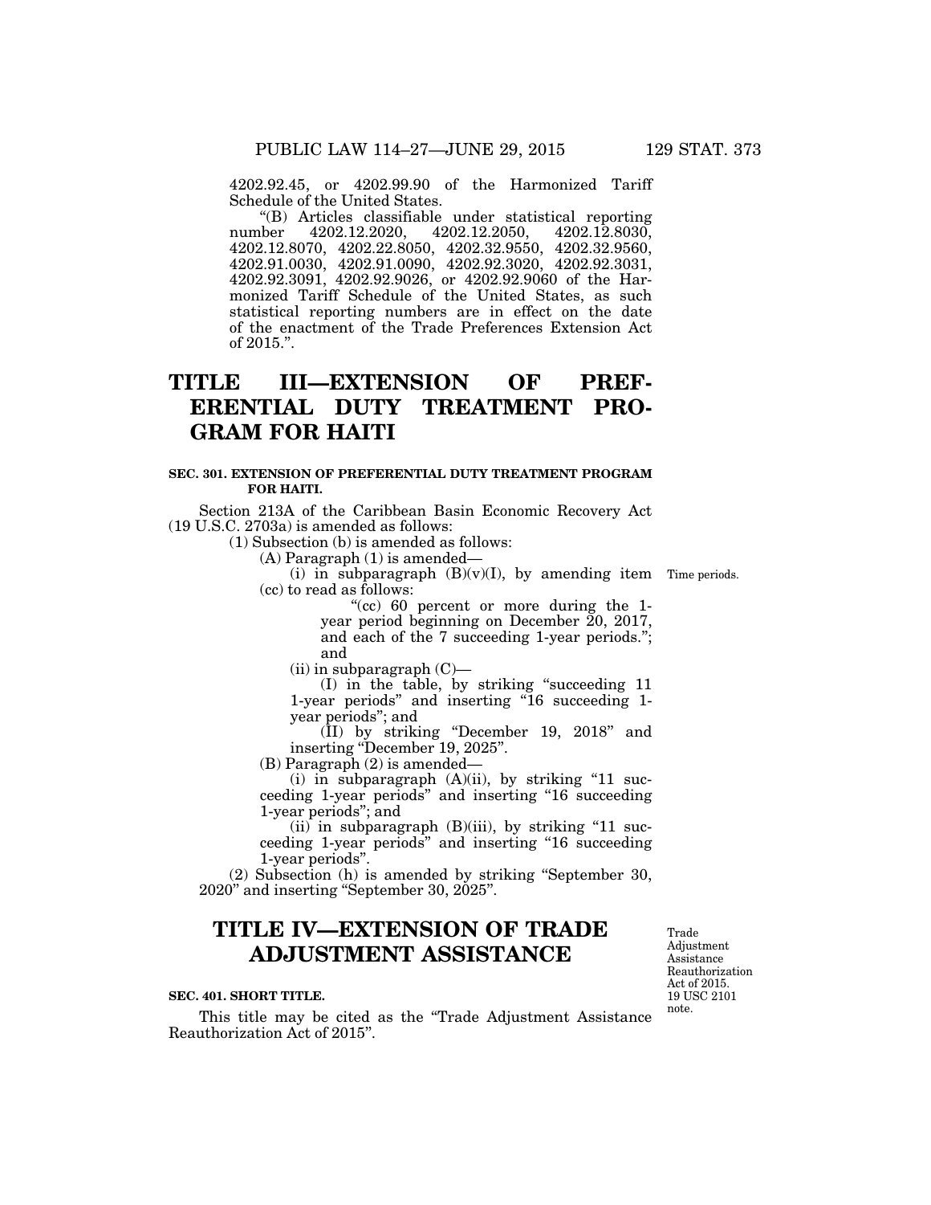4202.92.45, or 4202.99.90 of the Harmonized Tariff Schedule of the United States.

"(B) Articles classifiable under statistical reporting number 4202.12.2020, 4202.12.2050, 4202.12.8030, 4202.12.8070, 4202.22.8050, 4202.32.9550, 4202.32.9560, 4202.91.0030, 4202.91.0090, 4202.92.3020, 4202.92.3031, 4202.92.3091, 4202.92.9026, or 4202.92.9060 of the Harmonized Tariff Schedule of the United States, as such statistical reporting numbers are in effect on the date of the enactment of the Trade Preferences Extension Act of 2015.".

# TITLE III—EXTENSION OF PREFERENTIAL DUTY TREATMENT PROGRAM FOR HAITI

**SEC. 301. EXTENSION OF PREFERENTIAL DUTY TREATMENT PROGRAM FOR HAITI.**

Section 213A of the Caribbean Basin Economic Recovery Act (19 U.S.C. 2703a) is amended as follows:

(1) Subsection (b) is amended as follows:

(A) Paragraph (1) is amended—

(i) in subparagraph (B)(v)(I), by amending item (cc) to read as follows:

Time periods.

"(cc) 60 percent or more during the 1-year period beginning on December 20, 2017, and each of the 7 succeeding 1-year periods."; and

(ii) in subparagraph (C)—

(I) in the table, by striking "succeeding 11 1-year periods" and inserting "16 succeeding 1-year periods"; and

(II) by striking "December 19, 2018" and inserting "December 19, 2025".

(B) Paragraph (2) is amended—

(i) in subparagraph (A)(ii), by striking "11 succeeding 1-year periods" and inserting "16 succeeding 1-year periods"; and

(ii) in subparagraph (B)(iii), by striking "11 succeeding 1-year periods" and inserting "16 succeeding 1-year periods".

(2) Subsection (h) is amended by striking "September 30, 2020" and inserting "September 30, 2025".

# TITLE IV—EXTENSION OF TRADE ADJUSTMENT ASSISTANCE

Trade Adjustment Assistance Reauthorization Act of 2015. 19 USC 2101 note.

**SEC. 401. SHORT TITLE.**

This title may be cited as the "Trade Adjustment Assistance Reauthorization Act of 2015".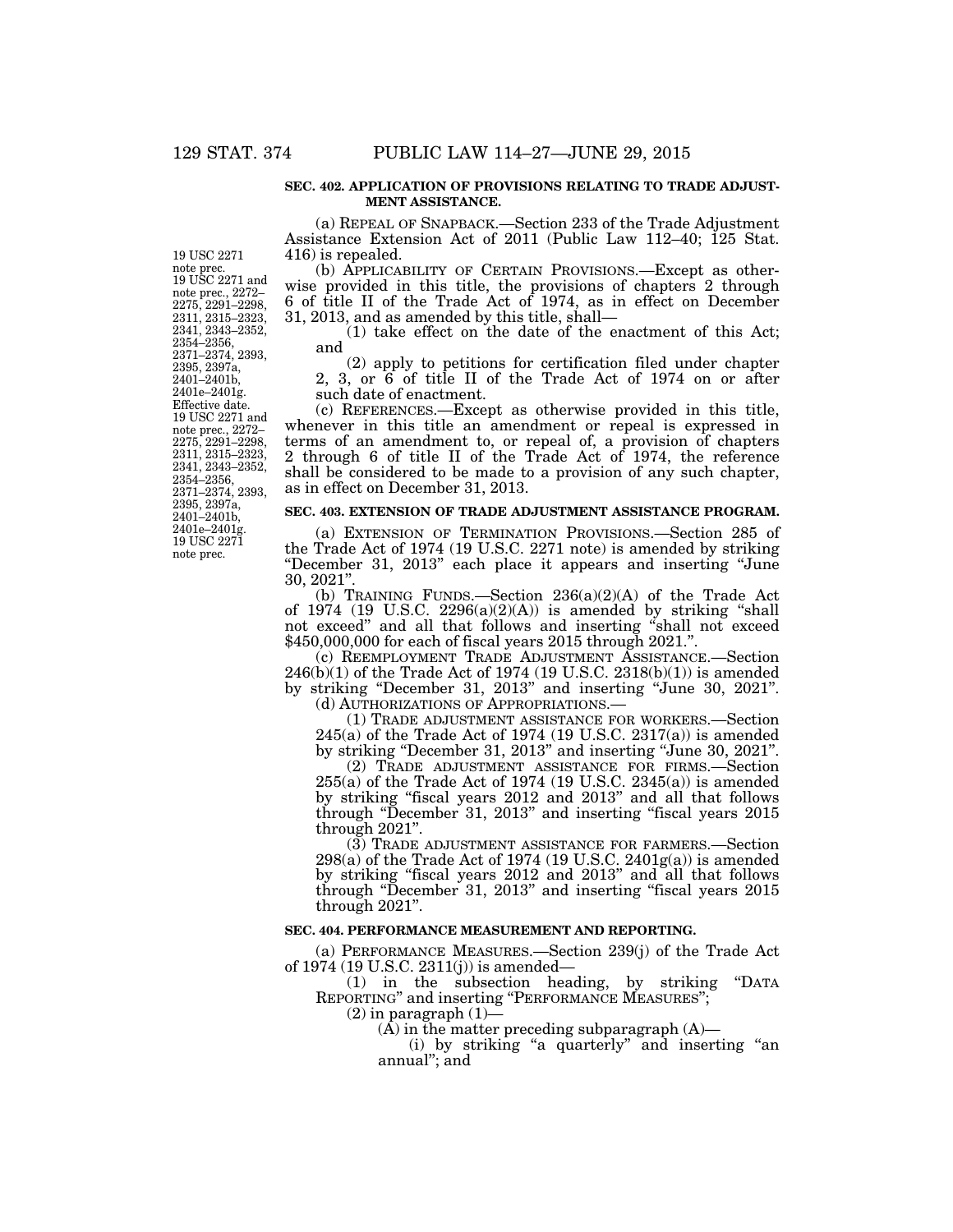**SEC. 402. APPLICATION OF PROVISIONS RELATING TO TRADE ADJUSTMENT ASSISTANCE.**

19 USC 2271 note prec.

(a) REPEAL OF SNAPBACK.—Section 233 of the Trade Adjustment Assistance Extension Act of 2011 (Public Law 112–40; 125 Stat. 416) is repealed.

19 USC 2271 and note prec., 2272–2275, 2291–2298, 2311, 2315–2323, 2341, 2343–2352, 2354–2356, 2371–2374, 2393, 2395, 2397a, 2401–2401b, 2401e–2401g.

Effective date.

(b) APPLICABILITY OF CERTAIN PROVISIONS.—Except as otherwise provided in this title, the provisions of chapters 2 through 6 of title II of the Trade Act of 1974, as in effect on December 31, 2013, and as amended by this title, shall—

(1) take effect on the date of the enactment of this Act; and

(2) apply to petitions for certification filed under chapter 2, 3, or 6 of title II of the Trade Act of 1974 on or after such date of enactment.

19 USC 2271 and note prec., 2272–2275, 2291–2298, 2311, 2315–2323, 2341, 2343–2352, 2354–2356, 2371–2374, 2393, 2395, 2397a, 2401–2401b, 2401e–2401g.

(c) REFERENCES.—Except as otherwise provided in this title, whenever in this title an amendment or repeal is expressed in terms of an amendment to, or repeal of, a provision of chapters 2 through 6 of title II of the Trade Act of 1974, the reference shall be considered to be made to a provision of any such chapter, as in effect on December 31, 2013.

19 USC 2271 note prec.

**SEC. 403. EXTENSION OF TRADE ADJUSTMENT ASSISTANCE PROGRAM.**

(a) EXTENSION OF TERMINATION PROVISIONS.—Section 285 of the Trade Act of 1974 (19 U.S.C. 2271 note) is amended by striking "December 31, 2013" each place it appears and inserting "June 30, 2021".

(b) TRAINING FUNDS.—Section 236(a)(2)(A) of the Trade Act of 1974 (19 U.S.C. 2296(a)(2)(A)) is amended by striking "shall not exceed" and all that follows and inserting "shall not exceed $450,000,000 for each of fiscal years 2015 through 2021.".

(c) REEMPLOYMENT TRADE ADJUSTMENT ASSISTANCE.—Section 246(b)(1) of the Trade Act of 1974 (19 U.S.C. 2318(b)(1)) is amended by striking "December 31, 2013" and inserting "June 30, 2021".

(d) AUTHORIZATIONS OF APPROPRIATIONS.—

(1) TRADE ADJUSTMENT ASSISTANCE FOR WORKERS.—Section 245(a) of the Trade Act of 1974 (19 U.S.C. 2317(a)) is amended by striking "December 31, 2013" and inserting "June 30, 2021".

(2) TRADE ADJUSTMENT ASSISTANCE FOR FIRMS.—Section 255(a) of the Trade Act of 1974 (19 U.S.C. 2345(a)) is amended by striking "fiscal years 2012 and 2013" and all that follows through "December 31, 2013" and inserting "fiscal years 2015 through 2021".

(3) TRADE ADJUSTMENT ASSISTANCE FOR FARMERS.—Section 298(a) of the Trade Act of 1974 (19 U.S.C. 2401g(a)) is amended by striking "fiscal years 2012 and 2013" and all that follows through "December 31, 2013" and inserting "fiscal years 2015 through 2021".

**SEC. 404. PERFORMANCE MEASUREMENT AND REPORTING.**

(a) PERFORMANCE MEASURES.—Section 239(j) of the Trade Act of 1974 (19 U.S.C. 2311(j)) is amended—

(1) in the subsection heading, by striking "DATA REPORTING" and inserting "PERFORMANCE MEASURES";

(2) in paragraph (1)—

(A) in the matter preceding subparagraph (A)—

(i) by striking "a quarterly" and inserting "an annual"; and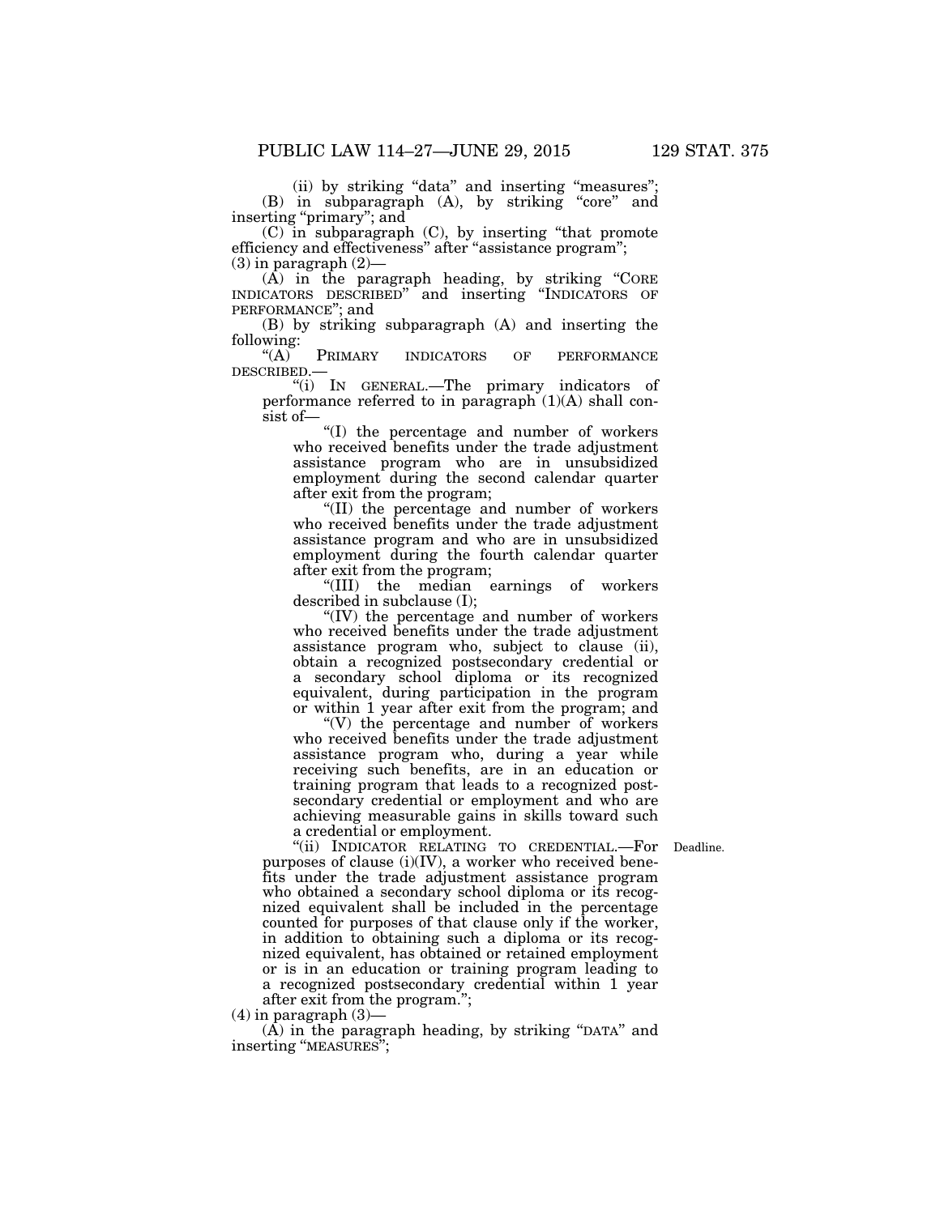(ii) by striking "data" and inserting "measures";

(B) in subparagraph (A), by striking "core" and inserting "primary"; and

(C) in subparagraph (C), by inserting "that promote efficiency and effectiveness" after "assistance program";

(3) in paragraph (2)—

(A) in the paragraph heading, by striking "CORE INDICATORS DESCRIBED" and inserting "INDICATORS OF PERFORMANCE"; and

(B) by striking subparagraph (A) and inserting the following:

"(A) PRIMARY INDICATORS OF PERFORMANCE DESCRIBED.—

"(i) IN GENERAL.—The primary indicators of performance referred to in paragraph (1)(A) shall consist of—

"(I) the percentage and number of workers who received benefits under the trade adjustment assistance program who are in unsubsidized employment during the second calendar quarter after exit from the program;

"(II) the percentage and number of workers who received benefits under the trade adjustment assistance program and who are in unsubsidized employment during the fourth calendar quarter after exit from the program;

"(III) the median earnings of workers described in subclause (I);

"(IV) the percentage and number of workers who received benefits under the trade adjustment assistance program who, subject to clause (ii), obtain a recognized postsecondary credential or a secondary school diploma or its recognized equivalent, during participation in the program or within 1 year after exit from the program; and

"(V) the percentage and number of workers who received benefits under the trade adjustment assistance program who, during a year while receiving such benefits, are in an education or training program that leads to a recognized postsecondary credential or employment and who are achieving measurable gains in skills toward such a credential or employment.

Deadline.

"(ii) INDICATOR RELATING TO CREDENTIAL.—For purposes of clause (i)(IV), a worker who received benefits under the trade adjustment assistance program who obtained a secondary school diploma or its recognized equivalent shall be included in the percentage counted for purposes of that clause only if the worker, in addition to obtaining such a diploma or its recognized equivalent, has obtained or retained employment or is in an education or training program leading to a recognized postsecondary credential within 1 year after exit from the program.";

(4) in paragraph (3)—

(A) in the paragraph heading, by striking "DATA" and inserting "MEASURES";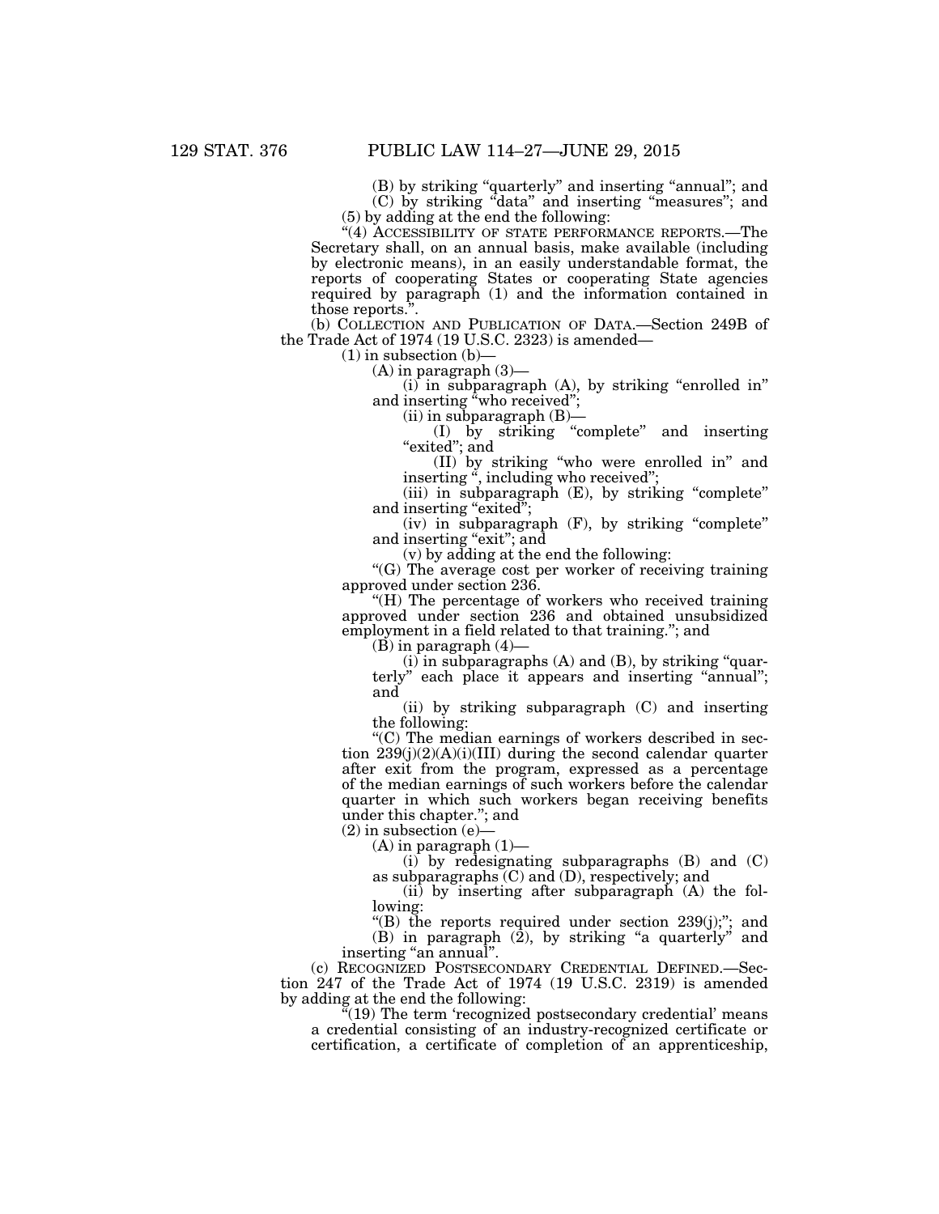(B) by striking "quarterly" and inserting "annual"; and

(C) by striking "data" and inserting "measures"; and

(5) by adding at the end the following:

"(4) ACCESSIBILITY OF STATE PERFORMANCE REPORTS.—The Secretary shall, on an annual basis, make available (including by electronic means), in an easily understandable format, the reports of cooperating States or cooperating State agencies required by paragraph (1) and the information contained in those reports.".

(b) COLLECTION AND PUBLICATION OF DATA.—Section 249B of the Trade Act of 1974 (19 U.S.C. 2323) is amended—

(1) in subsection (b)—

(A) in paragraph (3)—

(i) in subparagraph (A), by striking "enrolled in" and inserting "who received";

(ii) in subparagraph (B)—

(I) by striking "complete" and inserting "exited"; and

(II) by striking "who were enrolled in" and inserting ", including who received";

(iii) in subparagraph (E), by striking "complete" and inserting "exited";

(iv) in subparagraph (F), by striking "complete" and inserting "exit"; and

(v) by adding at the end the following:

"(G) The average cost per worker of receiving training approved under section 236.

"(H) The percentage of workers who received training approved under section 236 and obtained unsubsidized employment in a field related to that training."; and

(B) in paragraph (4)—

(i) in subparagraphs (A) and (B), by striking "quarterly" each place it appears and inserting "annual"; and

(ii) by striking subparagraph (C) and inserting the following:

"(C) The median earnings of workers described in section 239(j)(2)(A)(i)(III) during the second calendar quarter after exit from the program, expressed as a percentage of the median earnings of such workers before the calendar quarter in which such workers began receiving benefits under this chapter."; and

(2) in subsection (e)—

(A) in paragraph (1)—

(i) by redesignating subparagraphs (B) and (C) as subparagraphs (C) and (D), respectively; and

(ii) by inserting after subparagraph (A) the following:

"(B) the reports required under section 239(j);"; and

(B) in paragraph (2), by striking "a quarterly" and inserting "an annual".

(c) RECOGNIZED POSTSECONDARY CREDENTIAL DEFINED.—Section 247 of the Trade Act of 1974 (19 U.S.C. 2319) is amended by adding at the end the following:

"(19) The term 'recognized postsecondary credential' means a credential consisting of an industry-recognized certificate or certification, a certificate of completion of an apprenticeship,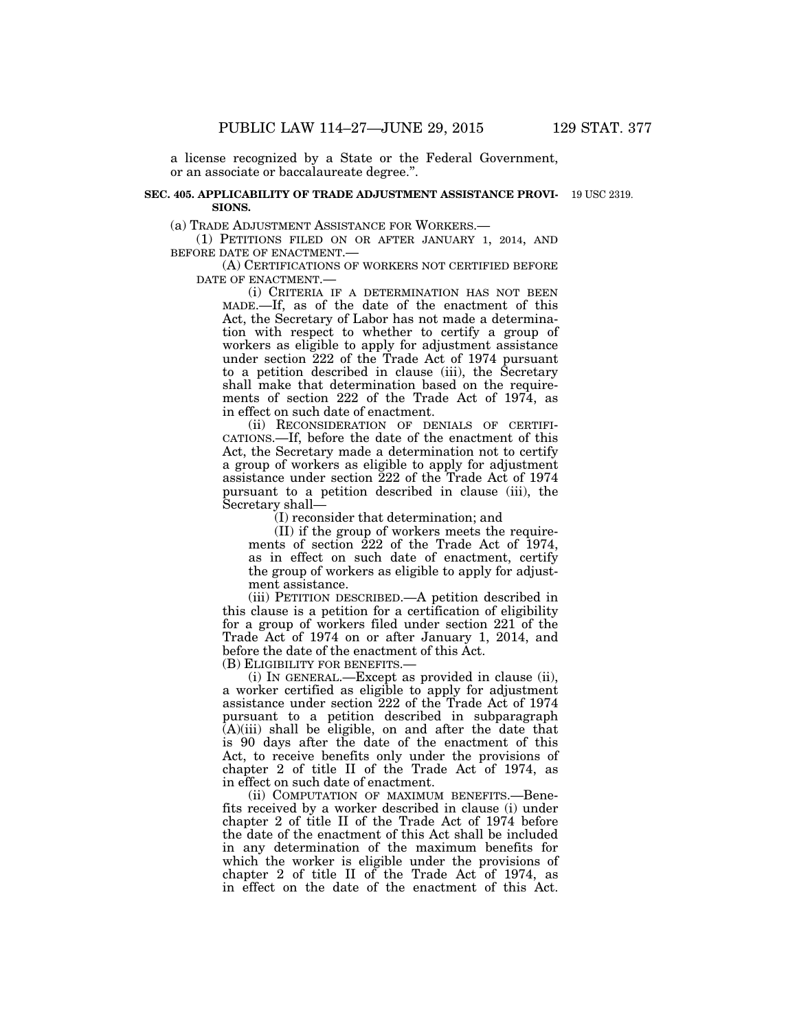a license recognized by a State or the Federal Government, or an associate or baccalaureate degree.".

**SEC. 405. APPLICABILITY OF TRADE ADJUSTMENT ASSISTANCE PROVISIONS.**

19 USC 2319.

(a) TRADE ADJUSTMENT ASSISTANCE FOR WORKERS.—

(1) PETITIONS FILED ON OR AFTER JANUARY 1, 2014, AND BEFORE DATE OF ENACTMENT.—

(A) CERTIFICATIONS OF WORKERS NOT CERTIFIED BEFORE DATE OF ENACTMENT.—

(i) CRITERIA IF A DETERMINATION HAS NOT BEEN MADE.—If, as of the date of the enactment of this Act, the Secretary of Labor has not made a determination with respect to whether to certify a group of workers as eligible to apply for adjustment assistance under section 222 of the Trade Act of 1974 pursuant to a petition described in clause (iii), the Secretary shall make that determination based on the requirements of section 222 of the Trade Act of 1974, as in effect on such date of enactment.

(ii) RECONSIDERATION OF DENIALS OF CERTIFICATIONS.—If, before the date of the enactment of this Act, the Secretary made a determination not to certify a group of workers as eligible to apply for adjustment assistance under section 222 of the Trade Act of 1974 pursuant to a petition described in clause (iii), the Secretary shall—

(I) reconsider that determination; and

(II) if the group of workers meets the requirements of section 222 of the Trade Act of 1974, as in effect on such date of enactment, certify the group of workers as eligible to apply for adjustment assistance.

(iii) PETITION DESCRIBED.—A petition described in this clause is a petition for a certification of eligibility for a group of workers filed under section 221 of the Trade Act of 1974 on or after January 1, 2014, and before the date of the enactment of this Act.

(B) ELIGIBILITY FOR BENEFITS.—

(i) IN GENERAL.—Except as provided in clause (ii), a worker certified as eligible to apply for adjustment assistance under section 222 of the Trade Act of 1974 pursuant to a petition described in subparagraph (A)(iii) shall be eligible, on and after the date that is 90 days after the date of the enactment of this Act, to receive benefits only under the provisions of chapter 2 of title II of the Trade Act of 1974, as in effect on such date of enactment.

(ii) COMPUTATION OF MAXIMUM BENEFITS.—Benefits received by a worker described in clause (i) under chapter 2 of title II of the Trade Act of 1974 before the date of the enactment of this Act shall be included in any determination of the maximum benefits for which the worker is eligible under the provisions of chapter 2 of title II of the Trade Act of 1974, as in effect on the date of the enactment of this Act.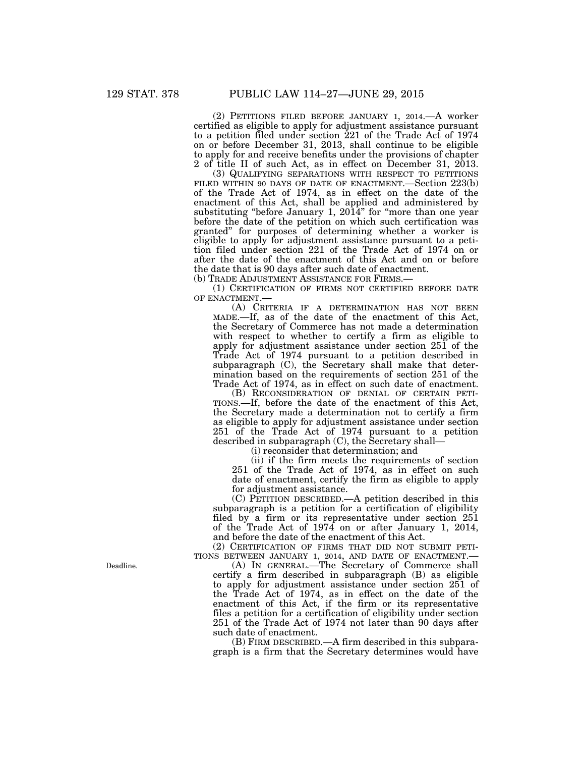(2) PETITIONS FILED BEFORE JANUARY 1, 2014.—A worker certified as eligible to apply for adjustment assistance pursuant to a petition filed under section 221 of the Trade Act of 1974 on or before December 31, 2013, shall continue to be eligible to apply for and receive benefits under the provisions of chapter 2 of title II of such Act, as in effect on December 31, 2013.

(3) QUALIFYING SEPARATIONS WITH RESPECT TO PETITIONS FILED WITHIN 90 DAYS OF DATE OF ENACTMENT.—Section 223(b) of the Trade Act of 1974, as in effect on the date of the enactment of this Act, shall be applied and administered by substituting "before January 1, 2014" for "more than one year before the date of the petition on which such certification was granted" for purposes of determining whether a worker is eligible to apply for adjustment assistance pursuant to a petition filed under section 221 of the Trade Act of 1974 on or after the date of the enactment of this Act and on or before the date that is 90 days after such date of enactment.

(b) TRADE ADJUSTMENT ASSISTANCE FOR FIRMS.—

(1) CERTIFICATION OF FIRMS NOT CERTIFIED BEFORE DATE OF ENACTMENT.—

(A) CRITERIA IF A DETERMINATION HAS NOT BEEN MADE.—If, as of the date of the enactment of this Act, the Secretary of Commerce has not made a determination with respect to whether to certify a firm as eligible to apply for adjustment assistance under section 251 of the Trade Act of 1974 pursuant to a petition described in subparagraph (C), the Secretary shall make that determination based on the requirements of section 251 of the Trade Act of 1974, as in effect on such date of enactment.

(B) RECONSIDERATION OF DENIAL OF CERTAIN PETITIONS.—If, before the date of the enactment of this Act, the Secretary made a determination not to certify a firm as eligible to apply for adjustment assistance under section 251 of the Trade Act of 1974 pursuant to a petition described in subparagraph (C), the Secretary shall—

(i) reconsider that determination; and

(ii) if the firm meets the requirements of section 251 of the Trade Act of 1974, as in effect on such date of enactment, certify the firm as eligible to apply for adjustment assistance.

(C) PETITION DESCRIBED.—A petition described in this subparagraph is a petition for a certification of eligibility filed by a firm or its representative under section 251 of the Trade Act of 1974 on or after January 1, 2014, and before the date of the enactment of this Act.

(2) CERTIFICATION OF FIRMS THAT DID NOT SUBMIT PETITIONS BETWEEN JANUARY 1, 2014, AND DATE OF ENACTMENT.—

Deadline.

(A) IN GENERAL.—The Secretary of Commerce shall certify a firm described in subparagraph (B) as eligible to apply for adjustment assistance under section 251 of the Trade Act of 1974, as in effect on the date of the enactment of this Act, if the firm or its representative files a petition for a certification of eligibility under section 251 of the Trade Act of 1974 not later than 90 days after such date of enactment.

(B) FIRM DESCRIBED.—A firm described in this subparagraph is a firm that the Secretary determines would have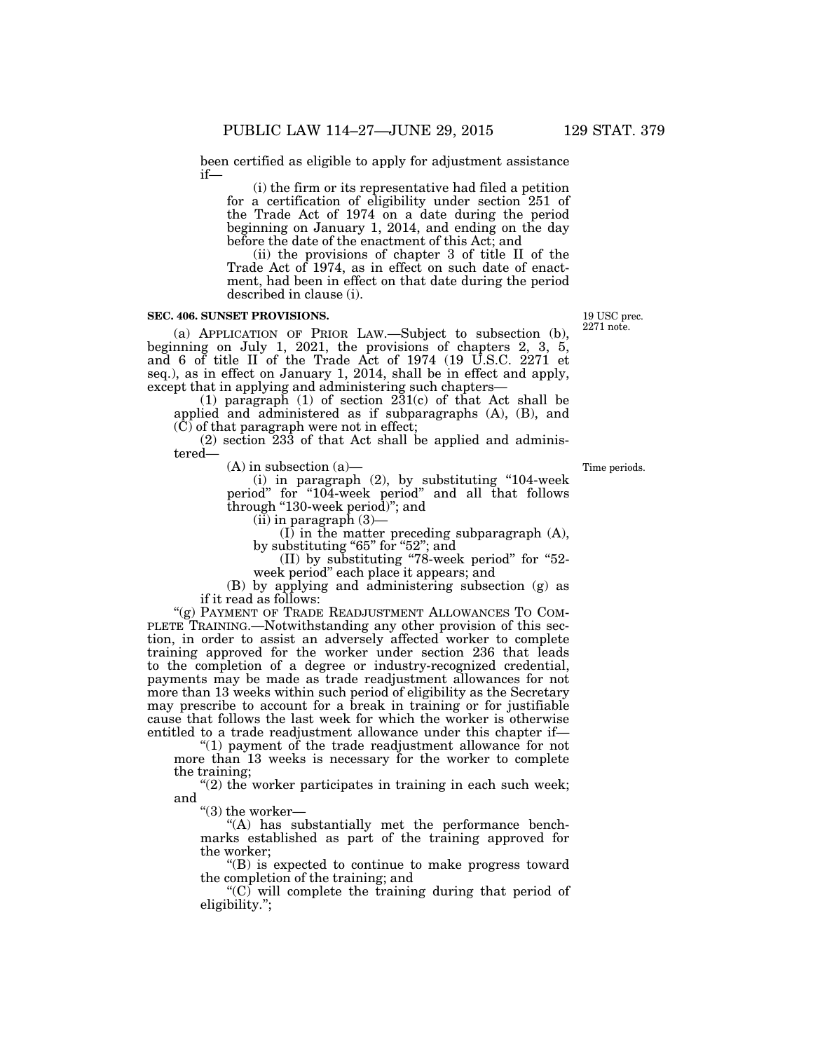been certified as eligible to apply for adjustment assistance if—

(i) the firm or its representative had filed a petition for a certification of eligibility under section 251 of the Trade Act of 1974 on a date during the period beginning on January 1, 2014, and ending on the day before the date of the enactment of this Act; and

(ii) the provisions of chapter 3 of title II of the Trade Act of 1974, as in effect on such date of enactment, had been in effect on that date during the period described in clause (i).

**SEC. 406. SUNSET PROVISIONS.**

19 USC prec. 2271 note.

(a) APPLICATION OF PRIOR LAW.—Subject to subsection (b), beginning on July 1, 2021, the provisions of chapters 2, 3, 5, and 6 of title II of the Trade Act of 1974 (19 U.S.C. 2271 et seq.), as in effect on January 1, 2014, shall be in effect and apply, except that in applying and administering such chapters—

(1) paragraph (1) of section 231(c) of that Act shall be applied and administered as if subparagraphs (A), (B), and (C) of that paragraph were not in effect;

(2) section 233 of that Act shall be applied and administered—

Time periods.

(A) in subsection (a)—

(i) in paragraph (2), by substituting "104-week period" for "104-week period" and all that follows through "130-week period)"; and

(ii) in paragraph (3)—

(I) in the matter preceding subparagraph (A), by substituting "65" for "52"; and

(II) by substituting "78-week period" for "52-week period" each place it appears; and

(B) by applying and administering subsection (g) as if it read as follows:

"(g) PAYMENT OF TRADE READJUSTMENT ALLOWANCES TO COMPLETE TRAINING.—Notwithstanding any other provision of this section, in order to assist an adversely affected worker to complete training approved for the worker under section 236 that leads to the completion of a degree or industry-recognized credential, payments may be made as trade readjustment allowances for not more than 13 weeks within such period of eligibility as the Secretary may prescribe to account for a break in training or for justifiable cause that follows the last week for which the worker is otherwise entitled to a trade readjustment allowance under this chapter if—

"(1) payment of the trade readjustment allowance for not more than 13 weeks is necessary for the worker to complete the training;

"(2) the worker participates in training in each such week; and

"(3) the worker—

"(A) has substantially met the performance benchmarks established as part of the training approved for the worker;

"(B) is expected to continue to make progress toward the completion of the training; and

"(C) will complete the training during that period of eligibility.";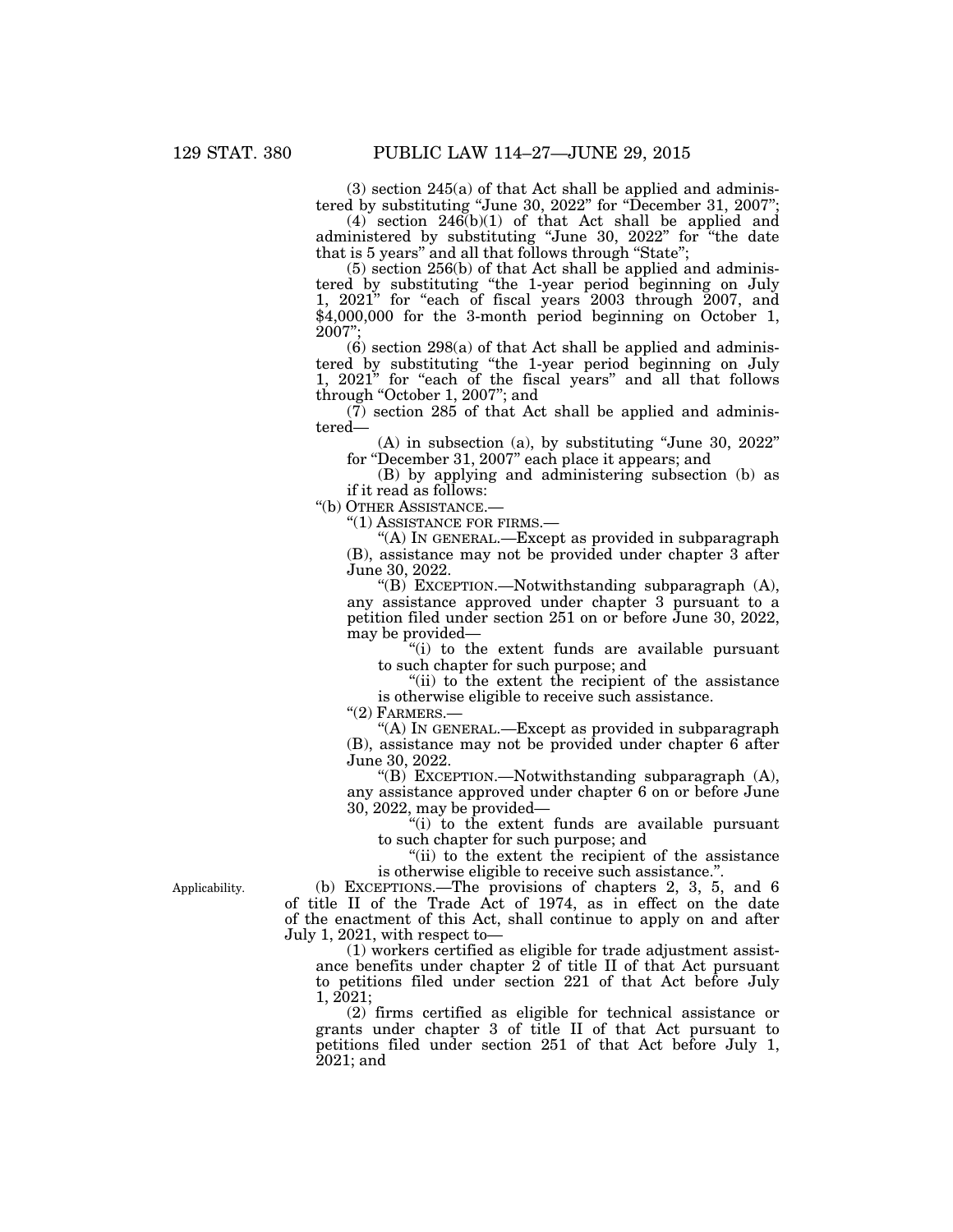(3) section 245(a) of that Act shall be applied and administered by substituting "June 30, 2022" for "December 31, 2007";

(4) section 246(b)(1) of that Act shall be applied and administered by substituting "June 30, 2022" for "the date that is 5 years" and all that follows through "State";

(5) section 256(b) of that Act shall be applied and administered by substituting "the 1-year period beginning on July 1, 2021" for "each of fiscal years 2003 through 2007, and $4,000,000 for the 3-month period beginning on October 1, 2007";

(6) section 298(a) of that Act shall be applied and administered by substituting "the 1-year period beginning on July 1, 2021" for "each of the fiscal years" and all that follows through "October 1, 2007"; and

(7) section 285 of that Act shall be applied and administered—

(A) in subsection (a), by substituting "June 30, 2022" for "December 31, 2007" each place it appears; and

(B) by applying and administering subsection (b) as if it read as follows:

"(b) OTHER ASSISTANCE.—

"(1) ASSISTANCE FOR FIRMS.—

"(A) IN GENERAL.—Except as provided in subparagraph (B), assistance may not be provided under chapter 3 after June 30, 2022.

"(B) EXCEPTION.—Notwithstanding subparagraph (A), any assistance approved under chapter 3 pursuant to a petition filed under section 251 on or before June 30, 2022, may be provided—

"(i) to the extent funds are available pursuant to such chapter for such purpose; and

"(ii) to the extent the recipient of the assistance is otherwise eligible to receive such assistance.

"(2) FARMERS.—

"(A) IN GENERAL.—Except as provided in subparagraph (B), assistance may not be provided under chapter 6 after June 30, 2022.

"(B) EXCEPTION.—Notwithstanding subparagraph (A), any assistance approved under chapter 6 on or before June 30, 2022, may be provided—

"(i) to the extent funds are available pursuant to such chapter for such purpose; and

"(ii) to the extent the recipient of the assistance is otherwise eligible to receive such assistance.".

Applicability.

(b) EXCEPTIONS.—The provisions of chapters 2, 3, 5, and 6 of title II of the Trade Act of 1974, as in effect on the date of the enactment of this Act, shall continue to apply on and after July 1, 2021, with respect to—

(1) workers certified as eligible for trade adjustment assistance benefits under chapter 2 of title II of that Act pursuant to petitions filed under section 221 of that Act before July 1, 2021;

(2) firms certified as eligible for technical assistance or grants under chapter 3 of title II of that Act pursuant to petitions filed under section 251 of that Act before July 1, 2021; and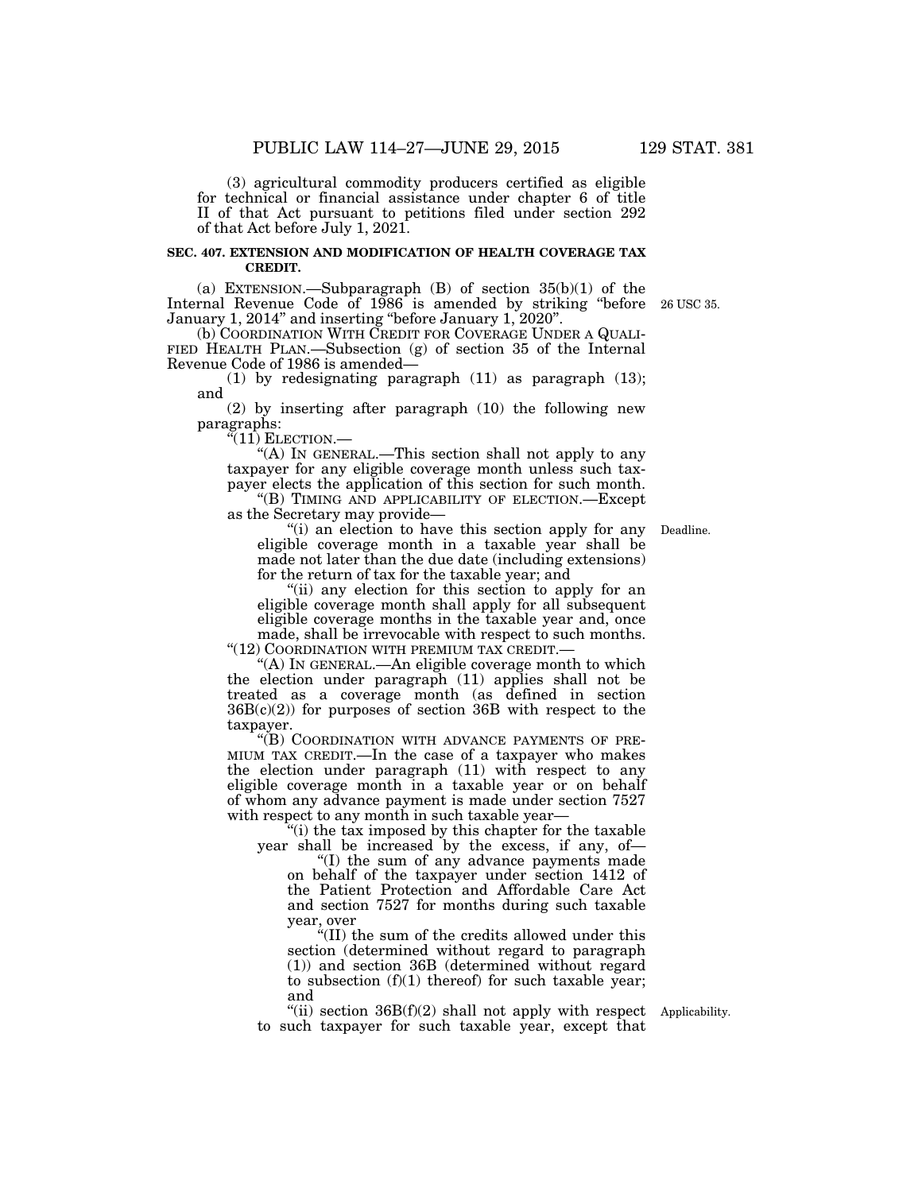(3) agricultural commodity producers certified as eligible for technical or financial assistance under chapter 6 of title II of that Act pursuant to petitions filed under section 292 of that Act before July 1, 2021.

**SEC. 407. EXTENSION AND MODIFICATION OF HEALTH COVERAGE TAX CREDIT.**

(a) EXTENSION.—Subparagraph (B) of section 35(b)(1) of the Internal Revenue Code of 1986 is amended by striking "before January 1, 2014" and inserting "before January 1, 2020".

26 USC 35.

(b) COORDINATION WITH CREDIT FOR COVERAGE UNDER A QUALIFIED HEALTH PLAN.—Subsection (g) of section 35 of the Internal Revenue Code of 1986 is amended—

(1) by redesignating paragraph (11) as paragraph (13); and

(2) by inserting after paragraph (10) the following new paragraphs:

"(11) ELECTION.—

"(A) IN GENERAL.—This section shall not apply to any taxpayer for any eligible coverage month unless such taxpayer elects the application of this section for such month.

"(B) TIMING AND APPLICABILITY OF ELECTION.—Except as the Secretary may provide—

Deadline.

"(i) an election to have this section apply for any eligible coverage month in a taxable year shall be made not later than the due date (including extensions) for the return of tax for the taxable year; and

"(ii) any election for this section to apply for an eligible coverage month shall apply for all subsequent eligible coverage months in the taxable year and, once made, shall be irrevocable with respect to such months.

"(12) COORDINATION WITH PREMIUM TAX CREDIT.—

"(A) IN GENERAL.—An eligible coverage month to which the election under paragraph (11) applies shall not be treated as a coverage month (as defined in section 36B(c)(2)) for purposes of section 36B with respect to the taxpayer.

"(B) COORDINATION WITH ADVANCE PAYMENTS OF PREMIUM TAX CREDIT.—In the case of a taxpayer who makes the election under paragraph (11) with respect to any eligible coverage month in a taxable year or on behalf of whom any advance payment is made under section 7527 with respect to any month in such taxable year—

"(i) the tax imposed by this chapter for the taxable year shall be increased by the excess, if any, of—

"(I) the sum of any advance payments made on behalf of the taxpayer under section 1412 of the Patient Protection and Affordable Care Act and section 7527 for months during such taxable year, over

"(II) the sum of the credits allowed under this section (determined without regard to paragraph (1)) and section 36B (determined without regard to subsection (f)(1) thereof) for such taxable year; and

Applicability.

"(ii) section 36B(f)(2) shall not apply with respect to such taxpayer for such taxable year, except that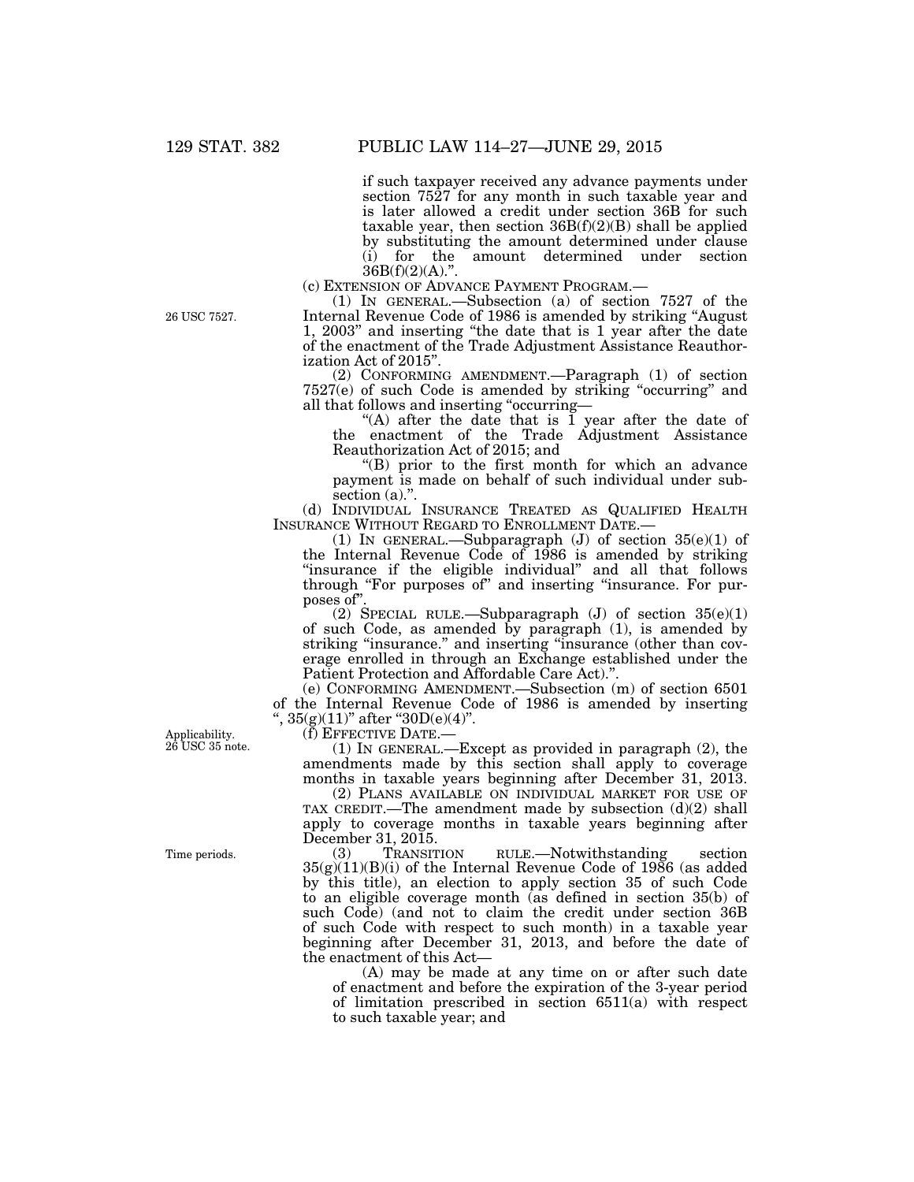if such taxpayer received any advance payments under section 7527 for any month in such taxable year and is later allowed a credit under section 36B for such taxable year, then section 36B(f)(2)(B) shall be applied by substituting the amount determined under clause (i) for the amount determined under section 36B(f)(2)(A).".

(c) EXTENSION OF ADVANCE PAYMENT PROGRAM.—

26 USC 7527.

(1) IN GENERAL.—Subsection (a) of section 7527 of the Internal Revenue Code of 1986 is amended by striking "August 1, 2003" and inserting "the date that is 1 year after the date of the enactment of the Trade Adjustment Assistance Reauthorization Act of 2015".

(2) CONFORMING AMENDMENT.—Paragraph (1) of section 7527(e) of such Code is amended by striking "occurring" and all that follows and inserting "occurring—

"(A) after the date that is 1 year after the date of the enactment of the Trade Adjustment Assistance Reauthorization Act of 2015; and

"(B) prior to the first month for which an advance payment is made on behalf of such individual under subsection (a).".

(d) INDIVIDUAL INSURANCE TREATED AS QUALIFIED HEALTH INSURANCE WITHOUT REGARD TO ENROLLMENT DATE.—

(1) IN GENERAL.—Subparagraph (J) of section 35(e)(1) of the Internal Revenue Code of 1986 is amended by striking "insurance if the eligible individual" and all that follows through "For purposes of" and inserting "insurance. For purposes of".

(2) SPECIAL RULE.—Subparagraph (J) of section 35(e)(1) of such Code, as amended by paragraph (1), is amended by striking "insurance." and inserting "insurance (other than coverage enrolled in through an Exchange established under the Patient Protection and Affordable Care Act).".

(e) CONFORMING AMENDMENT.—Subsection (m) of section 6501 of the Internal Revenue Code of 1986 is amended by inserting ", 35(g)(11)" after "30D(e)(4)".

Applicability.
26 USC 35 note.

(f) EFFECTIVE DATE.—

(1) IN GENERAL.—Except as provided in paragraph (2), the amendments made by this section shall apply to coverage months in taxable years beginning after December 31, 2013.

(2) PLANS AVAILABLE ON INDIVIDUAL MARKET FOR USE OF TAX CREDIT.—The amendment made by subsection (d)(2) shall apply to coverage months in taxable years beginning after December 31, 2015.

Time periods.

(3) TRANSITION RULE.—Notwithstanding section 35(g)(11)(B)(i) of the Internal Revenue Code of 1986 (as added by this title), an election to apply section 35 of such Code to an eligible coverage month (as defined in section 35(b) of such Code) (and not to claim the credit under section 36B of such Code with respect to such month) in a taxable year beginning after December 31, 2013, and before the date of the enactment of this Act—

(A) may be made at any time on or after such date of enactment and before the expiration of the 3-year period of limitation prescribed in section 6511(a) with respect to such taxable year; and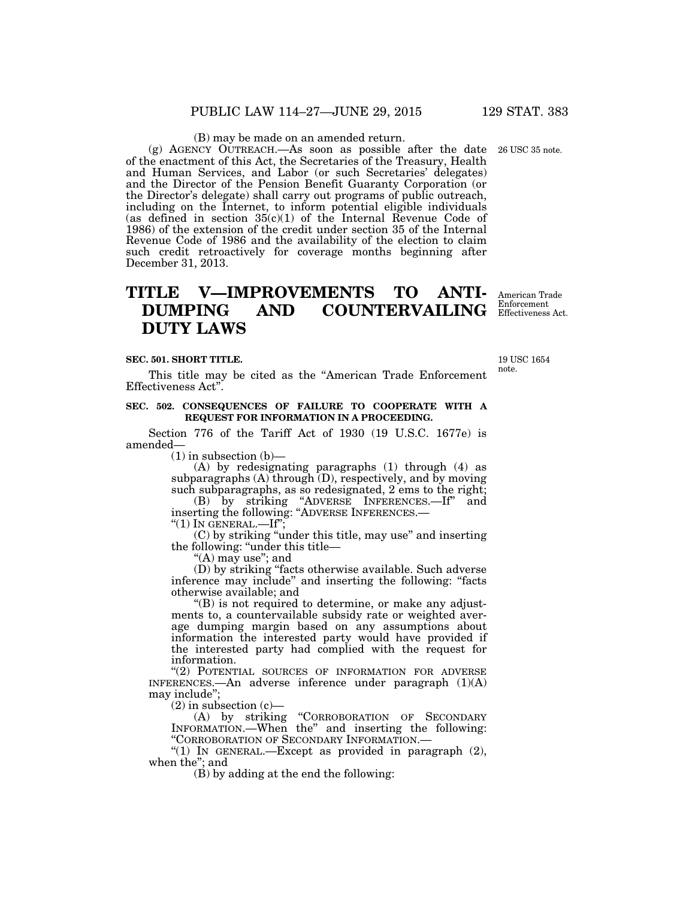(B) may be made on an amended return.

(g) AGENCY OUTREACH.—As soon as possible after the date of the enactment of this Act, the Secretaries of the Treasury, Health and Human Services, and Labor (or such Secretaries' delegates) and the Director of the Pension Benefit Guaranty Corporation (or the Director's delegate) shall carry out programs of public outreach, including on the Internet, to inform potential eligible individuals (as defined in section 35(c)(1) of the Internal Revenue Code of 1986) of the extension of the credit under section 35 of the Internal Revenue Code of 1986 and the availability of the election to claim such credit retroactively for coverage months beginning after December 31, 2013.

26 USC 35 note.

# TITLE V—IMPROVEMENTS TO ANTI-DUMPING AND COUNTERVAILING DUTY LAWS

American Trade Enforcement Effectiveness Act.

**SEC. 501. SHORT TITLE.**

19 USC 1654 note.

This title may be cited as the "American Trade Enforcement Effectiveness Act".

**SEC. 502. CONSEQUENCES OF FAILURE TO COOPERATE WITH A REQUEST FOR INFORMATION IN A PROCEEDING.**

Section 776 of the Tariff Act of 1930 (19 U.S.C. 1677e) is amended—

(1) in subsection (b)—

(A) by redesignating paragraphs (1) through (4) as subparagraphs (A) through (D), respectively, and by moving such subparagraphs, as so redesignated, 2 ems to the right;

(B) by striking "ADVERSE INFERENCES.—If" and inserting the following: "ADVERSE INFERENCES.—

"(1) IN GENERAL.—If";

(C) by striking "under this title, may use" and inserting the following: "under this title—

"(A) may use"; and

(D) by striking "facts otherwise available. Such adverse inference may include" and inserting the following: "facts otherwise available; and

"(B) is not required to determine, or make any adjustments to, a countervailable subsidy rate or weighted average dumping margin based on any assumptions about information the interested party would have provided if the interested party had complied with the request for information.

"(2) POTENTIAL SOURCES OF INFORMATION FOR ADVERSE INFERENCES.—An adverse inference under paragraph (1)(A) may include";

(2) in subsection (c)—

(A) by striking "CORROBORATION OF SECONDARY INFORMATION.—When the" and inserting the following: "CORROBORATION OF SECONDARY INFORMATION.—

"(1) IN GENERAL.—Except as provided in paragraph (2), when the"; and

(B) by adding at the end the following: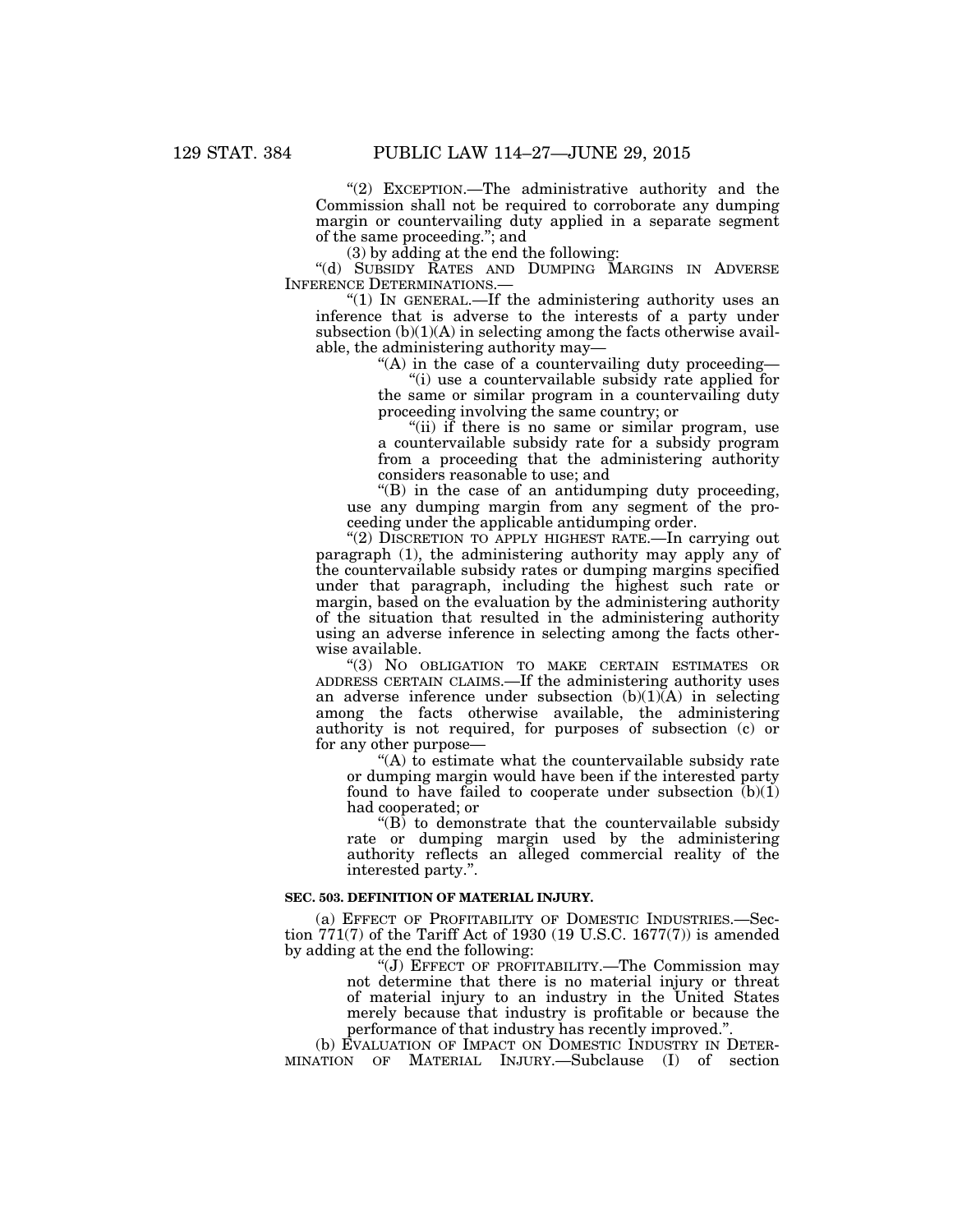"(2) EXCEPTION.—The administrative authority and the Commission shall not be required to corroborate any dumping margin or countervailing duty applied in a separate segment of the same proceeding."; and

(3) by adding at the end the following:

"(d) SUBSIDY RATES AND DUMPING MARGINS IN ADVERSE INFERENCE DETERMINATIONS.—

"(1) IN GENERAL.—If the administering authority uses an inference that is adverse to the interests of a party under subsection (b)(1)(A) in selecting among the facts otherwise available, the administering authority may—

"(A) in the case of a countervailing duty proceeding—

"(i) use a countervailable subsidy rate applied for the same or similar program in a countervailing duty proceeding involving the same country; or

"(ii) if there is no same or similar program, use a countervailable subsidy rate for a subsidy program from a proceeding that the administering authority considers reasonable to use; and

"(B) in the case of an antidumping duty proceeding, use any dumping margin from any segment of the proceeding under the applicable antidumping order.

"(2) DISCRETION TO APPLY HIGHEST RATE.—In carrying out paragraph (1), the administering authority may apply any of the countervailable subsidy rates or dumping margins specified under that paragraph, including the highest such rate or margin, based on the evaluation by the administering authority of the situation that resulted in the administering authority using an adverse inference in selecting among the facts otherwise available.

"(3) NO OBLIGATION TO MAKE CERTAIN ESTIMATES OR ADDRESS CERTAIN CLAIMS.—If the administering authority uses an adverse inference under subsection (b)(1)(A) in selecting among the facts otherwise available, the administering authority is not required, for purposes of subsection (c) or for any other purpose—

"(A) to estimate what the countervailable subsidy rate or dumping margin would have been if the interested party found to have failed to cooperate under subsection (b)(1) had cooperated; or

"(B) to demonstrate that the countervailable subsidy rate or dumping margin used by the administering authority reflects an alleged commercial reality of the interested party.".

**SEC. 503. DEFINITION OF MATERIAL INJURY.**

(a) EFFECT OF PROFITABILITY OF DOMESTIC INDUSTRIES.—Section 771(7) of the Tariff Act of 1930 (19 U.S.C. 1677(7)) is amended by adding at the end the following:

"(J) EFFECT OF PROFITABILITY.—The Commission may not determine that there is no material injury or threat of material injury to an industry in the United States merely because that industry is profitable or because the performance of that industry has recently improved.".

(b) EVALUATION OF IMPACT ON DOMESTIC INDUSTRY IN DETERMINATION OF MATERIAL INJURY.—Subclause (I) of section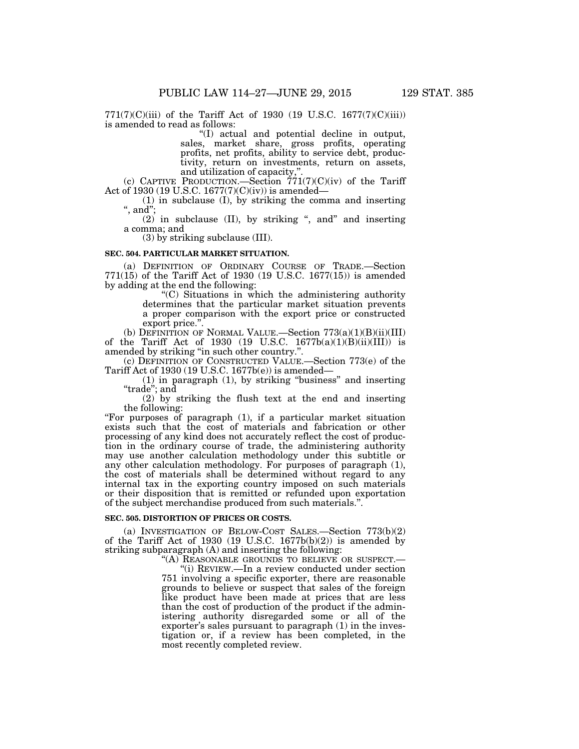771(7)(C)(iii) of the Tariff Act of 1930 (19 U.S.C. 1677(7)(C)(iii)) is amended to read as follows:

"(I) actual and potential decline in output, sales, market share, gross profits, operating profits, net profits, ability to service debt, productivity, return on investments, return on assets, and utilization of capacity,".

(c) CAPTIVE PRODUCTION.—Section 771(7)(C)(iv) of the Tariff Act of 1930 (19 U.S.C. 1677(7)(C)(iv)) is amended—

(1) in subclause (I), by striking the comma and inserting ", and";

(2) in subclause (II), by striking ", and" and inserting a comma; and

(3) by striking subclause (III).

**SEC. 504. PARTICULAR MARKET SITUATION.**

(a) DEFINITION OF ORDINARY COURSE OF TRADE.—Section 771(15) of the Tariff Act of 1930 (19 U.S.C. 1677(15)) is amended by adding at the end the following:

"(C) Situations in which the administering authority determines that the particular market situation prevents a proper comparison with the export price or constructed export price.".

(b) DEFINITION OF NORMAL VALUE.—Section 773(a)(1)(B)(ii)(III) of the Tariff Act of 1930 (19 U.S.C. 1677b(a)(1)(B)(ii)(III)) is amended by striking "in such other country.".

(c) DEFINITION OF CONSTRUCTED VALUE.—Section 773(e) of the Tariff Act of 1930 (19 U.S.C. 1677b(e)) is amended—

(1) in paragraph (1), by striking "business" and inserting "trade"; and

(2) by striking the flush text at the end and inserting the following:

"For purposes of paragraph (1), if a particular market situation exists such that the cost of materials and fabrication or other processing of any kind does not accurately reflect the cost of production in the ordinary course of trade, the administering authority may use another calculation methodology under this subtitle or any other calculation methodology. For purposes of paragraph (1), the cost of materials shall be determined without regard to any internal tax in the exporting country imposed on such materials or their disposition that is remitted or refunded upon exportation of the subject merchandise produced from such materials.".

**SEC. 505. DISTORTION OF PRICES OR COSTS.**

(a) INVESTIGATION OF BELOW-COST SALES.—Section 773(b)(2) of the Tariff Act of 1930 (19 U.S.C. 1677b(b)(2)) is amended by striking subparagraph (A) and inserting the following:

"(A) REASONABLE GROUNDS TO BELIEVE OR SUSPECT.—

"(i) REVIEW.—In a review conducted under section 751 involving a specific exporter, there are reasonable grounds to believe or suspect that sales of the foreign like product have been made at prices that are less than the cost of production of the product if the administering authority disregarded some or all of the exporter's sales pursuant to paragraph (1) in the investigation or, if a review has been completed, in the most recently completed review.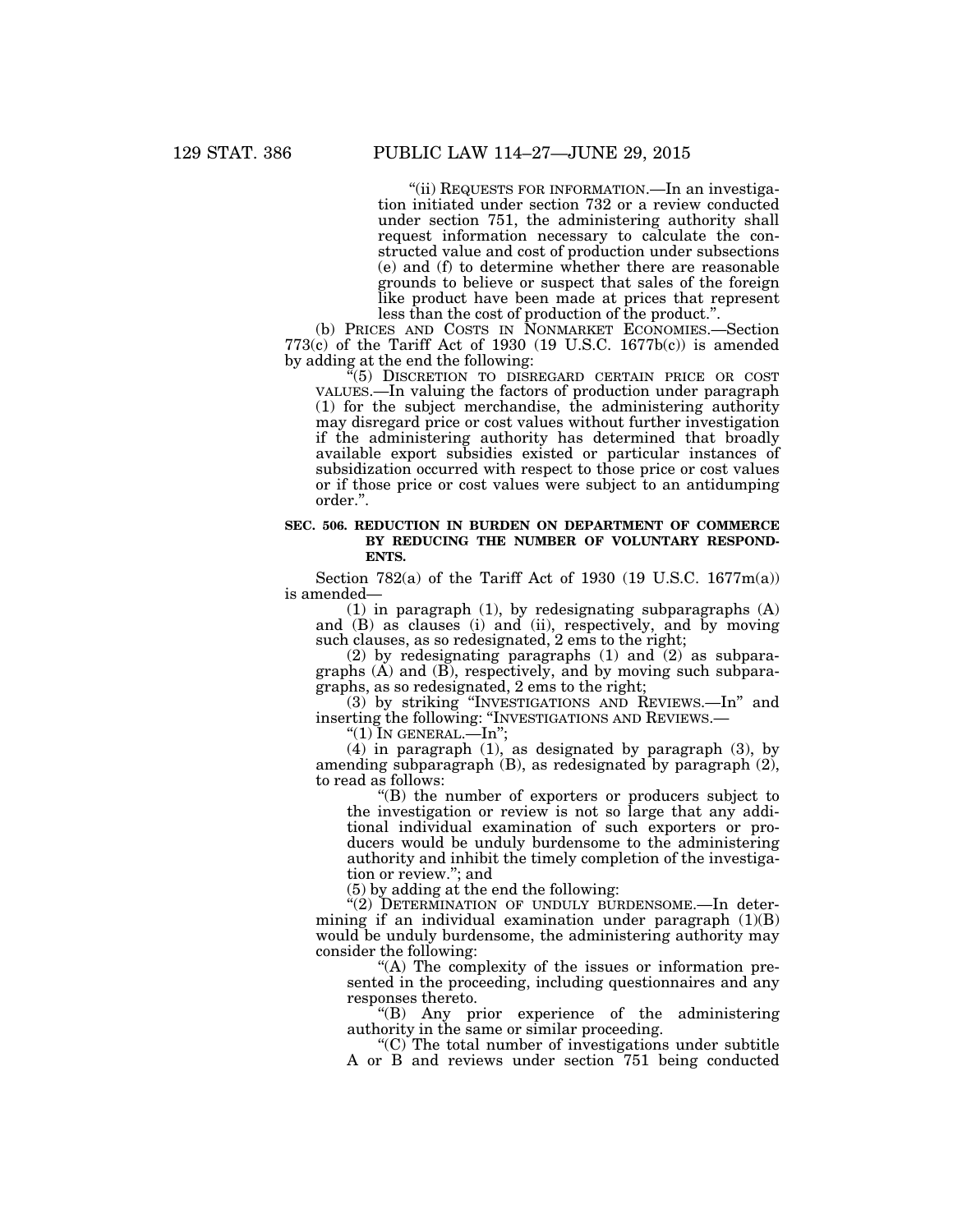"(ii) REQUESTS FOR INFORMATION.—In an investigation initiated under section 732 or a review conducted under section 751, the administering authority shall request information necessary to calculate the constructed value and cost of production under subsections (e) and (f) to determine whether there are reasonable grounds to believe or suspect that sales of the foreign like product have been made at prices that represent less than the cost of production of the product.".

(b) PRICES AND COSTS IN NONMARKET ECONOMIES.—Section 773(c) of the Tariff Act of 1930 (19 U.S.C. 1677b(c)) is amended by adding at the end the following:

"(5) DISCRETION TO DISREGARD CERTAIN PRICE OR COST VALUES.—In valuing the factors of production under paragraph (1) for the subject merchandise, the administering authority may disregard price or cost values without further investigation if the administering authority has determined that broadly available export subsidies existed or particular instances of subsidization occurred with respect to those price or cost values or if those price or cost values were subject to an antidumping order.".

**SEC. 506. REDUCTION IN BURDEN ON DEPARTMENT OF COMMERCE BY REDUCING THE NUMBER OF VOLUNTARY RESPONDENTS.**

Section 782(a) of the Tariff Act of 1930 (19 U.S.C. 1677m(a)) is amended—

(1) in paragraph (1), by redesignating subparagraphs (A) and (B) as clauses (i) and (ii), respectively, and by moving such clauses, as so redesignated, 2 ems to the right;

(2) by redesignating paragraphs (1) and (2) as subparagraphs (A) and (B), respectively, and by moving such subparagraphs, as so redesignated, 2 ems to the right;

(3) by striking "INVESTIGATIONS AND REVIEWS.—In" and inserting the following: "INVESTIGATIONS AND REVIEWS.—

"(1) IN GENERAL.—In";

(4) in paragraph (1), as designated by paragraph (3), by amending subparagraph (B), as redesignated by paragraph (2), to read as follows:

"(B) the number of exporters or producers subject to the investigation or review is not so large that any additional individual examination of such exporters or producers would be unduly burdensome to the administering authority and inhibit the timely completion of the investigation or review."; and

(5) by adding at the end the following:

"(2) DETERMINATION OF UNDULY BURDENSOME.—In determining if an individual examination under paragraph (1)(B) would be unduly burdensome, the administering authority may consider the following:

"(A) The complexity of the issues or information presented in the proceeding, including questionnaires and any responses thereto.

"(B) Any prior experience of the administering authority in the same or similar proceeding.

"(C) The total number of investigations under subtitle A or B and reviews under section 751 being conducted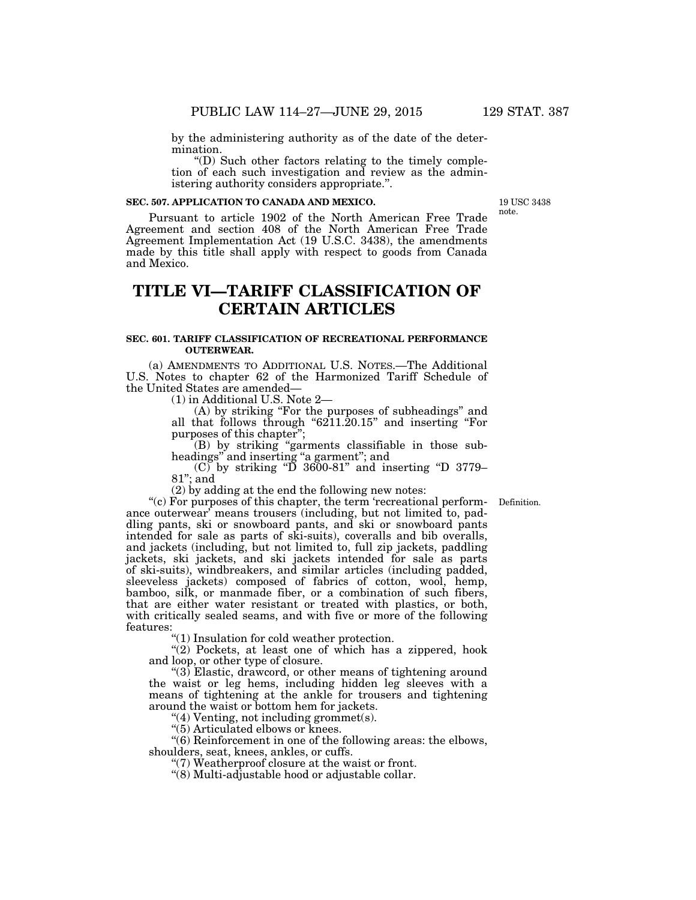by the administering authority as of the date of the determination.

"(D) Such other factors relating to the timely completion of each such investigation and review as the administering authority considers appropriate.".

**SEC. 507. APPLICATION TO CANADA AND MEXICO.**

19 USC 3438 note.

Pursuant to article 1902 of the North American Free Trade Agreement and section 408 of the North American Free Trade Agreement Implementation Act (19 U.S.C. 3438), the amendments made by this title shall apply with respect to goods from Canada and Mexico.

# TITLE VI—TARIFF CLASSIFICATION OF CERTAIN ARTICLES

**SEC. 601. TARIFF CLASSIFICATION OF RECREATIONAL PERFORMANCE OUTERWEAR.**

(a) AMENDMENTS TO ADDITIONAL U.S. NOTES.—The Additional U.S. Notes to chapter 62 of the Harmonized Tariff Schedule of the United States are amended—

(1) in Additional U.S. Note 2—

(A) by striking "For the purposes of subheadings" and all that follows through "6211.20.15" and inserting "For purposes of this chapter";

(B) by striking "garments classifiable in those subheadings" and inserting "a garment"; and

(C) by striking "D 3600-81" and inserting "D 3779–81"; and

(2) by adding at the end the following new notes:

Definition.

"(c) For purposes of this chapter, the term 'recreational performance outerwear' means trousers (including, but not limited to, paddling pants, ski or snowboard pants, and ski or snowboard pants intended for sale as parts of ski-suits), coveralls and bib overalls, and jackets (including, but not limited to, full zip jackets, paddling jackets, ski jackets, and ski jackets intended for sale as parts of ski-suits), windbreakers, and similar articles (including padded, sleeveless jackets) composed of fabrics of cotton, wool, hemp, bamboo, silk, or manmade fiber, or a combination of such fibers, that are either water resistant or treated with plastics, or both, with critically sealed seams, and with five or more of the following features:

"(1) Insulation for cold weather protection.

"(2) Pockets, at least one of which has a zippered, hook and loop, or other type of closure.

"(3) Elastic, drawcord, or other means of tightening around the waist or leg hems, including hidden leg sleeves with a means of tightening at the ankle for trousers and tightening around the waist or bottom hem for jackets.

"(4) Venting, not including grommet(s).

"(5) Articulated elbows or knees.

"(6) Reinforcement in one of the following areas: the elbows, shoulders, seat, knees, ankles, or cuffs.

"(7) Weatherproof closure at the waist or front.

"(8) Multi-adjustable hood or adjustable collar.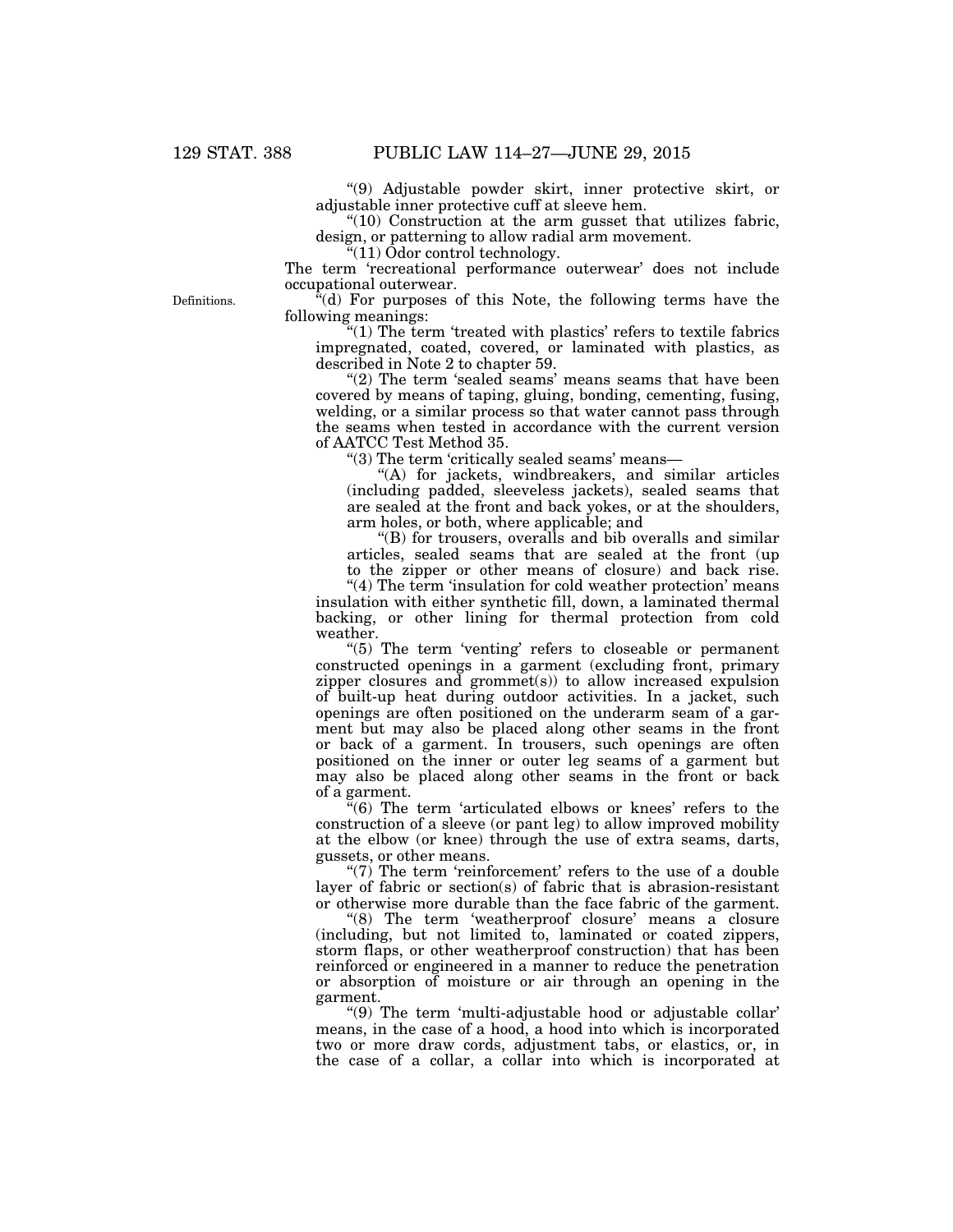"(9) Adjustable powder skirt, inner protective skirt, or adjustable inner protective cuff at sleeve hem.

"(10) Construction at the arm gusset that utilizes fabric, design, or patterning to allow radial arm movement.

"(11) Odor control technology.

The term 'recreational performance outerwear' does not include occupational outerwear.

Definitions.

"(d) For purposes of this Note, the following terms have the following meanings:

"(1) The term 'treated with plastics' refers to textile fabrics impregnated, coated, covered, or laminated with plastics, as described in Note 2 to chapter 59.

"(2) The term 'sealed seams' means seams that have been covered by means of taping, gluing, bonding, cementing, fusing, welding, or a similar process so that water cannot pass through the seams when tested in accordance with the current version of AATCC Test Method 35.

"(3) The term 'critically sealed seams' means—

"(A) for jackets, windbreakers, and similar articles (including padded, sleeveless jackets), sealed seams that are sealed at the front and back yokes, or at the shoulders, arm holes, or both, where applicable; and

"(B) for trousers, overalls and bib overalls and similar articles, sealed seams that are sealed at the front (up to the zipper or other means of closure) and back rise.

"(4) The term 'insulation for cold weather protection' means insulation with either synthetic fill, down, a laminated thermal backing, or other lining for thermal protection from cold weather.

"(5) The term 'venting' refers to closeable or permanent constructed openings in a garment (excluding front, primary zipper closures and grommet(s)) to allow increased expulsion of built-up heat during outdoor activities. In a jacket, such openings are often positioned on the underarm seam of a garment but may also be placed along other seams in the front or back of a garment. In trousers, such openings are often positioned on the inner or outer leg seams of a garment but may also be placed along other seams in the front or back of a garment.

"(6) The term 'articulated elbows or knees' refers to the construction of a sleeve (or pant leg) to allow improved mobility at the elbow (or knee) through the use of extra seams, darts, gussets, or other means.

"(7) The term 'reinforcement' refers to the use of a double layer of fabric or section(s) of fabric that is abrasion-resistant or otherwise more durable than the face fabric of the garment.

"(8) The term 'weatherproof closure' means a closure (including, but not limited to, laminated or coated zippers, storm flaps, or other weatherproof construction) that has been reinforced or engineered in a manner to reduce the penetration or absorption of moisture or air through an opening in the garment.

"(9) The term 'multi-adjustable hood or adjustable collar' means, in the case of a hood, a hood into which is incorporated two or more draw cords, adjustment tabs, or elastics, or, in the case of a collar, a collar into which is incorporated at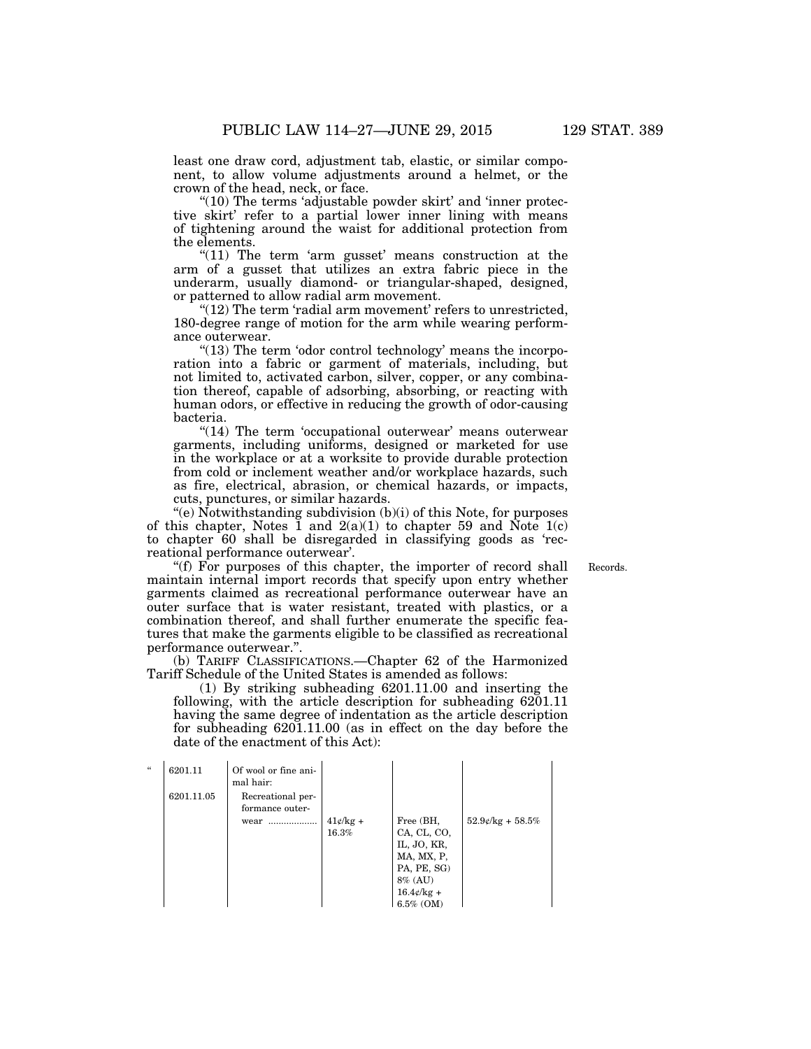least one draw cord, adjustment tab, elastic, or similar component, to allow volume adjustments around a helmet, or the crown of the head, neck, or face.

"(10) The terms 'adjustable powder skirt' and 'inner protective skirt' refer to a partial lower inner lining with means of tightening around the waist for additional protection from the elements.

"(11) The term 'arm gusset' means construction at the arm of a gusset that utilizes an extra fabric piece in the underarm, usually diamond- or triangular-shaped, designed, or patterned to allow radial arm movement.

"(12) The term 'radial arm movement' refers to unrestricted, 180-degree range of motion for the arm while wearing performance outerwear.

"(13) The term 'odor control technology' means the incorporation into a fabric or garment of materials, including, but not limited to, activated carbon, silver, copper, or any combination thereof, capable of adsorbing, absorbing, or reacting with human odors, or effective in reducing the growth of odor-causing bacteria.

"(14) The term 'occupational outerwear' means outerwear garments, including uniforms, designed or marketed for use in the workplace or at a worksite to provide durable protection from cold or inclement weather and/or workplace hazards, such as fire, electrical, abrasion, or chemical hazards, or impacts, cuts, punctures, or similar hazards.

"(e) Notwithstanding subdivision (b)(i) of this Note, for purposes of this chapter, Notes 1 and 2(a)(1) to chapter 59 and Note 1(c) to chapter 60 shall be disregarded in classifying goods as 'recreational performance outerwear'.

Records.

"(f) For purposes of this chapter, the importer of record shall maintain internal import records that specify upon entry whether garments claimed as recreational performance outerwear have an outer surface that is water resistant, treated with plastics, or a combination thereof, and shall further enumerate the specific features that make the garments eligible to be classified as recreational performance outerwear.".

(b) TARIFF CLASSIFICATIONS.—Chapter 62 of the Harmonized Tariff Schedule of the United States is amended as follows:

(1) By striking subheading 6201.11.00 and inserting the following, with the article description for subheading 6201.11 having the same degree of indentation as the article description for subheading 6201.11.00 (as in effect on the day before the date of the enactment of this Act):

| | | | | | |
|---|---|---|---|---|---|
| " | 6201.11 | Of wool or fine animal hair: | | | |
| | 6201.11.05 | Recreational performance outerwear ................... | 41¢/kg + 16.3% | Free (BH, CA, CL, CO, IL, JO, KR, MA, MX, P, PA, PE, SG) 8% (AU) 16.4¢/kg + 6.5% (OM) | 52.9¢/kg + 58.5% |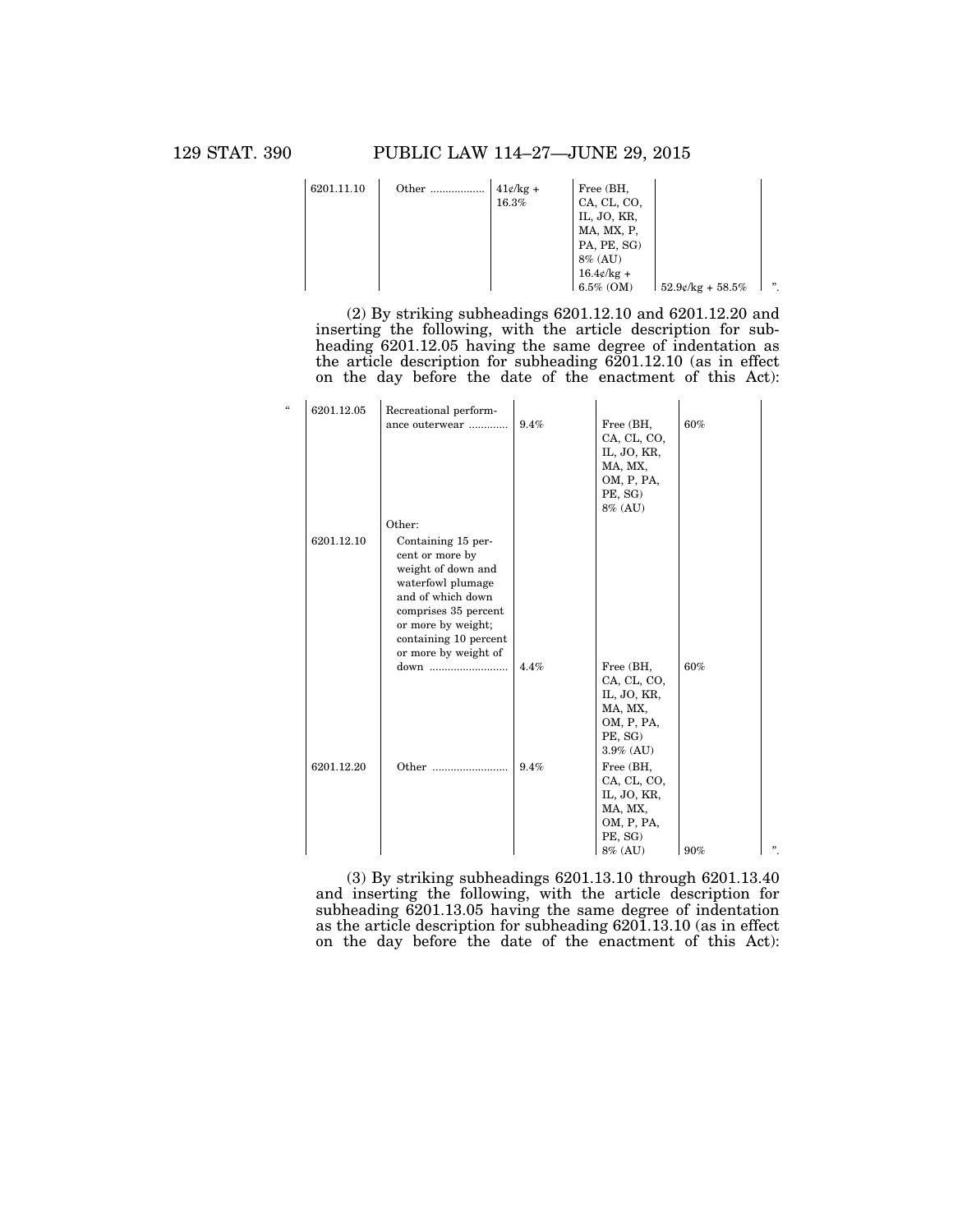| | | | | | |
|---|---|---|---|---|---|
| 6201.11.10 | Other ................. | 41¢/kg + 16.3% | Free (BH, CA, CL, CO, IL, JO, KR, MA, MX, P, PA, PE, SG) 8% (AU) 16.4¢/kg + 6.5% (OM) | 52.9¢/kg + 58.5% | ”. |

(2) By striking subheadings 6201.12.10 and 6201.12.20 and inserting the following, with the article description for subheading 6201.12.05 having the same degree of indentation as the article description for subheading 6201.12.10 (as in effect on the day before the date of the enactment of this Act):

| | | | | | |
|---|---|---|---|---|---|
| “ 6201.12.05 | Recreational performance outerwear ............ | 9.4% | Free (BH, CA, CL, CO, IL, JO, KR, MA, MX, OM, P, PA, PE, SG) 8% (AU) | 60% | |
| | Other: | | | | |
| 6201.12.10 | Containing 15 percent or more by weight of down and waterfowl plumage and of which down comprises 35 percent or more by weight; containing 10 percent or more by weight of down ......................... | 4.4% | Free (BH, CA, CL, CO, IL, JO, KR, MA, MX, OM, P, PA, PE, SG) 3.9% (AU) | 60% | |
| 6201.12.20 | Other ........................ | 9.4% | Free (BH, CA, CL, CO, IL, JO, KR, MA, MX, OM, P, PA, PE, SG) 8% (AU) | 90% | ”. |

(3) By striking subheadings 6201.13.10 through 6201.13.40 and inserting the following, with the article description for subheading 6201.13.05 having the same degree of indentation as the article description for subheading 6201.13.10 (as in effect on the day before the date of the enactment of this Act):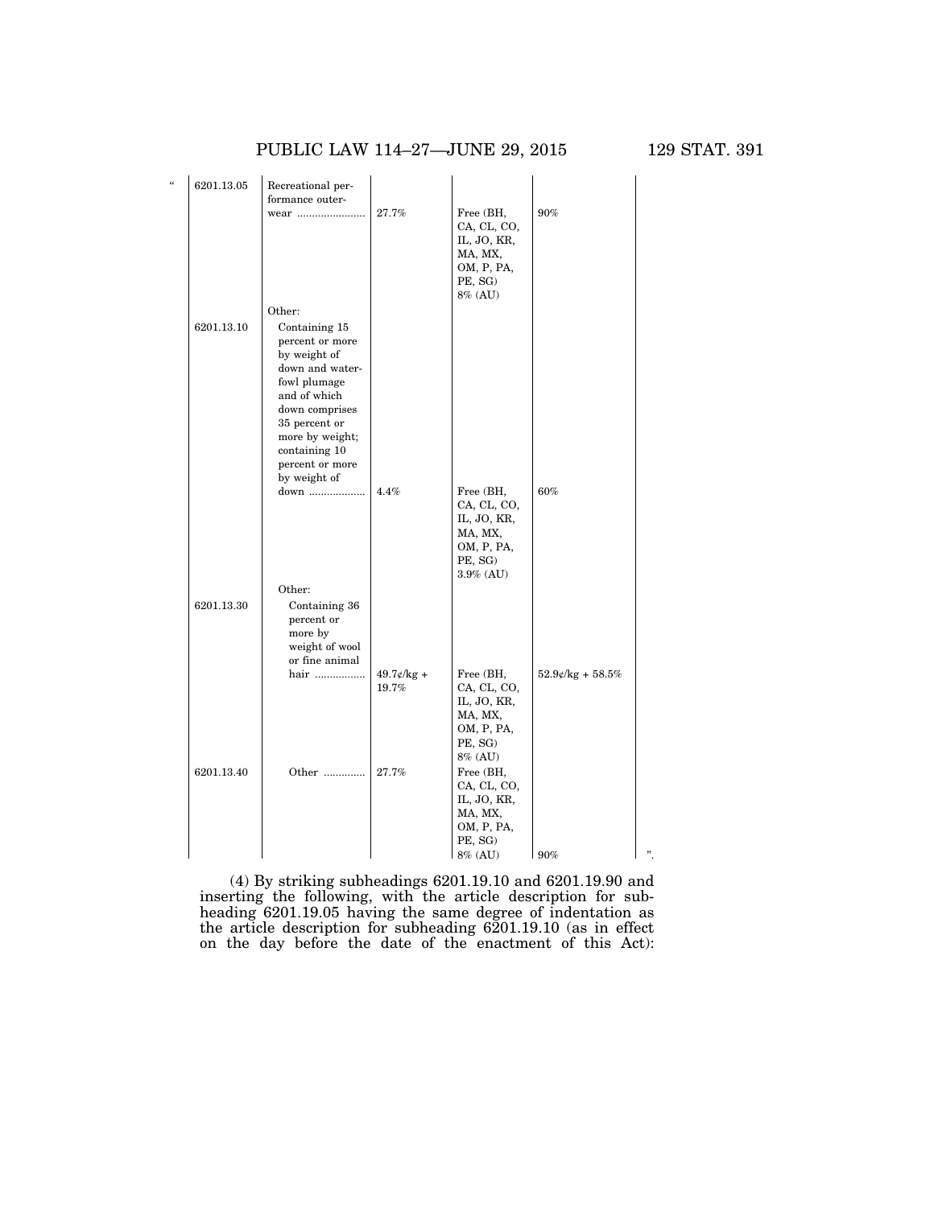| | | | | | |
|---|---|---|---|---|---|
| " | 6201.13.05 | Recreational performance outerwear ....................... | 27.7% | Free (BH, CA, CL, CO, IL, JO, KR, MA, MX, OM, P, PA, PE, SG) 8% (AU) | 90% |
| | | Other: | | | |
| | 6201.13.10 | Containing 15 percent or more by weight of down and waterfowl plumage and of which down comprises 35 percent or more by weight; containing 10 percent or more by weight of down ................... | 4.4% | Free (BH, CA, CL, CO, IL, JO, KR, MA, MX, OM, P, PA, PE, SG) 3.9% (AU) | 60% |
| | | Other: | | | |
| | 6201.13.30 | Containing 36 percent or more by weight of wool or fine animal hair ................. | 49.7¢/kg + 19.7% | Free (BH, CA, CL, CO, IL, JO, KR, MA, MX, OM, P, PA, PE, SG) 8% (AU) | 52.9¢/kg + 58.5% |
| | 6201.13.40 | Other .............. | 27.7% | Free (BH, CA, CL, CO, IL, JO, KR, MA, MX, OM, P, PA, PE, SG) 8% (AU) | 90% ". |

(4) By striking subheadings 6201.19.10 and 6201.19.90 and inserting the following, with the article description for subheading 6201.19.05 having the same degree of indentation as the article description for subheading 6201.19.10 (as in effect on the day before the date of the enactment of this Act):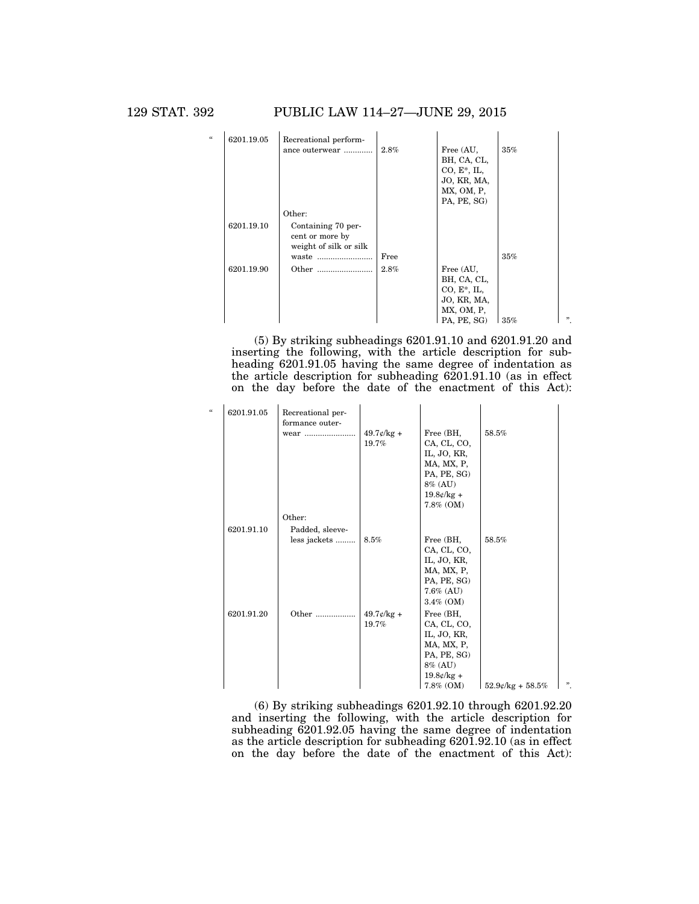| “ | 6201.19.05 | Recreational performance outerwear ............ | 2.8% | Free (AU, BH, CA, CL, CO, E*, IL, JO, KR, MA, MX, OM, P, PA, PE, SG) | 35% | |
|---|---|---|---|---|---|---|
| | | Other: | | | | |
| | 6201.19.10 | Containing 70 percent or more by weight of silk or silk waste ........................ | Free | | 35% | |
| | 6201.19.90 | Other ........................ | 2.8% | Free (AU, BH, CA, CL, CO, E*, IL, JO, KR, MA, MX, OM, P, PA, PE, SG) | 35% | ”. |

(5) By striking subheadings 6201.91.10 and 6201.91.20 and inserting the following, with the article description for subheading 6201.91.05 having the same degree of indentation as the article description for subheading 6201.91.10 (as in effect on the day before the date of the enactment of this Act):

| “ | 6201.91.05 | Recreational performance outerwear ...................... | 49.7¢/kg + 19.7% | Free (BH, CA, CL, CO, IL, JO, KR, MA, MX, P, PA, PE, SG) 8% (AU) 19.8¢/kg + 7.8% (OM) | 58.5% | |
|---|---|---|---|---|---|---|
| | | Other: | | | | |
| | 6201.91.10 | Padded, sleeveless jackets ......... | 8.5% | Free (BH, CA, CL, CO, IL, JO, KR, MA, MX, P, PA, PE, SG) 7.6% (AU) 3.4% (OM) | 58.5% | |
| | 6201.91.20 | Other ................. | 49.7¢/kg + 19.7% | Free (BH, CA, CL, CO, IL, JO, KR, MA, MX, P, PA, PE, SG) 8% (AU) 19.8¢/kg + 7.8% (OM) | 52.9¢/kg + 58.5% | ”. |

(6) By striking subheadings 6201.92.10 through 6201.92.20 and inserting the following, with the article description for subheading 6201.92.05 having the same degree of indentation as the article description for subheading 6201.92.10 (as in effect on the day before the date of the enactment of this Act):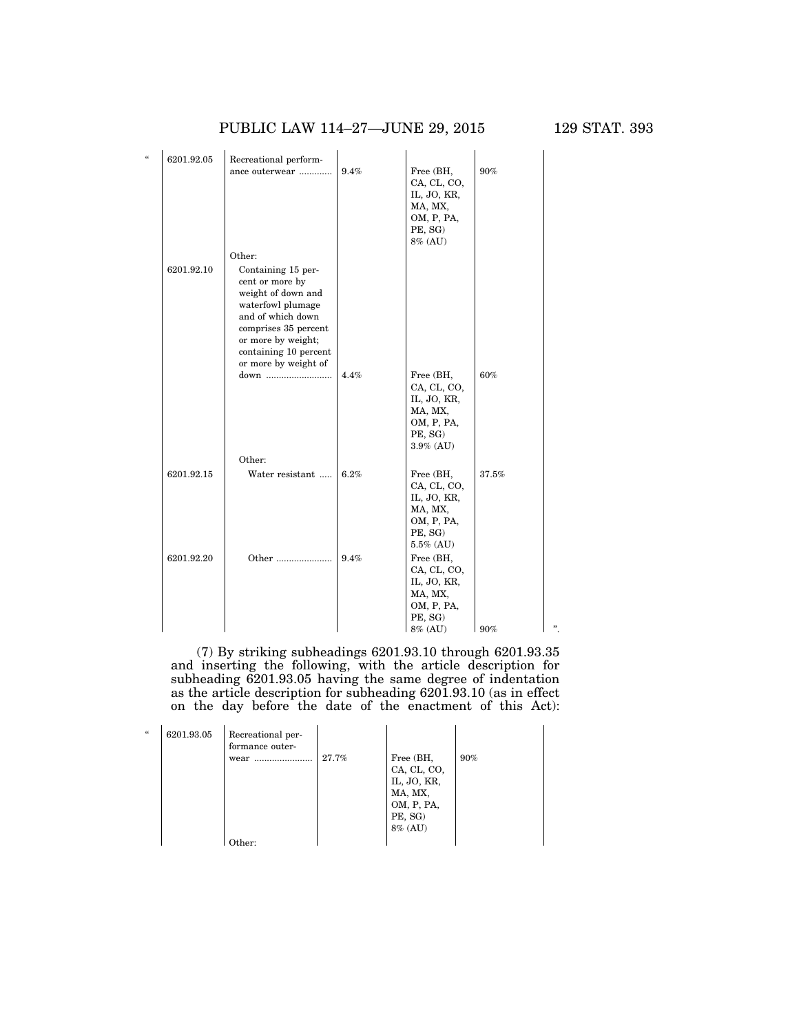| | | | | | |
|---|---|---|---|---|---|
| “ | 6201.92.05 | Recreational performance outerwear ............ | 9.4% | Free (BH, CA, CL, CO, IL, JO, KR, MA, MX, OM, P, PA, PE, SG) 8% (AU) | 90% |
| | | Other: | | | |
| | 6201.92.10 | Containing 15 percent or more by weight of down and waterfowl plumage and of which down comprises 35 percent or more by weight; containing 10 percent or more by weight of down ........................ | 4.4% | Free (BH, CA, CL, CO, IL, JO, KR, MA, MX, OM, P, PA, PE, SG) 3.9% (AU) | 60% |
| | | Other: | | | |
| | 6201.92.15 | Water resistant ..... | 6.2% | Free (BH, CA, CL, CO, IL, JO, KR, MA, MX, OM, P, PA, PE, SG) 5.5% (AU) | 37.5% |
| | 6201.92.20 | Other ..................... | 9.4% | Free (BH, CA, CL, CO, IL, JO, KR, MA, MX, OM, P, PA, PE, SG) 8% (AU) | 90% ”. |

(7) By striking subheadings 6201.93.10 through 6201.93.35 and inserting the following, with the article description for subheading 6201.93.05 having the same degree of indentation as the article description for subheading 6201.93.10 (as in effect on the day before the date of the enactment of this Act):

| | | | | | |
|---|---|---|---|---|---|
| “ | 6201.93.05 | Recreational performance outerwear ...................... | 27.7% | Free (BH, CA, CL, CO, IL, JO, KR, MA, MX, OM, P, PA, PE, SG) 8% (AU) | 90% |
| | | Other: | | | |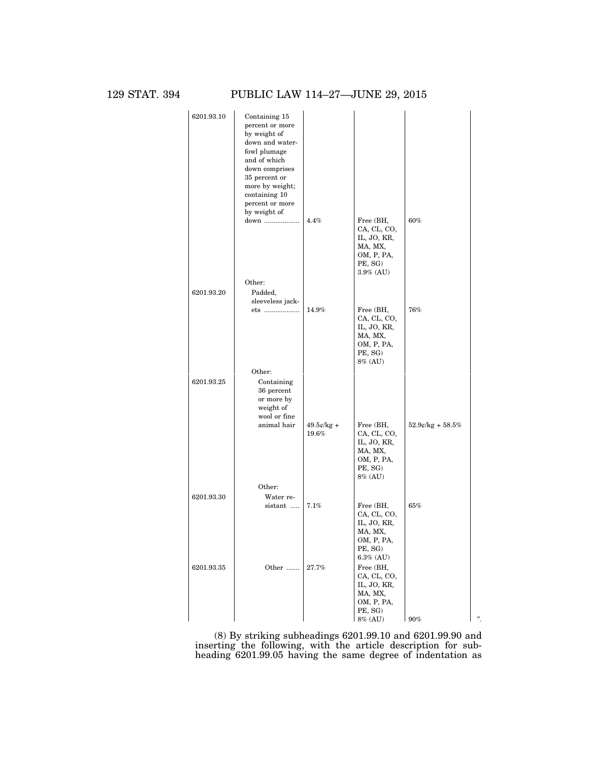| | | | | |
|---|---|---|---|---|
| 6201.93.10 | Containing 15 percent or more by weight of down and waterfowl plumage and of which down comprises 35 percent or more by weight; containing 10 percent or more by weight of down ................... | 4.4% | Free (BH, CA, CL, CO, IL, JO, KR, MA, MX, OM, P, PA, PE, SG) 3.9% (AU) | 60% |
| | Other: | | | |
| 6201.93.20 | Padded, sleeveless jackets ................... | 14.9% | Free (BH, CA, CL, CO, IL, JO, KR, MA, MX, OM, P, PA, PE, SG) 8% (AU) | 76% |
| | Other: | | | |
| 6201.93.25 | Containing 36 percent or more by weight of wool or fine animal hair | 49.5¢/kg + 19.6% | Free (BH, CA, CL, CO, IL, JO, KR, MA, MX, OM, P, PA, PE, SG) 8% (AU) | 52.9¢/kg + 58.5% |
| | Other: | | | |
| 6201.93.30 | Water resistant ..... | 7.1% | Free (BH, CA, CL, CO, IL, JO, KR, MA, MX, OM, P, PA, PE, SG) 6.3% (AU) | 65% |
| 6201.93.35 | Other ....... | 27.7% | Free (BH, CA, CL, CO, IL, JO, KR, MA, MX, OM, P, PA, PE, SG) 8% (AU) | 90% ". |

(8) By striking subheadings 6201.99.10 and 6201.99.90 and inserting the following, with the article description for subheading 6201.99.05 having the same degree of indentation as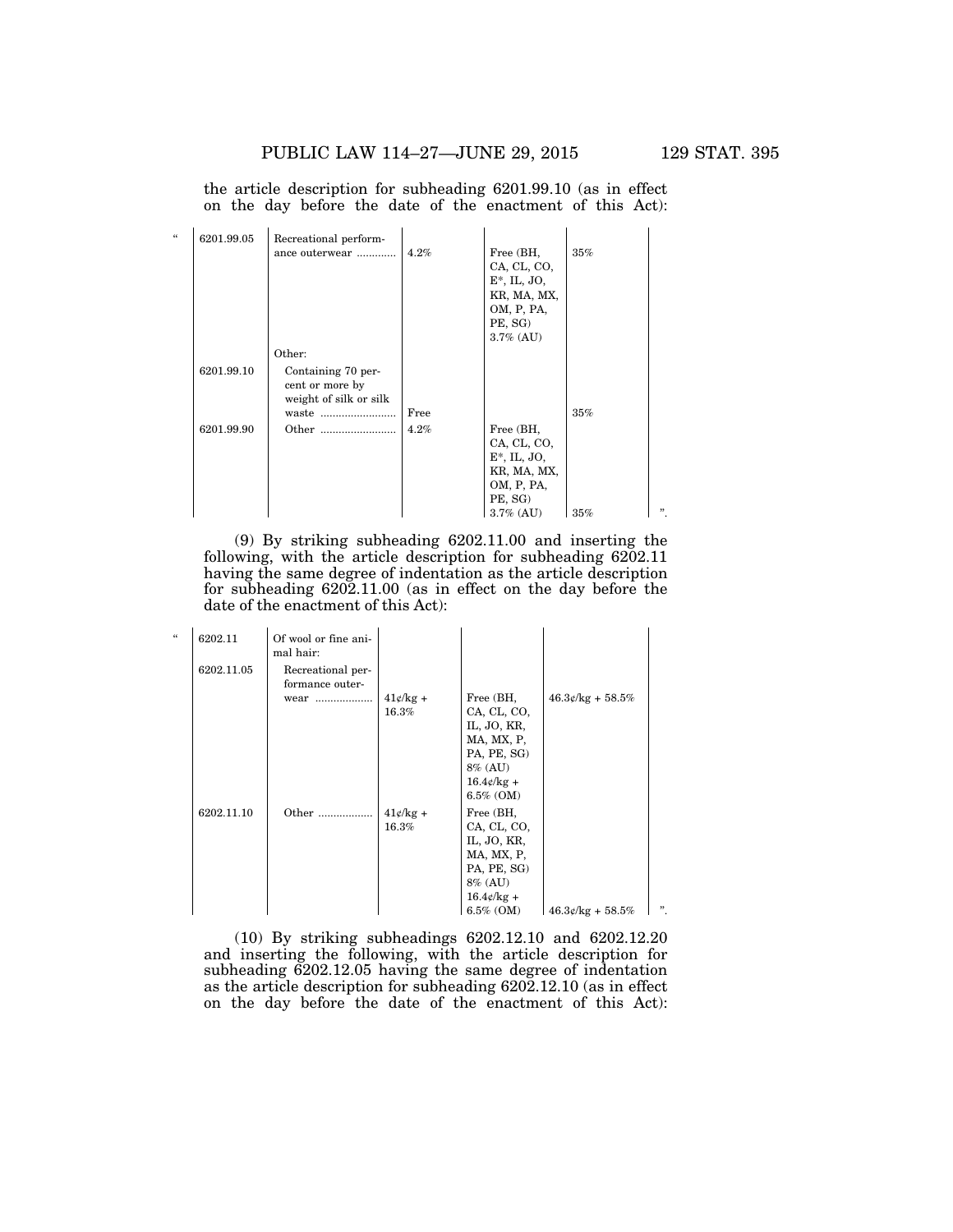the article description for subheading 6201.99.10 (as in effect on the day before the date of the enactment of this Act):

| | | | | | |
|---|---|---|---|---|---|
| " 6201.99.05 | Recreational performance outerwear ............ | 4.2% | Free (BH, CA, CL, CO, E*, IL, JO, KR, MA, MX, OM, P, PA, PE, SG) 3.7% (AU) | 35% | |
| | Other: | | | | |
| 6201.99.10 | Containing 70 percent or more by weight of silk or silk waste ........................ | Free | | 35% | |
| 6201.99.90 | Other ........................ | 4.2% | Free (BH, CA, CL, CO, E*, IL, JO, KR, MA, MX, OM, P, PA, PE, SG) 3.7% (AU) | 35% | ". |

(9) By striking subheading 6202.11.00 and inserting the following, with the article description for subheading 6202.11 having the same degree of indentation as the article description for subheading 6202.11.00 (as in effect on the day before the date of the enactment of this Act):

| | | | | | |
|---|---|---|---|---|---|
| " 6202.11 | Of wool or fine animal hair: | | | | |
| 6202.11.05 | Recreational performance outerwear .................. | 41¢/kg + 16.3% | Free (BH, CA, CL, CO, IL, JO, KR, MA, MX, P, PA, PE, SG) 8% (AU) 16.4¢/kg + 6.5% (OM) | 46.3¢/kg + 58.5% | |
| 6202.11.10 | Other .................. | 41¢/kg + 16.3% | Free (BH, CA, CL, CO, IL, JO, KR, MA, MX, P, PA, PE, SG) 8% (AU) 16.4¢/kg + 6.5% (OM) | 46.3¢/kg + 58.5% | ". |

(10) By striking subheadings 6202.12.10 and 6202.12.20 and inserting the following, with the article description for subheading 6202.12.05 having the same degree of indentation as the article description for subheading 6202.12.10 (as in effect on the day before the date of the enactment of this Act):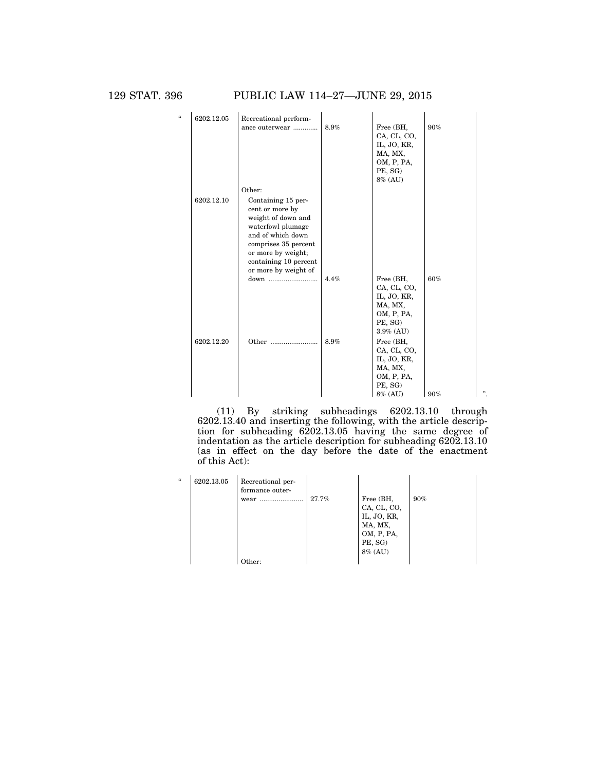| | | | | | |
|---|---|---|---|---|---|
| " | 6202.12.05 | Recreational performance outerwear ............ | 8.9% | Free (BH, CA, CL, CO, IL, JO, KR, MA, MX, OM, P, PA, PE, SG) 8% (AU) | 90% |
| | | Other: | | | |
| | 6202.12.10 | Containing 15 percent or more by weight of down and waterfowl plumage and of which down comprises 35 percent or more by weight; containing 10 percent or more by weight of down .......................... | 4.4% | Free (BH, CA, CL, CO, IL, JO, KR, MA, MX, OM, P, PA, PE, SG) 3.9% (AU) | 60% |
| | 6202.12.20 | Other ......................... | 8.9% | Free (BH, CA, CL, CO, IL, JO, KR, MA, MX, OM, P, PA, PE, SG) 8% (AU) | 90% ". |

(11) By striking subheadings 6202.13.10 through 6202.13.40 and inserting the following, with the article description for subheading 6202.13.05 having the same degree of indentation as the article description for subheading 6202.13.10 (as in effect on the day before the date of the enactment of this Act):

| | | | | | |
|---|---|---|---|---|---|
| " | 6202.13.05 | Recreational performance outerwear ....................... | 27.7% | Free (BH, CA, CL, CO, IL, JO, KR, MA, MX, OM, P, PA, PE, SG) 8% (AU) | 90% |
| | | Other: | | | |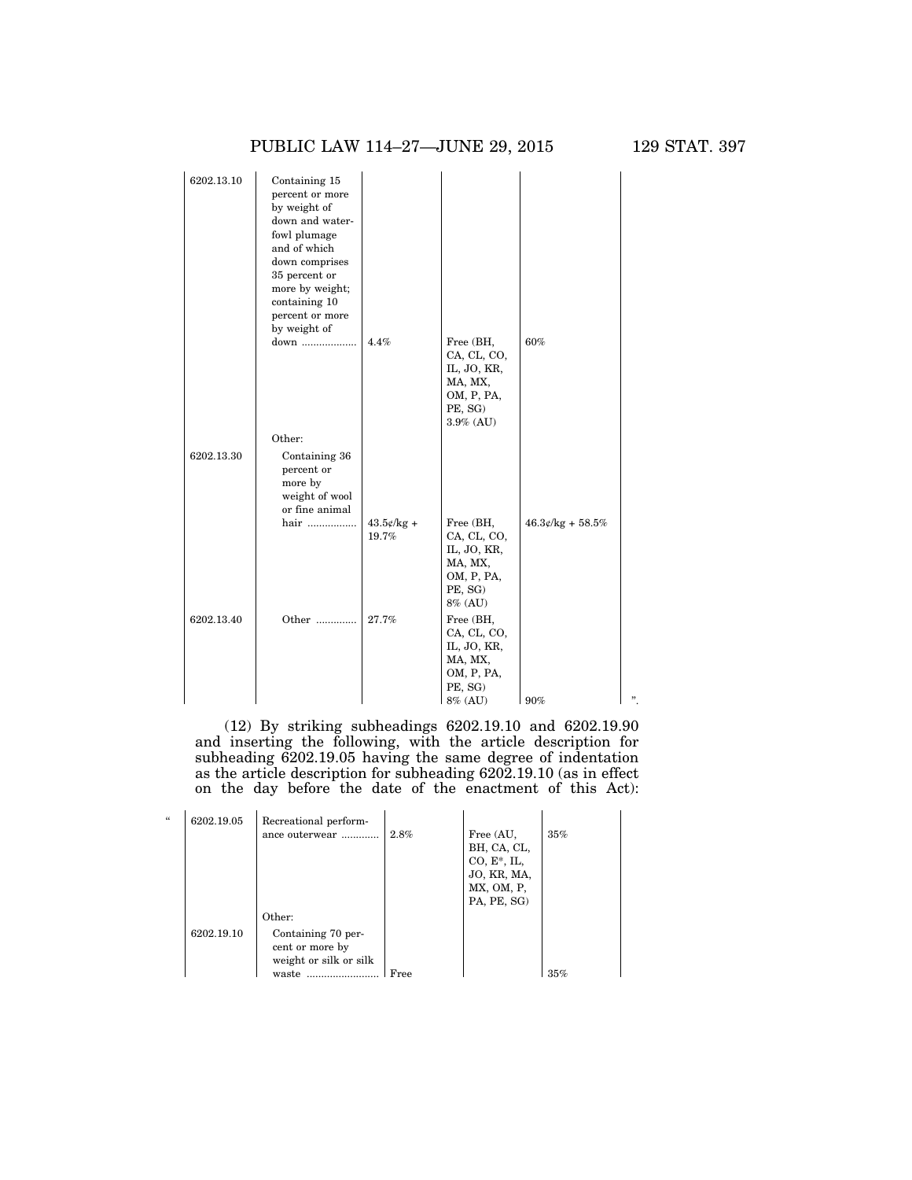| | | | | | |
|---|---|---|---|---|---|
| 6202.13.10 | Containing 15 percent or more by weight of down and waterfowl plumage and of which down comprises 35 percent or more by weight; containing 10 percent or more by weight of down ................... | 4.4% | Free (BH, CA, CL, CO, IL, JO, KR, MA, MX, OM, P, PA, PE, SG) 3.9% (AU) | 60% | |
| | Other: | | | | |
| 6202.13.30 | Containing 36 percent or more by weight of wool or fine animal hair ................ | 43.5¢/kg + 19.7% | Free (BH, CA, CL, CO, IL, JO, KR, MA, MX, OM, P, PA, PE, SG) 8% (AU) | 46.3¢/kg + 58.5% | |
| 6202.13.40 | Other ............. | 27.7% | Free (BH, CA, CL, CO, IL, JO, KR, MA, MX, OM, P, PA, PE, SG) 8% (AU) | 90% | ”. |

(12) By striking subheadings 6202.19.10 and 6202.19.90 and inserting the following, with the article description for subheading 6202.19.05 having the same degree of indentation as the article description for subheading 6202.19.10 (as in effect on the day before the date of the enactment of this Act):

| | | | | | |
|---|---|---|---|---|---|
| “ 6202.19.05 | Recreational performance outerwear ............ | 2.8% | Free (AU, BH, CA, CL, CO, E*, IL, JO, KR, MA, MX, OM, P, PA, PE, SG) | 35% | |
| | Other: | | | | |
| 6202.19.10 | Containing 70 percent or more by weight or silk or silk waste ........................ | Free | | 35% | |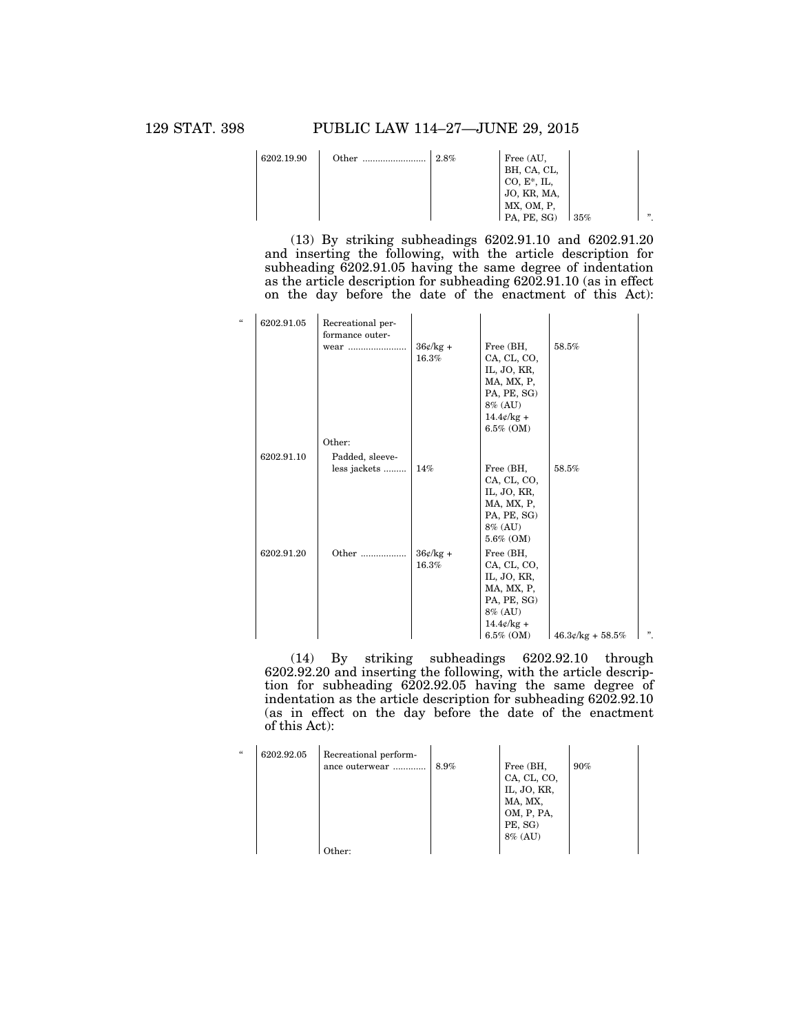| | | | | | |
|---|---|---|---|---|---|
| 6202.19.90 | Other ......................... | 2.8% | Free (AU, BH, CA, CL, CO, E*, IL, JO, KR, MA, MX, OM, P, PA, PE, SG) | 35% | ”. |

(13) By striking subheadings 6202.91.10 and 6202.91.20 and inserting the following, with the article description for subheading 6202.91.05 having the same degree of indentation as the article description for subheading 6202.91.10 (as in effect on the day before the date of the enactment of this Act):

| | | | | | |
|---|---|---|---|---|---|
| “ 6202.91.05 | Recreational performance outerwear ....................... | 36¢/kg + 16.3% | Free (BH, CA, CL, CO, IL, JO, KR, MA, MX, P, PA, PE, SG) 8% (AU) 14.4¢/kg + 6.5% (OM) | 58.5% | |
| | Other: | | | | |
| 6202.91.10 | Padded, sleeveless jackets ......... | 14% | Free (BH, CA, CL, CO, IL, JO, KR, MA, MX, P, PA, PE, SG) 8% (AU) 5.6% (OM) | 58.5% | |
| 6202.91.20 | Other .................. | 36¢/kg + 16.3% | Free (BH, CA, CL, CO, IL, JO, KR, MA, MX, P, PA, PE, SG) 8% (AU) 14.4¢/kg + 6.5% (OM) | 46.3¢/kg + 58.5% | ”. |

(14) By striking subheadings 6202.92.10 through 6202.92.20 and inserting the following, with the article description for subheading 6202.92.05 having the same degree of indentation as the article description for subheading 6202.92.10 (as in effect on the day before the date of the enactment of this Act):

| | | | | | |
|---|---|---|---|---|---|
| “ 6202.92.05 | Recreational performance outerwear ............. | 8.9% | Free (BH, CA, CL, CO, IL, JO, KR, MA, MX, OM, P, PA, PE, SG) 8% (AU) | 90% | |
| | Other: | | | | |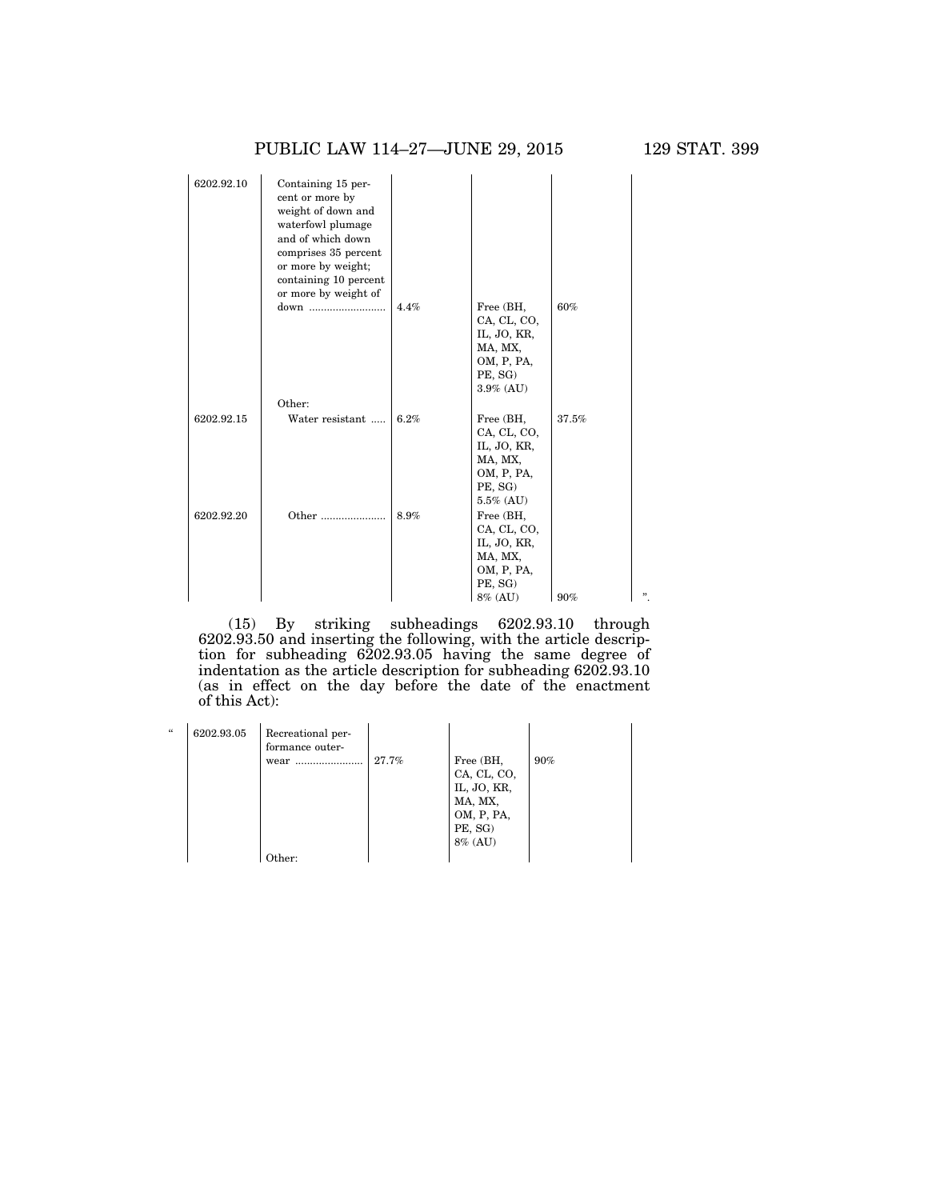| | | | | | |
|---|---|---|---|---|---|
| 6202.92.10 | Containing 15 percent or more by weight of down and waterfowl plumage and of which down comprises 35 percent or more by weight; containing 10 percent or more by weight of down ......................... | 4.4% | Free (BH, CA, CL, CO, IL, JO, KR, MA, MX, OM, P, PA, PE, SG) 3.9% (AU) | 60% | |
| | Other: | | | | |
| 6202.92.15 | Water resistant ..... | 6.2% | Free (BH, CA, CL, CO, IL, JO, KR, MA, MX, OM, P, PA, PE, SG) 5.5% (AU) | 37.5% | |
| 6202.92.20 | Other ...................... | 8.9% | Free (BH, CA, CL, CO, IL, JO, KR, MA, MX, OM, P, PA, PE, SG) 8% (AU) | 90% | ”. |

(15) By striking subheadings 6202.93.10 through 6202.93.50 and inserting the following, with the article description for subheading 6202.93.05 having the same degree of indentation as the article description for subheading 6202.93.10 (as in effect on the day before the date of the enactment of this Act):

| | | | | | |
|---|---|---|---|---|---|
| “ 6202.93.05 | Recreational performance outerwear ...................... | 27.7% | Free (BH, CA, CL, CO, IL, JO, KR, MA, MX, OM, P, PA, PE, SG) 8% (AU) | 90% | |
| | Other: | | | | |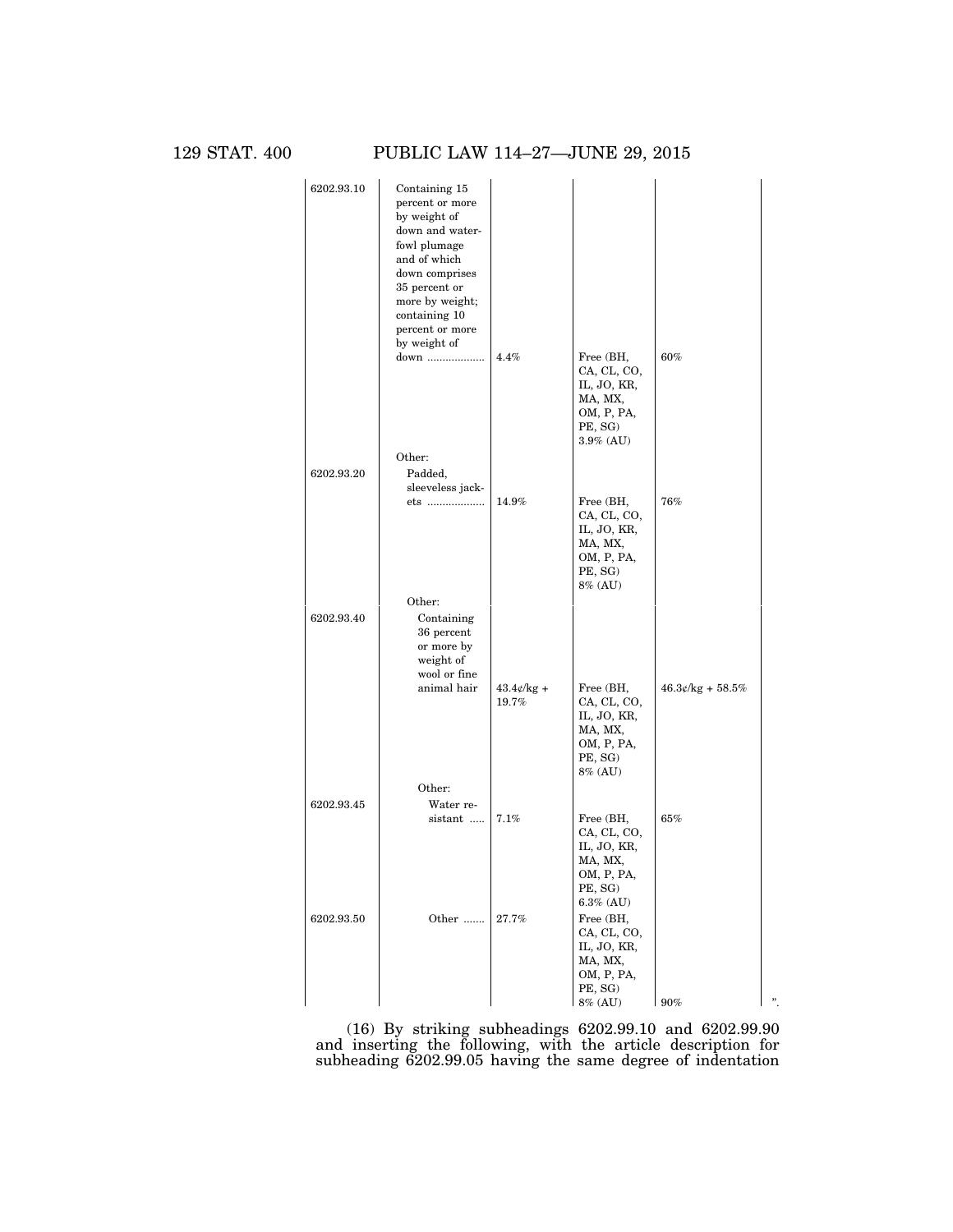| | | | | |
|---|---|---|---|---|
| 6202.93.10 | Containing 15 percent or more by weight of down and waterfowl plumage and of which down comprises 35 percent or more by weight; containing 10 percent or more by weight of down ................... | 4.4% | Free (BH, CA, CL, CO, IL, JO, KR, MA, MX, OM, P, PA, PE, SG) 3.9% (AU) | 60% |
| | Other: | | | |
| 6202.93.20 | Padded, sleeveless jackets ................... | 14.9% | Free (BH, CA, CL, CO, IL, JO, KR, MA, MX, OM, P, PA, PE, SG) 8% (AU) | 76% |
| | Other: | | | |
| 6202.93.40 | Containing 36 percent or more by weight of wool or fine animal hair | 43.4¢/kg + 19.7% | Free (BH, CA, CL, CO, IL, JO, KR, MA, MX, OM, P, PA, PE, SG) 8% (AU) | 46.3¢/kg + 58.5% |
| | Other: | | | |
| 6202.93.45 | Water resistant ..... | 7.1% | Free (BH, CA, CL, CO, IL, JO, KR, MA, MX, OM, P, PA, PE, SG) 6.3% (AU) | 65% |
| 6202.93.50 | Other ....... | 27.7% | Free (BH, CA, CL, CO, IL, JO, KR, MA, MX, OM, P, PA, PE, SG) 8% (AU) | 90% ”. |

(16) By striking subheadings 6202.99.10 and 6202.99.90 and inserting the following, with the article description for subheading 6202.99.05 having the same degree of indentation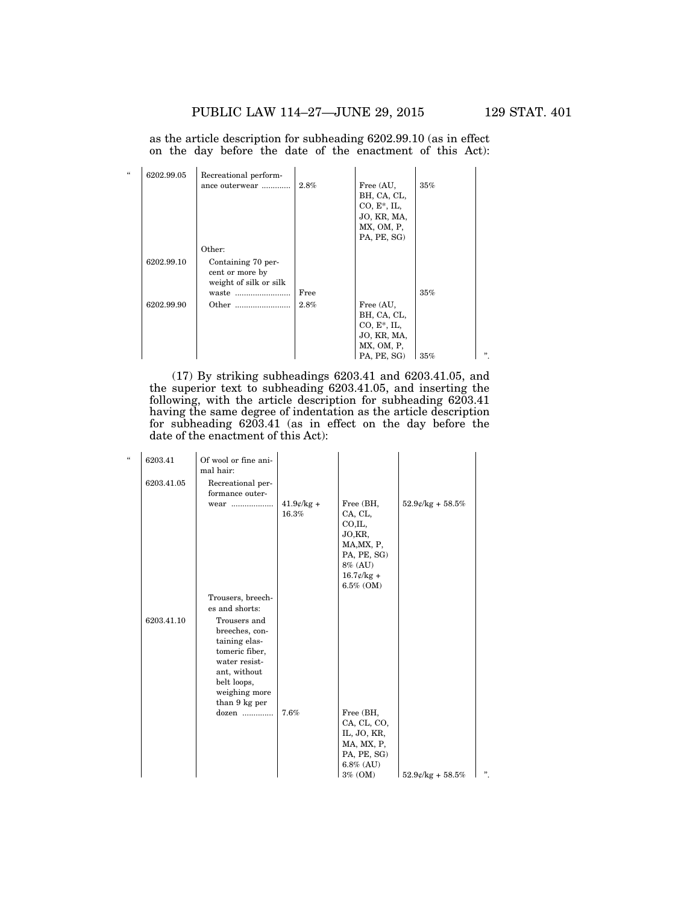as the article description for subheading 6202.99.10 (as in effect on the day before the date of the enactment of this Act):

| " | | | | | |
|---|---|---|---|---|---|
| 6202.99.05 | Recreational performance outerwear ............ | 2.8% | Free (AU, BH, CA, CL, CO, E*, IL, JO, KR, MA, MX, OM, P, PA, PE, SG) | 35% | |
| | Other: | | | | |
| 6202.99.10 | Containing 70 percent or more by weight of silk or silk waste ......................... | Free | | 35% | |
| 6202.99.90 | Other ......................... | 2.8% | Free (AU, BH, CA, CL, CO, E*, IL, JO, KR, MA, MX, OM, P, PA, PE, SG) | 35% | ". |

(17) By striking subheadings 6203.41 and 6203.41.05, and the superior text to subheading 6203.41.05, and inserting the following, with the article description for subheading 6203.41 having the same degree of indentation as the article description for subheading 6203.41 (as in effect on the day before the date of the enactment of this Act):

| " | | | | | |
|---|---|---|---|---|---|
| 6203.41 | Of wool or fine animal hair: | | | | |
| 6203.41.05 | Recreational performance outerwear .................. | 41.9¢/kg + 16.3% | Free (BH, CA, CL, CO,IL, JO,KR, MA,MX, P, PA, PE, SG) 8% (AU) 16.7¢/kg + 6.5% (OM) | 52.9¢/kg + 58.5% | |
| | Trousers, breeches and shorts: | | | | |
| 6203.41.10 | Trousers and breeches, containing elastomeric fiber, water resistant, without belt loops, weighing more than 9 kg per dozen ............. | 7.6% | Free (BH, CA, CL, CO, IL, JO, KR, MA, MX, P, PA, PE, SG) 6.8% (AU) 3% (OM) | 52.9¢/kg + 58.5% | ". |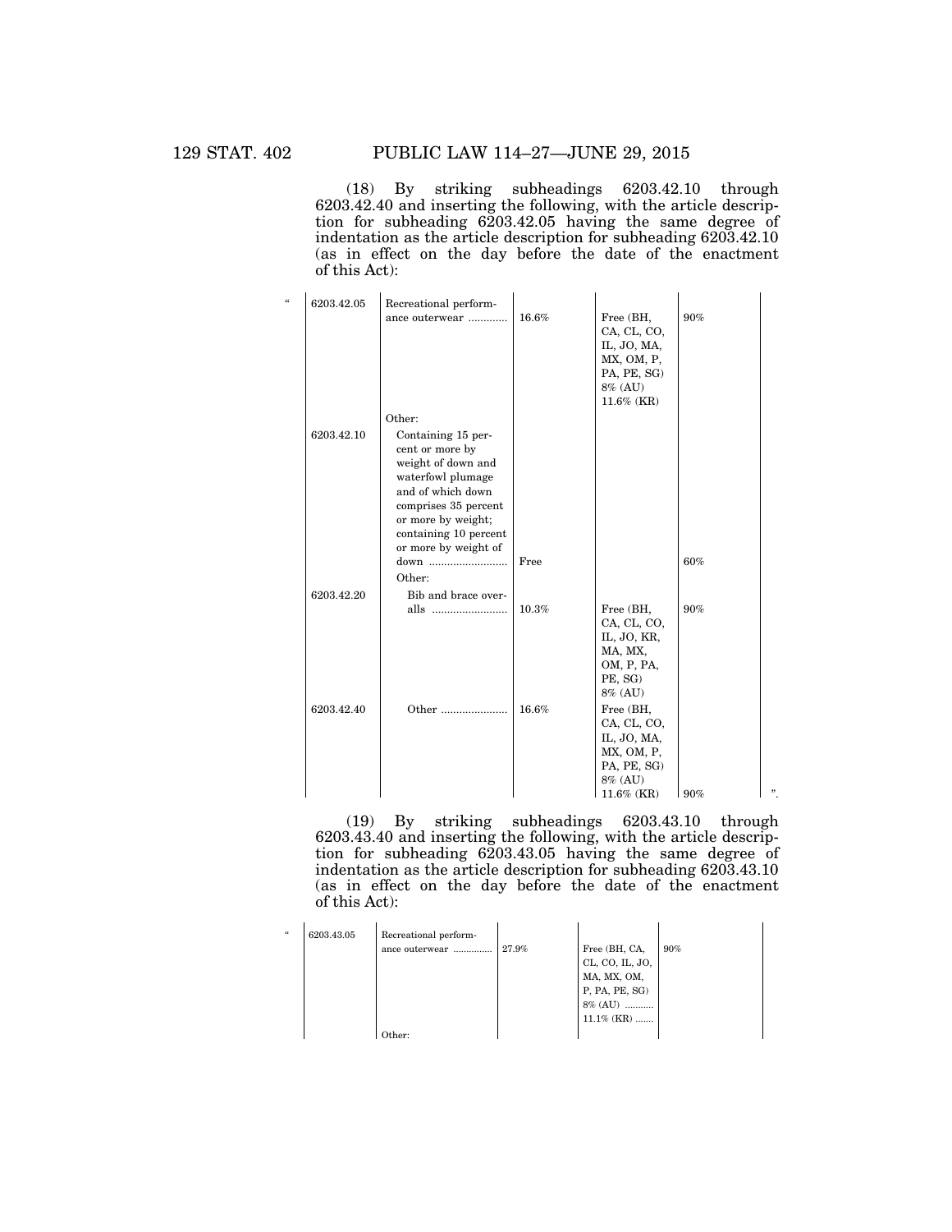(18) By striking subheadings 6203.42.10 through 6203.42.40 and inserting the following, with the article description for subheading 6203.42.05 having the same degree of indentation as the article description for subheading 6203.42.10 (as in effect on the day before the date of the enactment of this Act):

| | | | | | |
|---|---|---|---|---|---|
| " | 6203.42.05 | Recreational performance outerwear ............ | 16.6% | Free (BH, CA, CL, CO, IL, JO, MA, MX, OM, P, PA, PE, SG) 8% (AU) 11.6% (KR) | 90% |
| | | Other: | | | |
| | 6203.42.10 | Containing 15 percent or more by weight of down and waterfowl plumage and of which down comprises 35 percent or more by weight; containing 10 percent or more by weight of down .......................... | Free | | 60% |
| | | Other: | | | |
| | 6203.42.20 | Bib and brace overalls ......................... | 10.3% | Free (BH, CA, CL, CO, IL, JO, KR, MA, MX, OM, P, PA, PE, SG) 8% (AU) | 90% |
| | 6203.42.40 | Other ...................... | 16.6% | Free (BH, CA, CL, CO, IL, JO, MA, MX, OM, P, PA, PE, SG) 8% (AU) 11.6% (KR) | 90% ". |

(19) By striking subheadings 6203.43.10 through 6203.43.40 and inserting the following, with the article description for subheading 6203.43.05 having the same degree of indentation as the article description for subheading 6203.43.10 (as in effect on the day before the date of the enactment of this Act):

| | | | | | |
|---|---|---|---|---|---|
| " | 6203.43.05 | Recreational performance outerwear .............. | 27.9% | Free (BH, CA, CL, CO, IL, JO, MA, MX, OM, P, PA, PE, SG) 8% (AU) .......... 11.1% (KR) ....... | 90% |
| | | Other: | | | |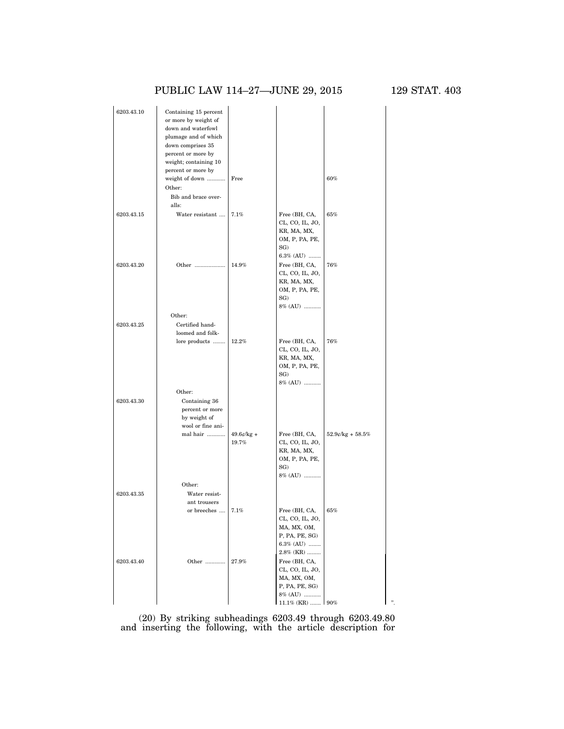| | | | | |
|---|---|---|---|---|
| 6203.43.10 | Containing 15 percent or more by weight of down and waterfowl plumage and of which down comprises 35 percent or more by weight; containing 10 percent or more by weight of down ............ | Free | | 60% |
| | Other: | | | |
| | Bib and brace overalls: | | | |
| 6203.43.15 | Water resistant .... | 7.1% | Free (BH, CA, CL, CO, IL, JO, KR, MA, MX, OM, P, PA, PE, SG) 6.3% (AU) ........ | 65% |
| 6203.43.20 | Other .................... | 14.9% | Free (BH, CA, CL, CO, IL, JO, KR, MA, MX, OM, P, PA, PE, SG) 8% (AU) ........... | 76% |
| | Other: | | | |
| 6203.43.25 | Certified hand-loomed and folklore products ........ | 12.2% | Free (BH, CA, CL, CO, IL, JO, KR, MA, MX, OM, P, PA, PE, SG) 8% (AU) ........... | 76% |
| | Other: | | | |
| 6203.43.30 | Containing 36 percent or more by weight of wool or fine animal hair ............ | 49.6¢/kg + 19.7% | Free (BH, CA, CL, CO, IL, JO, KR, MA, MX, OM, P, PA, PE, SG) 8% (AU) ........... | 52.9¢/kg + 58.5% |
| | Other: | | | |
| 6203.43.35 | Water resistant trousers or breeches .... | 7.1% | Free (BH, CA, CL, CO, IL, JO, MA, MX, OM, P, PA, PE, SG) 6.3% (AU) ........ 2.8% (KR) ......... | 65% |
| 6203.43.40 | Other ............. | 27.9% | Free (BH, CA, CL, CO, IL, JO, MA, MX, OM, P, PA, PE, SG) 8% (AU) ........... 11.1% (KR) ....... | 90% ". |

(20) By striking subheadings 6203.49 through 6203.49.80 and inserting the following, with the article description for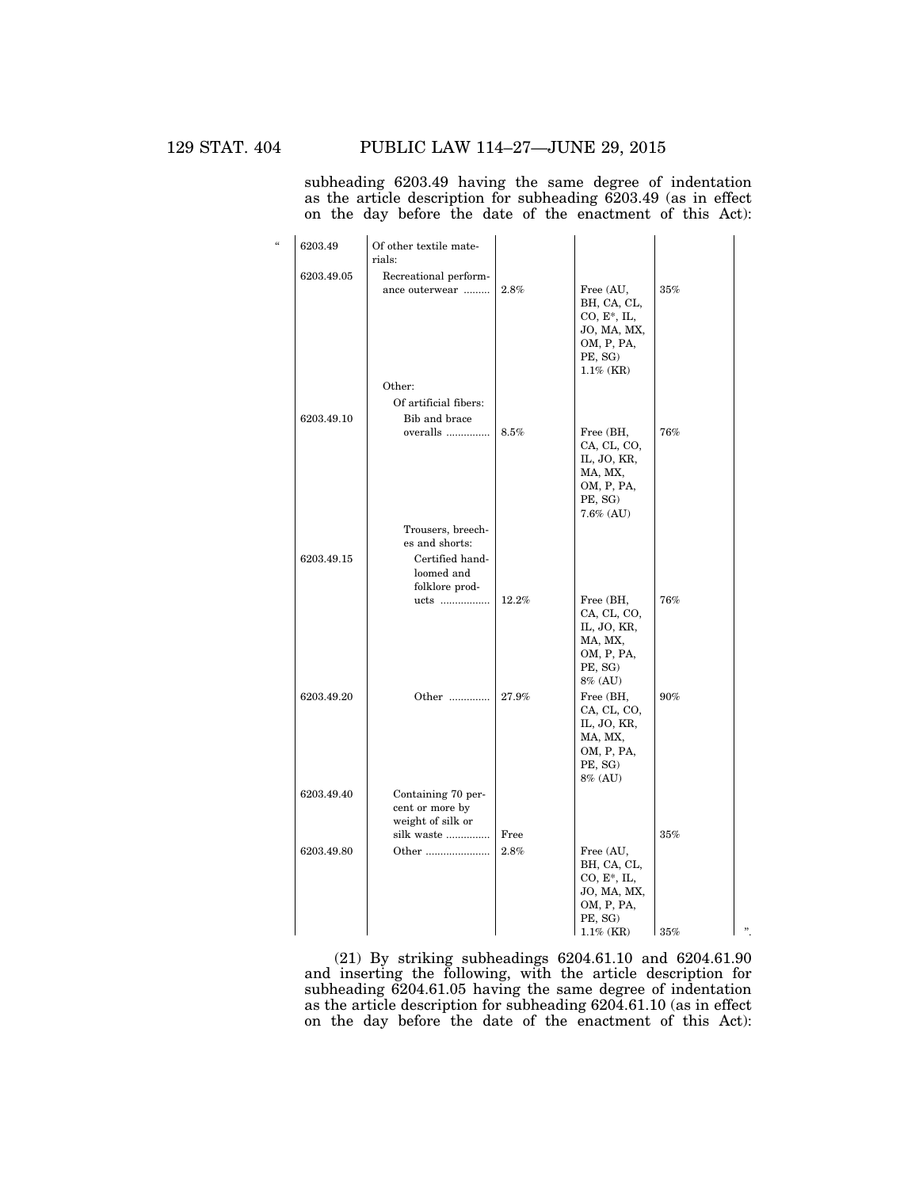subheading 6203.49 having the same degree of indentation as the article description for subheading 6203.49 (as in effect on the day before the date of the enactment of this Act):

| | | | | |
|---|---|---|---|---|
| “6203.49 | Of other textile materials: | | | |
| 6203.49.05 | Recreational performance outerwear ......... | 2.8% | Free (AU, BH, CA, CL, CO, E*, IL, JO, MA, MX, OM, P, PA, PE, SG) 1.1% (KR) | 35% |
| | Other: | | | |
| | Of artificial fibers: | | | |
| 6203.49.10 | Bib and brace overalls ............... | 8.5% | Free (BH, CA, CL, CO, IL, JO, KR, MA, MX, OM, P, PA, PE, SG) 7.6% (AU) | 76% |
| | Trousers, breeches and shorts: | | | |
| 6203.49.15 | Certified hand-loomed and folklore products ................. | 12.2% | Free (BH, CA, CL, CO, IL, JO, KR, MA, MX, OM, P, PA, PE, SG) 8% (AU) | 76% |
| 6203.49.20 | Other ............. | 27.9% | Free (BH, CA, CL, CO, IL, JO, KR, MA, MX, OM, P, PA, PE, SG) 8% (AU) | 90% |
| 6203.49.40 | Containing 70 percent or more by weight of silk or silk waste ............... | Free | | 35% |
| 6203.49.80 | Other ...................... | 2.8% | Free (AU, BH, CA, CL, CO, E*, IL, JO, MA, MX, OM, P, PA, PE, SG) 1.1% (KR) | 35% ”. |

(21) By striking subheadings 6204.61.10 and 6204.61.90 and inserting the following, with the article description for subheading 6204.61.05 having the same degree of indentation as the article description for subheading 6204.61.10 (as in effect on the day before the date of the enactment of this Act):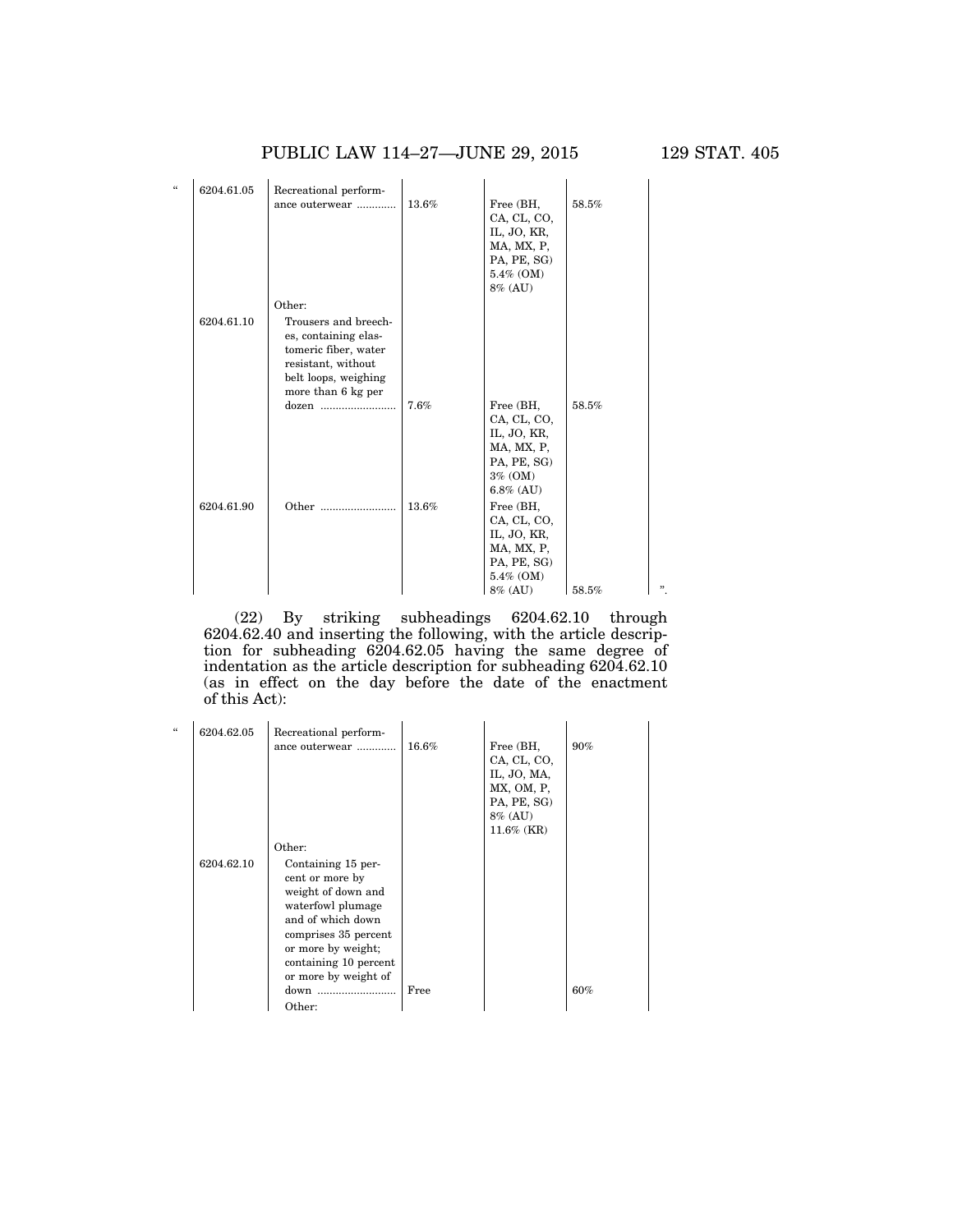| | | | | | |
|---|---|---|---|---|---|
| " | 6204.61.05 | Recreational performance outerwear ............ | 13.6% | Free (BH, CA, CL, CO, IL, JO, KR, MA, MX, P, PA, PE, SG) 5.4% (OM) 8% (AU) | 58.5% |
| | | Other: | | | |
| | 6204.61.10 | Trousers and breeches, containing elastomeric fiber, water resistant, without belt loops, weighing more than 6 kg per dozen ......................... | 7.6% | Free (BH, CA, CL, CO, IL, JO, KR, MA, MX, P, PA, PE, SG) 3% (OM) 6.8% (AU) | 58.5% |
| | 6204.61.90 | Other ......................... | 13.6% | Free (BH, CA, CL, CO, IL, JO, KR, MA, MX, P, PA, PE, SG) 5.4% (OM) 8% (AU) | 58.5% ". |

(22) By striking subheadings 6204.62.10 through 6204.62.40 and inserting the following, with the article description for subheading 6204.62.05 having the same degree of indentation as the article description for subheading 6204.62.10 (as in effect on the day before the date of the enactment of this Act):

| | | | | | |
|---|---|---|---|---|---|
| " | 6204.62.05 | Recreational performance outerwear ............ | 16.6% | Free (BH, CA, CL, CO, IL, JO, MA, MX, OM, P, PA, PE, SG) 8% (AU) 11.6% (KR) | 90% |
| | | Other: | | | |
| | 6204.62.10 | Containing 15 percent or more by weight of down and waterfowl plumage and of which down comprises 35 percent or more by weight; containing 10 percent or more by weight of down .......................... | Free | | 60% |
| | | Other: | | | |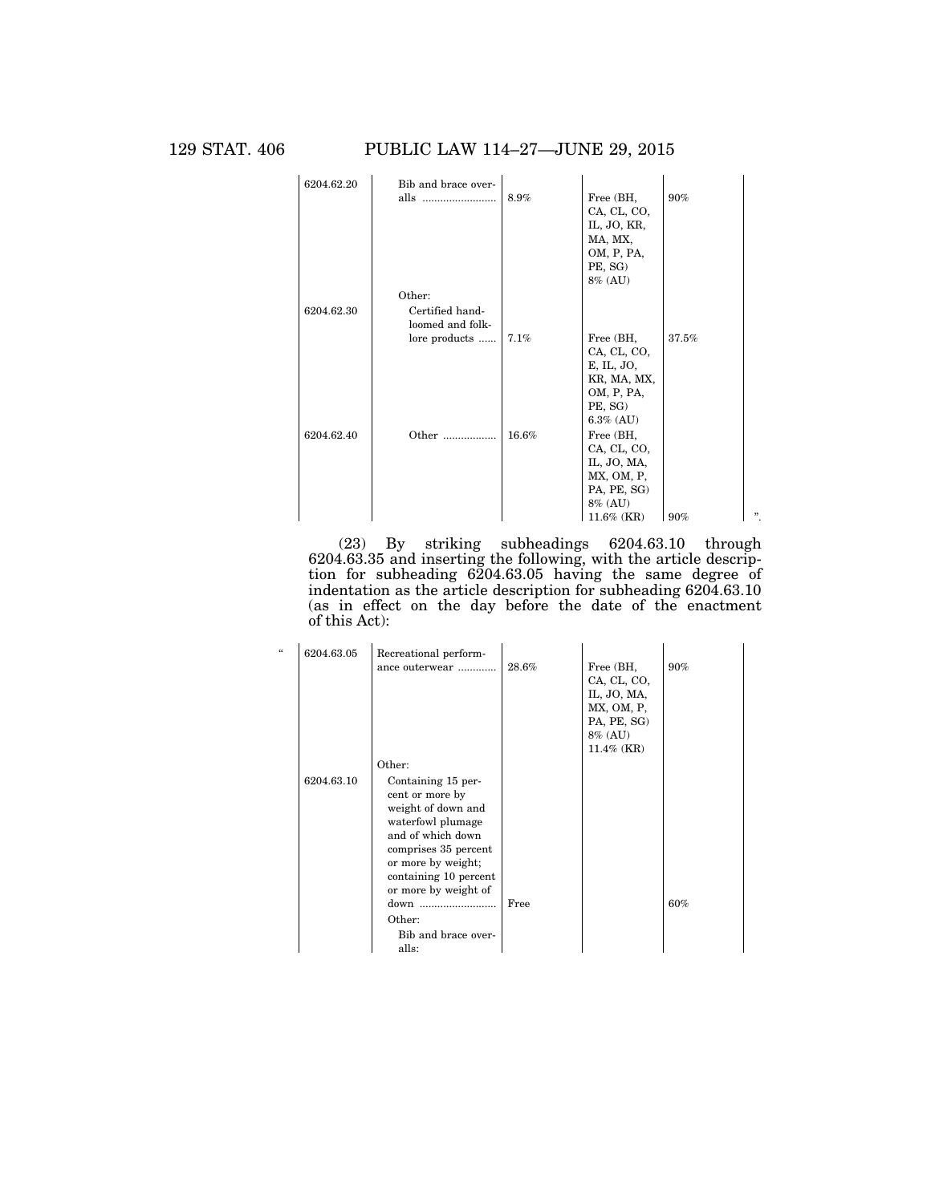| | | | | | |
|---|---|---|---|---|---|
| 6204.62.20 | Bib and brace overalls ........................ | 8.9% | Free (BH, CA, CL, CO, IL, JO, KR, MA, MX, OM, P, PA, PE, SG) 8% (AU) | 90% | |
| | Other: | | | | |
| 6204.62.30 | Certified hand-loomed and folklore products ...... | 7.1% | Free (BH, CA, CL, CO, E, IL, JO, KR, MA, MX, OM, P, PA, PE, SG) 6.3% (AU) | 37.5% | |
| 6204.62.40 | Other .................. | 16.6% | Free (BH, CA, CL, CO, IL, JO, MA, MX, OM, P, PA, PE, SG) 8% (AU) 11.6% (KR) | 90% | ". |

(23) By striking subheadings 6204.63.10 through 6204.63.35 and inserting the following, with the article description for subheading 6204.63.05 having the same degree of indentation as the article description for subheading 6204.63.10 (as in effect on the day before the date of the enactment of this Act):

| | | | | | |
|---|---|---|---|---|---|
| " 6204.63.05 | Recreational performance outerwear ............ | 28.6% | Free (BH, CA, CL, CO, IL, JO, MA, MX, OM, P, PA, PE, SG) 8% (AU) 11.4% (KR) | 90% | |
| | Other: | | | | |
| 6204.63.10 | Containing 15 percent or more by weight of down and waterfowl plumage and of which down comprises 35 percent or more by weight; containing 10 percent or more by weight of down .......................... | Free | | 60% | |
| | Other: | | | | |
| | Bib and brace overalls: | | | | |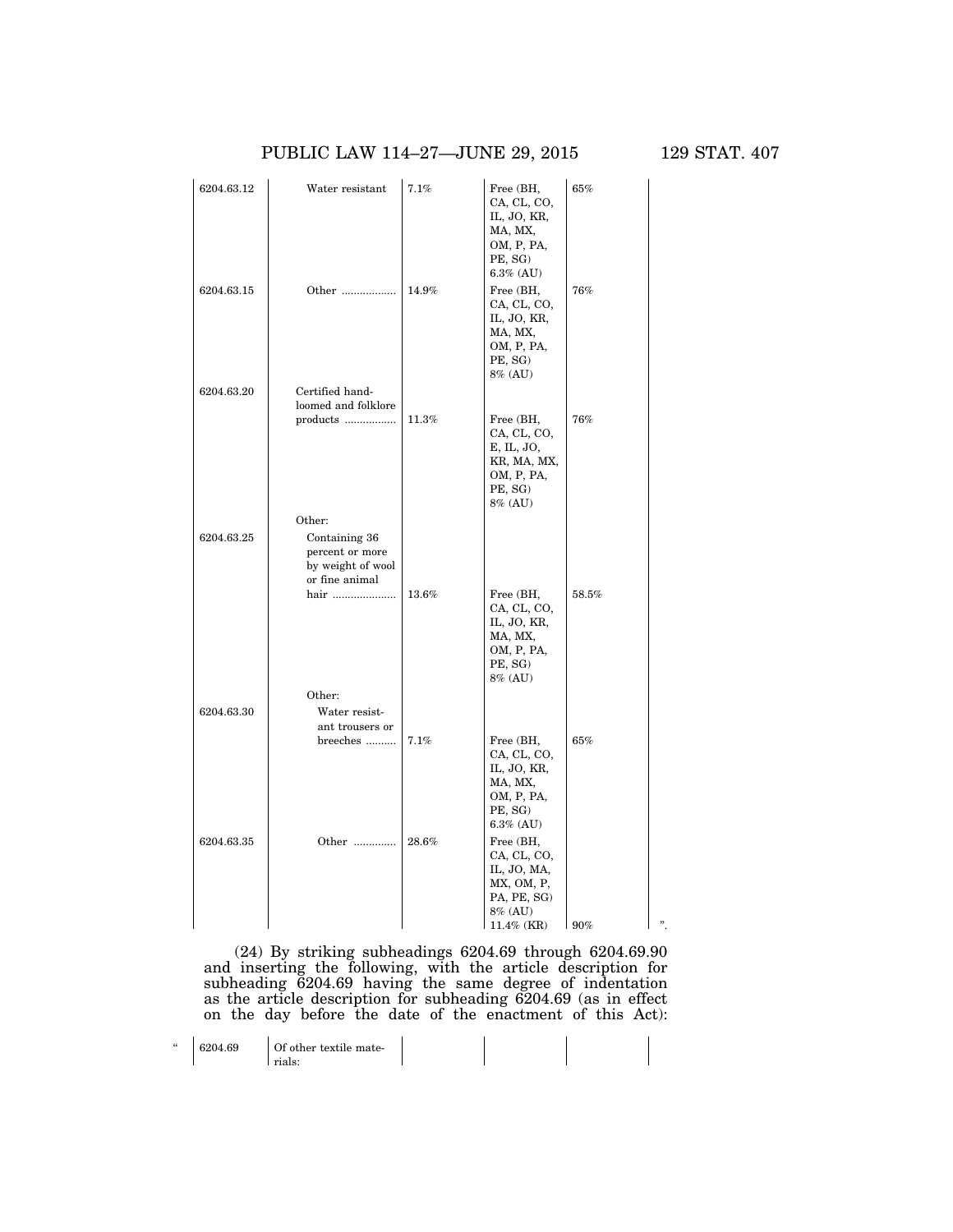| | | | | | |
|---|---|---|---|---|---|
| 6204.63.12 | Water resistant | 7.1% | Free (BH, CA, CL, CO, IL, JO, KR, MA, MX, OM, P, PA, PE, SG) 6.3% (AU) | 65% | |
| 6204.63.15 | Other .................. | 14.9% | Free (BH, CA, CL, CO, IL, JO, KR, MA, MX, OM, P, PA, PE, SG) 8% (AU) | 76% | |
| 6204.63.20 | Certified hand-loomed and folklore products ................. | 11.3% | Free (BH, CA, CL, CO, E, IL, JO, KR, MA, MX, OM, P, PA, PE, SG) 8% (AU) | 76% | |
| | Other: | | | | |
| 6204.63.25 | Containing 36 percent or more by weight of wool or fine animal hair ..................... | 13.6% | Free (BH, CA, CL, CO, IL, JO, KR, MA, MX, OM, P, PA, PE, SG) 8% (AU) | 58.5% | |
| | Other: | | | | |
| 6204.63.30 | Water resistant trousers or breeches .......... | 7.1% | Free (BH, CA, CL, CO, IL, JO, KR, MA, MX, OM, P, PA, PE, SG) 6.3% (AU) | 65% | |
| 6204.63.35 | Other ............. | 28.6% | Free (BH, CA, CL, CO, IL, JO, MA, MX, OM, P, PA, PE, SG) 8% (AU) 11.4% (KR) | 90% | ". |

(24) By striking subheadings 6204.69 through 6204.69.90 and inserting the following, with the article description for subheading 6204.69 having the same degree of indentation as the article description for subheading 6204.69 (as in effect on the day before the date of the enactment of this Act):

| | | | | | |
|---|---|---|---|---|---|
| " 6204.69 | Of other textile materials: | | | | |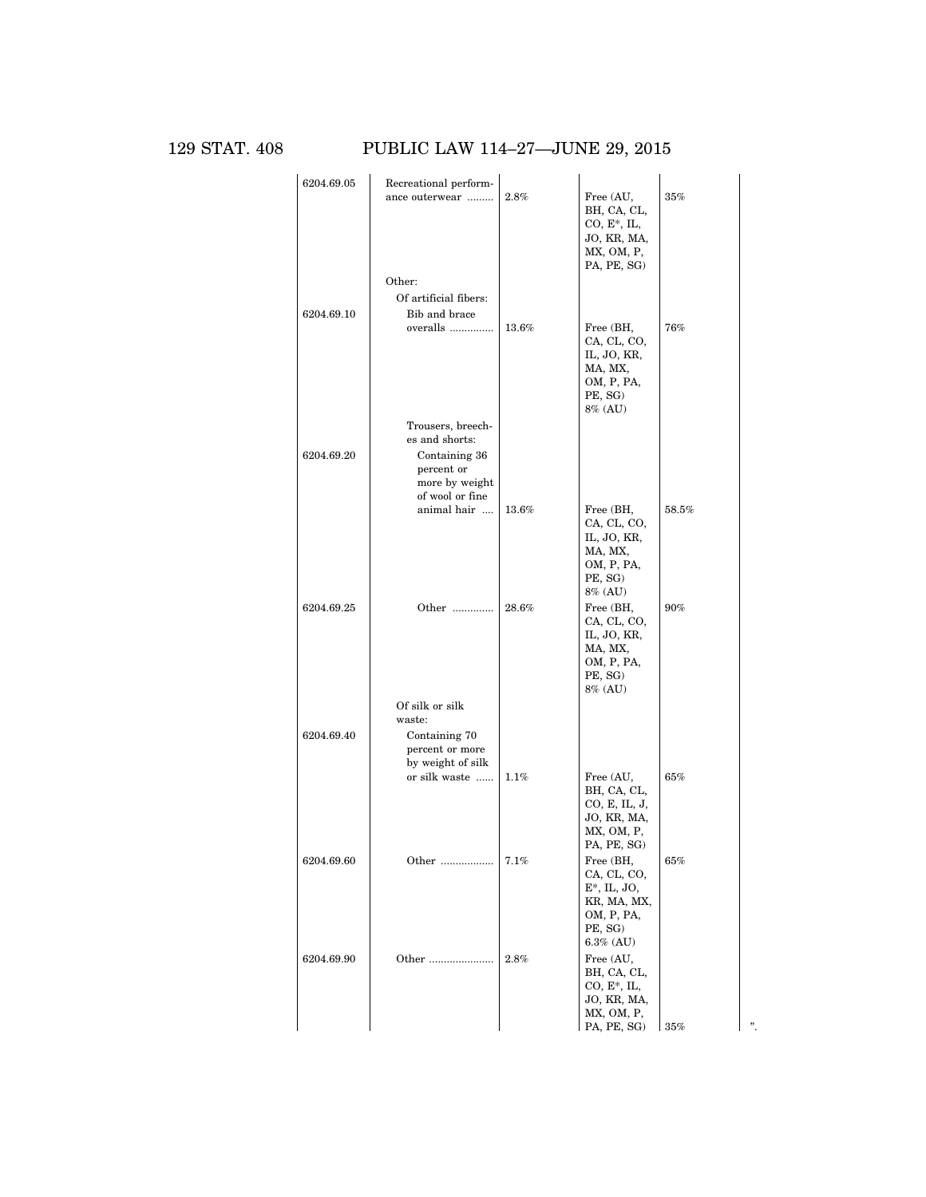| | | | | | |
|---|---|---|---|---|---|
| 6204.69.05 | Recreational performance outerwear ......... | 2.8% | Free (AU, BH, CA, CL, CO, E*, IL, JO, KR, MA, MX, OM, P, PA, PE, SG) | 35% | |
| | Other: | | | | |
| | Of artificial fibers: | | | | |
| 6204.69.10 | Bib and brace overalls ............... | 13.6% | Free (BH, CA, CL, CO, IL, JO, KR, MA, MX, OM, P, PA, PE, SG) 8% (AU) | 76% | |
| | Trousers, breeches and shorts: | | | | |
| 6204.69.20 | Containing 36 percent or more by weight of wool or fine animal hair .... | 13.6% | Free (BH, CA, CL, CO, IL, JO, KR, MA, MX, OM, P, PA, PE, SG) 8% (AU) | 58.5% | |
| 6204.69.25 | Other ............. | 28.6% | Free (BH, CA, CL, CO, IL, JO, KR, MA, MX, OM, P, PA, PE, SG) 8% (AU) | 90% | |
| | Of silk or silk waste: | | | | |
| 6204.69.40 | Containing 70 percent or more by weight of silk or silk waste ...... | 1.1% | Free (AU, BH, CA, CL, CO, E, IL, J, JO, KR, MA, MX, OM, P, PA, PE, SG) | 65% | |
| 6204.69.60 | Other .................. | 7.1% | Free (BH, CA, CL, CO, E*, IL, JO, KR, MA, MX, OM, P, PA, PE, SG) 6.3% (AU) | 65% | |
| 6204.69.90 | Other ...................... | 2.8% | Free (AU, BH, CA, CL, CO, E*, IL, JO, KR, MA, MX, OM, P, PA, PE, SG) | 35% | ”. |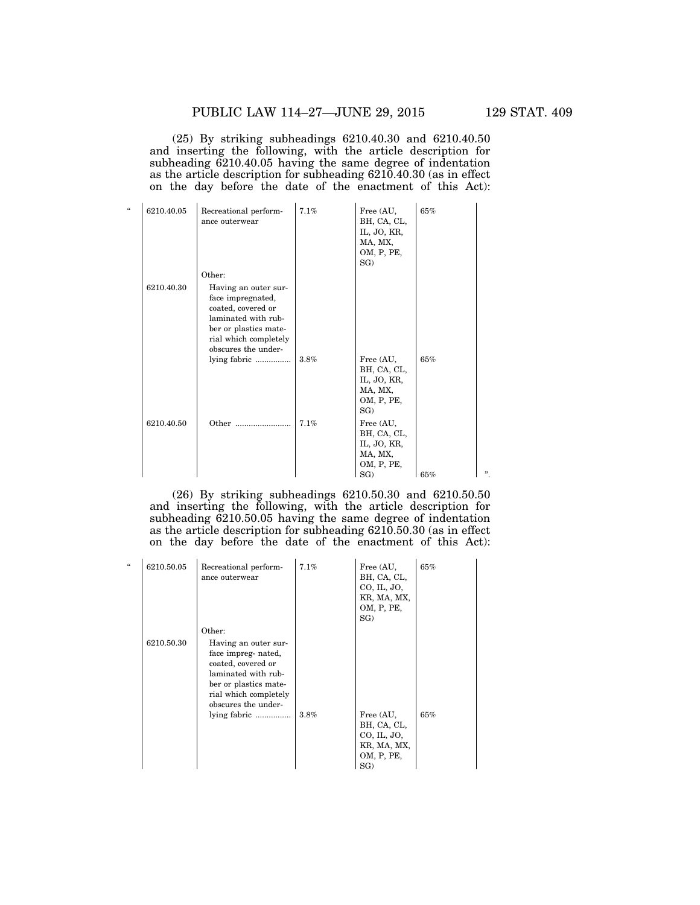(25) By striking subheadings 6210.40.30 and 6210.40.50 and inserting the following, with the article description for subheading 6210.40.05 having the same degree of indentation as the article description for subheading 6210.40.30 (as in effect on the day before the date of the enactment of this Act):

| | | | | |
|---|---|---|---|---|
| " 6210.40.05 | Recreational performance outerwear | 7.1% | Free (AU, BH, CA, CL, IL, JO, KR, MA, MX, OM, P, PE, SG) | 65% |
| | Other: | | | |
| 6210.40.30 | Having an outer surface impregnated, coated, covered or laminated with rubber or plastics material which completely obscures the underlying fabric ................ | 3.8% | Free (AU, BH, CA, CL, IL, JO, KR, MA, MX, OM, P, PE, SG) | 65% |
| 6210.40.50 | Other ......................... | 7.1% | Free (AU, BH, CA, CL, IL, JO, KR, MA, MX, OM, P, PE, SG) | 65% ". |

(26) By striking subheadings 6210.50.30 and 6210.50.50 and inserting the following, with the article description for subheading 6210.50.05 having the same degree of indentation as the article description for subheading 6210.50.30 (as in effect on the day before the date of the enactment of this Act):

| | | | | |
|---|---|---|---|---|
| " 6210.50.05 | Recreational performance outerwear | 7.1% | Free (AU, BH, CA, CL, CO, IL, JO, KR, MA, MX, OM, P, PE, SG) | 65% |
| | Other: | | | |
| 6210.50.30 | Having an outer surface impreg- nated, coated, covered or laminated with rubber or plastics material which completely obscures the underlying fabric ................ | 3.8% | Free (AU, BH, CA, CL, CO, IL, JO, KR, MA, MX, OM, P, PE, SG) | 65% |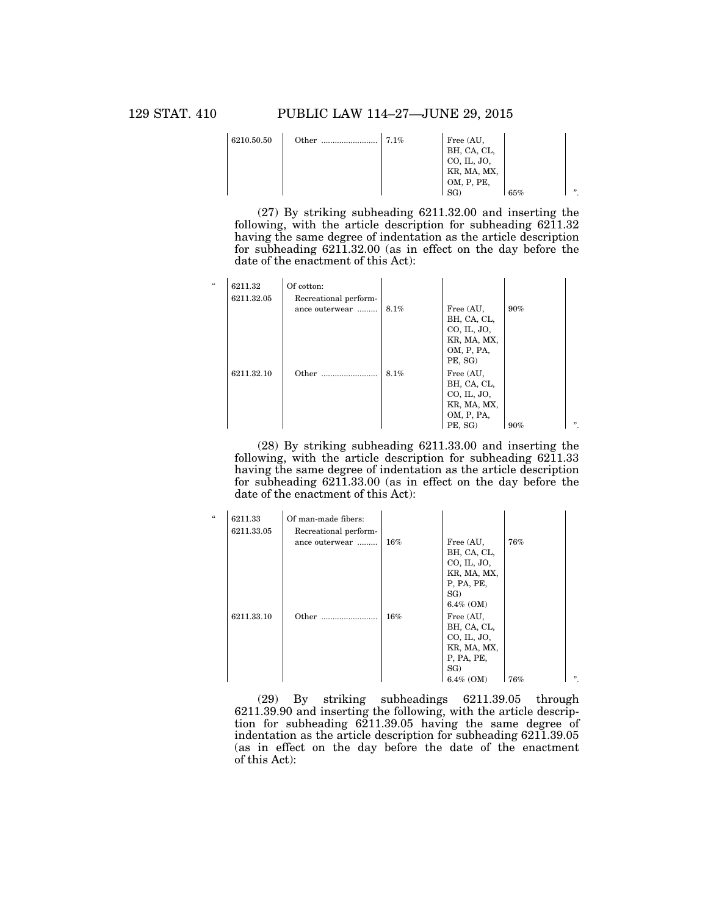| | | | | | |
|---|---|---|---|---|---|
| 6210.50.50 | Other ......................... | 7.1% | Free (AU, BH, CA, CL, CO, IL, JO, KR, MA, MX, OM, P, PE, SG) | 65% | ". |

(27) By striking subheading 6211.32.00 and inserting the following, with the article description for subheading 6211.32 having the same degree of indentation as the article description for subheading 6211.32.00 (as in effect on the day before the date of the enactment of this Act):

| | | | | | |
|---|---|---|---|---|---|
| " 6211.32 | Of cotton: | | | | |
| 6211.32.05 | Recreational performance outerwear ......... | 8.1% | Free (AU, BH, CA, CL, CO, IL, JO, KR, MA, MX, OM, P, PA, PE, SG) | 90% | |
| 6211.32.10 | Other ......................... | 8.1% | Free (AU, BH, CA, CL, CO, IL, JO, KR, MA, MX, OM, P, PA, PE, SG) | 90% | ". |

(28) By striking subheading 6211.33.00 and inserting the following, with the article description for subheading 6211.33 having the same degree of indentation as the article description for subheading 6211.33.00 (as in effect on the day before the date of the enactment of this Act):

| | | | | | |
|---|---|---|---|---|---|
| " 6211.33 | Of man-made fibers: | | | | |
| 6211.33.05 | Recreational performance outerwear ......... | 16% | Free (AU, BH, CA, CL, CO, IL, JO, KR, MA, MX, P, PA, PE, SG) 6.4% (OM) | 76% | |
| 6211.33.10 | Other ......................... | 16% | Free (AU, BH, CA, CL, CO, IL, JO, KR, MA, MX, P, PA, PE, SG) 6.4% (OM) | 76% | ". |

(29) By striking subheadings 6211.39.05 through 6211.39.90 and inserting the following, with the article description for subheading 6211.39.05 having the same degree of indentation as the article description for subheading 6211.39.05 (as in effect on the day before the date of the enactment of this Act):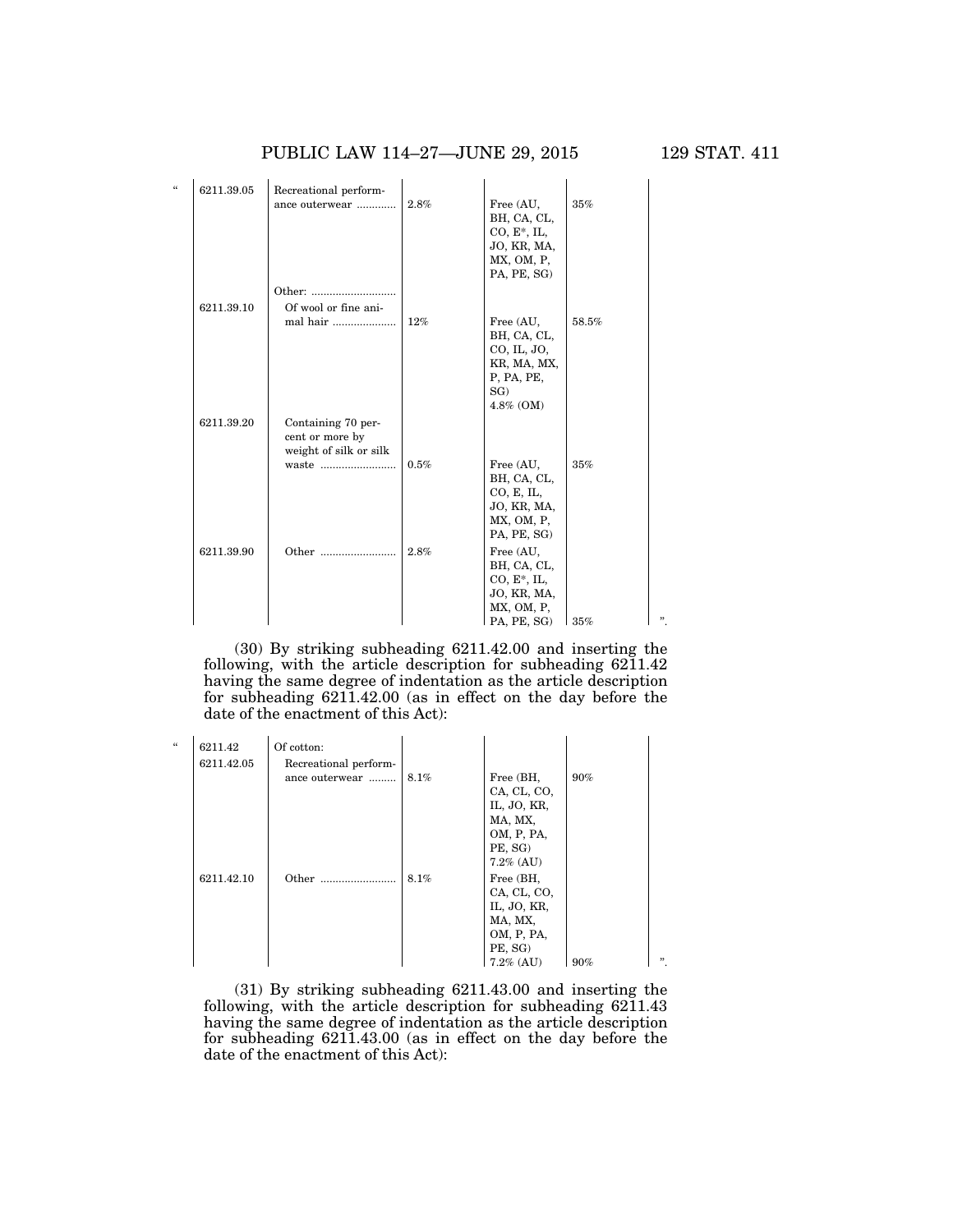| " | 6211.39.05 | Recreational performance outerwear ............ | 2.8% | Free (AU, BH, CA, CL, CO, E*, IL, JO, KR, MA, MX, OM, P, PA, PE, SG) | 35% | |
|---|---|---|---|---|---|---|
| | | Other: ............................ | | | | |
| | 6211.39.10 | Of wool or fine animal hair ..................... | 12% | Free (AU, BH, CA, CL, CO, IL, JO, KR, MA, MX, P, PA, PE, SG) 4.8% (OM) | 58.5% | |
| | 6211.39.20 | Containing 70 percent or more by weight of silk or silk waste ......................... | 0.5% | Free (AU, BH, CA, CL, CO, E, IL, JO, KR, MA, MX, OM, P, PA, PE, SG) | 35% | |
| | 6211.39.90 | Other ......................... | 2.8% | Free (AU, BH, CA, CL, CO, E*, IL, JO, KR, MA, MX, OM, P, PA, PE, SG) | 35% | ". |

(30) By striking subheading 6211.42.00 and inserting the following, with the article description for subheading 6211.42 having the same degree of indentation as the article description for subheading 6211.42.00 (as in effect on the day before the date of the enactment of this Act):

| " | 6211.42 | Of cotton: | | | | |
|---|---|---|---|---|---|---|
| | 6211.42.05 | Recreational performance outerwear ......... | 8.1% | Free (BH, CA, CL, CO, IL, JO, KR, MA, MX, OM, P, PA, PE, SG) 7.2% (AU) | 90% | |
| | 6211.42.10 | Other ......................... | 8.1% | Free (BH, CA, CL, CO, IL, JO, KR, MA, MX, OM, P, PA, PE, SG) 7.2% (AU) | 90% | ". |

(31) By striking subheading 6211.43.00 and inserting the following, with the article description for subheading 6211.43 having the same degree of indentation as the article description for subheading 6211.43.00 (as in effect on the day before the date of the enactment of this Act):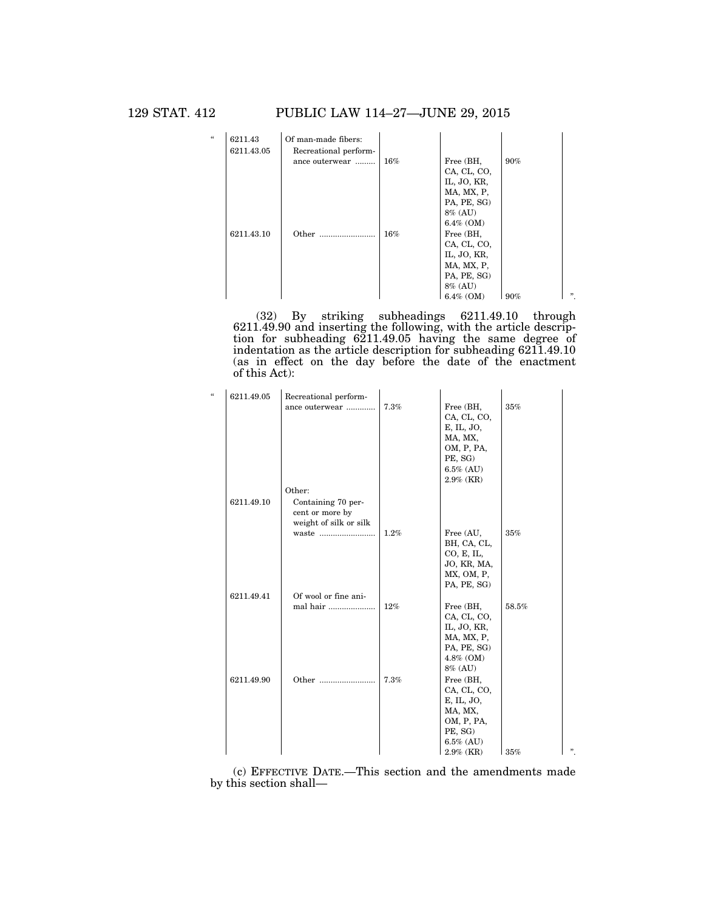| “ | 6211.43 | Of man-made fibers: | | | | |
|---|---|---|---|---|---|---|
| | 6211.43.05 | Recreational performance outerwear ......... | 16% | Free (BH, CA, CL, CO, IL, JO, KR, MA, MX, P, PA, PE, SG) 8% (AU) 6.4% (OM) | 90% | |
| | 6211.43.10 | Other ......................... | 16% | Free (BH, CA, CL, CO, IL, JO, KR, MA, MX, P, PA, PE, SG) 8% (AU) 6.4% (OM) | 90% | ”. |

(32) By striking subheadings 6211.49.10 through 6211.49.90 and inserting the following, with the article description for subheading 6211.49.05 having the same degree of indentation as the article description for subheading 6211.49.10 (as in effect on the day before the date of the enactment of this Act):

| “ | 6211.49.05 | Recreational performance outerwear ............. | 7.3% | Free (BH, CA, CL, CO, E, IL, JO, MA, MX, OM, P, PA, PE, SG) 6.5% (AU) 2.9% (KR) | 35% | |
|---|---|---|---|---|---|---|
| | | Other: | | | | |
| | 6211.49.10 | Containing 70 percent or more by weight of silk or silk waste ......................... | 1.2% | Free (AU, BH, CA, CL, CO, E, IL, JO, KR, MA, MX, OM, P, PA, PE, SG) | 35% | |
| | 6211.49.41 | Of wool or fine animal hair ..................... | 12% | Free (BH, CA, CL, CO, IL, JO, KR, MA, MX, P, PA, PE, SG) 4.8% (OM) 8% (AU) | 58.5% | |
| | 6211.49.90 | Other ......................... | 7.3% | Free (BH, CA, CL, CO, E, IL, JO, MA, MX, OM, P, PA, PE, SG) 6.5% (AU) 2.9% (KR) | 35% | ”. |

(c) EFFECTIVE DATE.—This section and the amendments made by this section shall—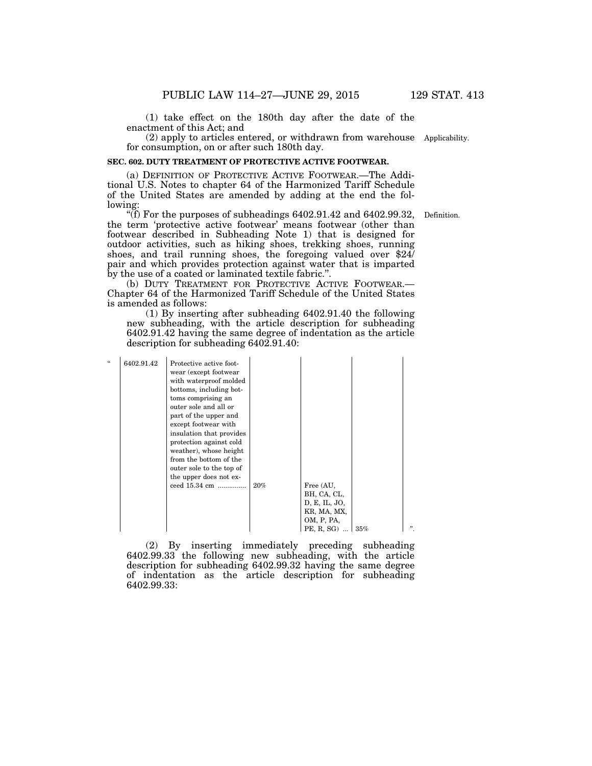(1) take effect on the 180th day after the date of the enactment of this Act; and

(2) apply to articles entered, or withdrawn from warehouse for consumption, on or after such 180th day.

Applicability.

**SEC. 602. DUTY TREATMENT OF PROTECTIVE ACTIVE FOOTWEAR.**

(a) DEFINITION OF PROTECTIVE ACTIVE FOOTWEAR.—The Additional U.S. Notes to chapter 64 of the Harmonized Tariff Schedule of the United States are amended by adding at the end the following:

Definition.

"(f) For the purposes of subheadings 6402.91.42 and 6402.99.32, the term 'protective active footwear' means footwear (other than footwear described in Subheading Note 1) that is designed for outdoor activities, such as hiking shoes, trekking shoes, running shoes, and trail running shoes, the foregoing valued over $24/pair and which provides protection against water that is imparted by the use of a coated or laminated textile fabric.".

(b) DUTY TREATMENT FOR PROTECTIVE ACTIVE FOOTWEAR.—Chapter 64 of the Harmonized Tariff Schedule of the United States is amended as follows:

(1) By inserting after subheading 6402.91.40 the following new subheading, with the article description for subheading 6402.91.42 having the same degree of indentation as the article description for subheading 6402.91.40:

| " | 6402.91.42 | Protective active footwear (except footwear with waterproof molded bottoms, including bottoms comprising an outer sole and all or part of the upper and except footwear with insulation that provides protection against cold weather), whose height from the bottom of the outer sole to the top of the upper does not exceed 15.34 cm .............. | 20% | Free (AU, BH, CA, CL, D, E, IL, JO, KR, MA, MX, OM, P, PA, PE, R, SG) ... | 35% | ". |
|---|---|---|---|---|---|---|

(2) By inserting immediately preceding subheading 6402.99.33 the following new subheading, with the article description for subheading 6402.99.32 having the same degree of indentation as the article description for subheading 6402.99.33: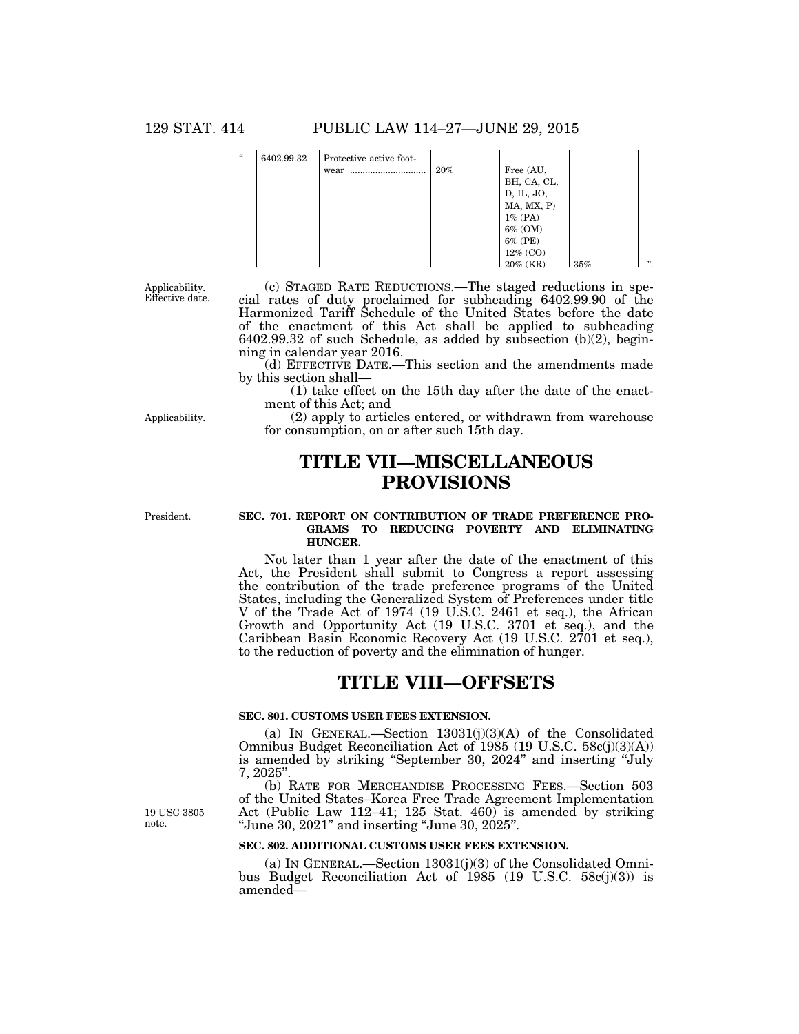| " | 6402.99.32 | Protective active footwear ............................ | 20% | Free (AU, BH, CA, CL, D, IL, JO, MA, MX, P) 1% (PA) 6% (OM) 6% (PE) 12% (CO) 20% (KR) | 35% | ". |
|---|---|---|---|---|---|---|

Applicability. Effective date.

(c) STAGED RATE REDUCTIONS.—The staged reductions in special rates of duty proclaimed for subheading 6402.99.90 of the Harmonized Tariff Schedule of the United States before the date of the enactment of this Act shall be applied to subheading 6402.99.32 of such Schedule, as added by subsection (b)(2), beginning in calendar year 2016.

(d) EFFECTIVE DATE.—This section and the amendments made by this section shall—

(1) take effect on the 15th day after the date of the enactment of this Act; and

Applicability.

(2) apply to articles entered, or withdrawn from warehouse for consumption, on or after such 15th day.

# TITLE VII—MISCELLANEOUS PROVISIONS

President.

### SEC. 701. REPORT ON CONTRIBUTION OF TRADE PREFERENCE PROGRAMS TO REDUCING POVERTY AND ELIMINATING HUNGER.

Not later than 1 year after the date of the enactment of this Act, the President shall submit to Congress a report assessing the contribution of the trade preference programs of the United States, including the Generalized System of Preferences under title V of the Trade Act of 1974 (19 U.S.C. 2461 et seq.), the African Growth and Opportunity Act (19 U.S.C. 3701 et seq.), and the Caribbean Basin Economic Recovery Act (19 U.S.C. 2701 et seq.), to the reduction of poverty and the elimination of hunger.

# TITLE VIII—OFFSETS

### SEC. 801. CUSTOMS USER FEES EXTENSION.

(a) IN GENERAL.—Section 13031(j)(3)(A) of the Consolidated Omnibus Budget Reconciliation Act of 1985 (19 U.S.C. 58c(j)(3)(A)) is amended by striking "September 30, 2024" and inserting "July 7, 2025".

19 USC 3805 note.

(b) RATE FOR MERCHANDISE PROCESSING FEES.—Section 503 of the United States–Korea Free Trade Agreement Implementation Act (Public Law 112–41; 125 Stat. 460) is amended by striking "June 30, 2021" and inserting "June 30, 2025".

### SEC. 802. ADDITIONAL CUSTOMS USER FEES EXTENSION.

(a) IN GENERAL.—Section 13031(j)(3) of the Consolidated Omnibus Budget Reconciliation Act of 1985 (19 U.S.C. 58c(j)(3)) is amended—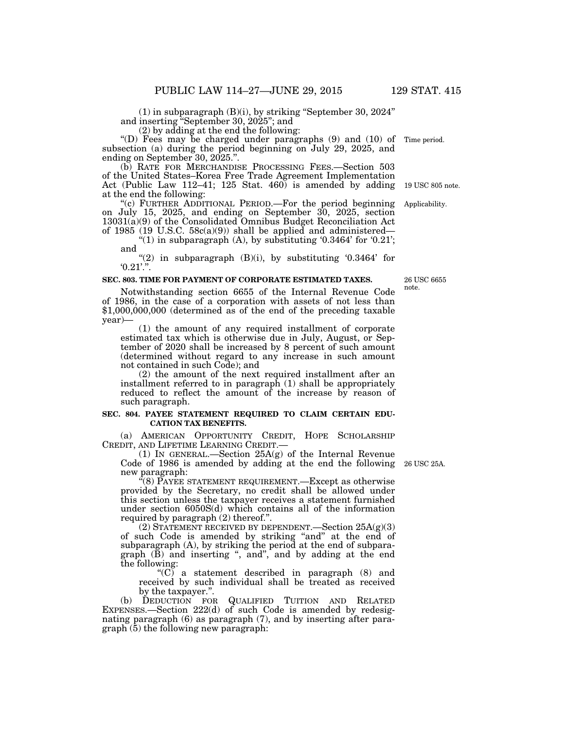(1) in subparagraph (B)(i), by striking "September 30, 2024" and inserting "September 30, 2025"; and

(2) by adding at the end the following:

"(D) Fees may be charged under paragraphs (9) and (10) of subsection (a) during the period beginning on July 29, 2025, and ending on September 30, 2025.".

Time period.

(b) RATE FOR MERCHANDISE PROCESSING FEES.—Section 503 of the United States–Korea Free Trade Agreement Implementation Act (Public Law 112–41; 125 Stat. 460) is amended by adding at the end the following:

19 USC 805 note.

"(c) FURTHER ADDITIONAL PERIOD.—For the period beginning on July 15, 2025, and ending on September 30, 2025, section 13031(a)(9) of the Consolidated Omnibus Budget Reconciliation Act of 1985 (19 U.S.C. 58c(a)(9)) shall be applied and administered—

Applicability.

"(1) in subparagraph (A), by substituting '0.3464' for '0.21'; and

"(2) in subparagraph (B)(i), by substituting '0.3464' for '0.21'.".

**SEC. 803. TIME FOR PAYMENT OF CORPORATE ESTIMATED TAXES.**

26 USC 6655 note.

Notwithstanding section 6655 of the Internal Revenue Code of 1986, in the case of a corporation with assets of not less than $1,000,000,000 (determined as of the end of the preceding taxable year)—

(1) the amount of any required installment of corporate estimated tax which is otherwise due in July, August, or September of 2020 shall be increased by 8 percent of such amount (determined without regard to any increase in such amount not contained in such Code); and

(2) the amount of the next required installment after an installment referred to in paragraph (1) shall be appropriately reduced to reflect the amount of the increase by reason of such paragraph.

**SEC. 804. PAYEE STATEMENT REQUIRED TO CLAIM CERTAIN EDUCATION TAX BENEFITS.**

(a) AMERICAN OPPORTUNITY CREDIT, HOPE SCHOLARSHIP CREDIT, AND LIFETIME LEARNING CREDIT.—

(1) IN GENERAL.—Section 25A(g) of the Internal Revenue Code of 1986 is amended by adding at the end the following new paragraph:

26 USC 25A.

"(8) PAYEE STATEMENT REQUIREMENT.—Except as otherwise provided by the Secretary, no credit shall be allowed under this section unless the taxpayer receives a statement furnished under section 6050S(d) which contains all of the information required by paragraph (2) thereof.".

(2) STATEMENT RECEIVED BY DEPENDENT.—Section 25A(g)(3) of such Code is amended by striking "and" at the end of subparagraph (A), by striking the period at the end of subparagraph (B) and inserting ", and", and by adding at the end the following:

"(C) a statement described in paragraph (8) and received by such individual shall be treated as received by the taxpayer.".

(b) DEDUCTION FOR QUALIFIED TUITION AND RELATED EXPENSES.—Section 222(d) of such Code is amended by redesignating paragraph (6) as paragraph (7), and by inserting after paragraph (5) the following new paragraph: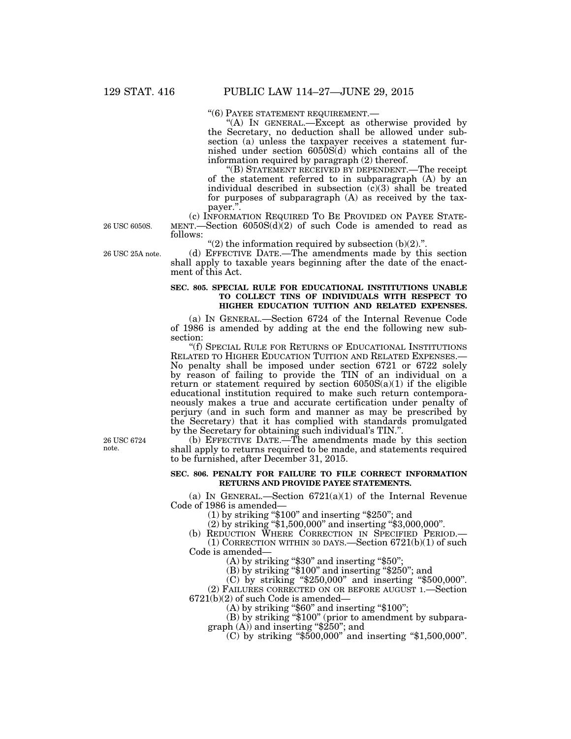"(6) PAYEE STATEMENT REQUIREMENT.—

"(A) IN GENERAL.—Except as otherwise provided by the Secretary, no deduction shall be allowed under subsection (a) unless the taxpayer receives a statement furnished under section 6050S(d) which contains all of the information required by paragraph (2) thereof.

"(B) STATEMENT RECEIVED BY DEPENDENT.—The receipt of the statement referred to in subparagraph (A) by an individual described in subsection (c)(3) shall be treated for purposes of subparagraph (A) as received by the taxpayer.".

26 USC 6050S.

(c) INFORMATION REQUIRED TO BE PROVIDED ON PAYEE STATEMENT.—Section 6050S(d)(2) of such Code is amended to read as follows:

"(2) the information required by subsection (b)(2).".

26 USC 25A note.

(d) EFFECTIVE DATE.—The amendments made by this section shall apply to taxable years beginning after the date of the enactment of this Act.

**SEC. 805. SPECIAL RULE FOR EDUCATIONAL INSTITUTIONS UNABLE TO COLLECT TINS OF INDIVIDUALS WITH RESPECT TO HIGHER EDUCATION TUITION AND RELATED EXPENSES.**

(a) IN GENERAL.—Section 6724 of the Internal Revenue Code of 1986 is amended by adding at the end the following new subsection:

"(f) SPECIAL RULE FOR RETURNS OF EDUCATIONAL INSTITUTIONS RELATED TO HIGHER EDUCATION TUITION AND RELATED EXPENSES.—No penalty shall be imposed under section 6721 or 6722 solely by reason of failing to provide the TIN of an individual on a return or statement required by section 6050S(a)(1) if the eligible educational institution required to make such return contemporaneously makes a true and accurate certification under penalty of perjury (and in such form and manner as may be prescribed by the Secretary) that it has complied with standards promulgated by the Secretary for obtaining such individual's TIN.".

26 USC 6724 note.

(b) EFFECTIVE DATE.—The amendments made by this section shall apply to returns required to be made, and statements required to be furnished, after December 31, 2015.

**SEC. 806. PENALTY FOR FAILURE TO FILE CORRECT INFORMATION RETURNS AND PROVIDE PAYEE STATEMENTS.**

(a) IN GENERAL.—Section 6721(a)(1) of the Internal Revenue Code of 1986 is amended—

(1) by striking "$100" and inserting "$250"; and

(2) by striking "$1,500,000" and inserting "$3,000,000".

(b) REDUCTION WHERE CORRECTION IN SPECIFIED PERIOD.—

(1) CORRECTION WITHIN 30 DAYS.—Section 6721(b)(1) of such Code is amended—

(A) by striking "$30" and inserting "$50";

(B) by striking "$100" and inserting "$250"; and

(C) by striking "$250,000" and inserting "$500,000".

(2) FAILURES CORRECTED ON OR BEFORE AUGUST 1.—Section 6721(b)(2) of such Code is amended—

(A) by striking "$60" and inserting "$100";

(B) by striking "$100" (prior to amendment by subparagraph (A)) and inserting "$250"; and

(C) by striking "$500,000" and inserting "$1,500,000".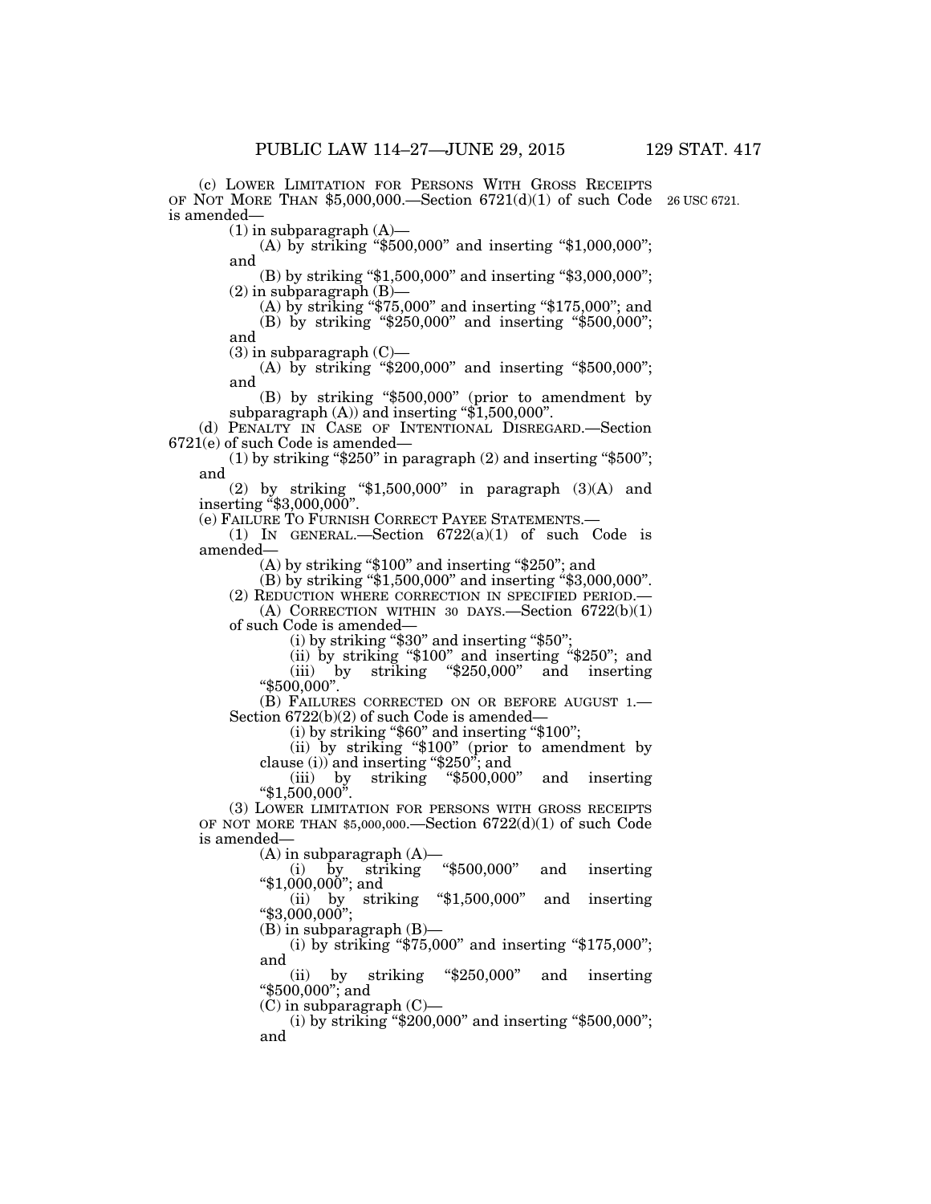(c) LOWER LIMITATION FOR PERSONS WITH GROSS RECEIPTS OF NOT MORE THAN $5,000,000.—Section 6721(d)(1) of such Code is amended—

26 USC 6721.

(1) in subparagraph (A)—

(A) by striking "$500,000" and inserting "$1,000,000"; and

(B) by striking "$1,500,000" and inserting "$3,000,000";

(2) in subparagraph (B)—

(A) by striking "$75,000" and inserting "$175,000"; and

(B) by striking "$250,000" and inserting "$500,000"; and

(3) in subparagraph (C)—

(A) by striking "$200,000" and inserting "$500,000"; and

(B) by striking "$500,000" (prior to amendment by subparagraph (A)) and inserting "$1,500,000".

(d) PENALTY IN CASE OF INTENTIONAL DISREGARD.—Section 6721(e) of such Code is amended—

(1) by striking "$250" in paragraph (2) and inserting "$500"; and

(2) by striking "$1,500,000" in paragraph (3)(A) and inserting "$3,000,000".

(e) FAILURE TO FURNISH CORRECT PAYEE STATEMENTS.—

(1) IN GENERAL.—Section 6722(a)(1) of such Code is amended—

(A) by striking "$100" and inserting "$250"; and

(B) by striking "$1,500,000" and inserting "$3,000,000".

(2) REDUCTION WHERE CORRECTION IN SPECIFIED PERIOD.—

(A) CORRECTION WITHIN 30 DAYS.—Section 6722(b)(1) of such Code is amended—

(i) by striking "$30" and inserting "$50";

(ii) by striking "$100" and inserting "$250"; and

(iii) by striking "$250,000" and inserting "$500,000".

(B) FAILURES CORRECTED ON OR BEFORE AUGUST 1.—Section 6722(b)(2) of such Code is amended—

(i) by striking "$60" and inserting "$100";

(ii) by striking "$100" (prior to amendment by clause (i)) and inserting "$250"; and

(iii) by striking "$500,000" and inserting "$1,500,000".

(3) LOWER LIMITATION FOR PERSONS WITH GROSS RECEIPTS OF NOT MORE THAN $5,000,000.—Section 6722(d)(1) of such Code is amended—

(A) in subparagraph (A)—

(i) by striking "$500,000" and inserting "$1,000,000"; and

(ii) by striking "$1,500,000" and inserting "$3,000,000";

(B) in subparagraph (B)—

(i) by striking "$75,000" and inserting "$175,000"; and

(ii) by striking "$250,000" and inserting "$500,000"; and

(C) in subparagraph (C)—

(i) by striking "$200,000" and inserting "$500,000"; and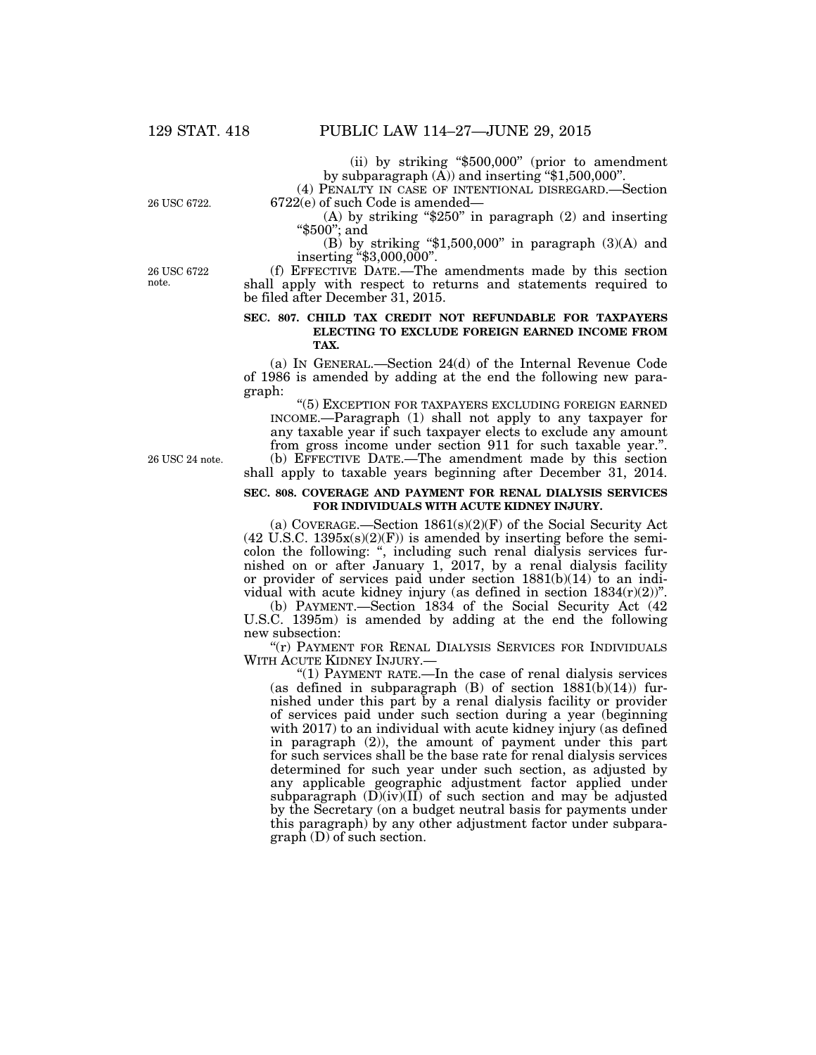(ii) by striking "$500,000" (prior to amendment by subparagraph (A)) and inserting "$1,500,000".

(4) PENALTY IN CASE OF INTENTIONAL DISREGARD.—Section 6722(e) of such Code is amended—

26 USC 6722.

(A) by striking "$250" in paragraph (2) and inserting "$500"; and

(B) by striking "$1,500,000" in paragraph (3)(A) and inserting "$3,000,000".

26 USC 6722 note.

(f) EFFECTIVE DATE.—The amendments made by this section shall apply with respect to returns and statements required to be filed after December 31, 2015.

**SEC. 807. CHILD TAX CREDIT NOT REFUNDABLE FOR TAXPAYERS ELECTING TO EXCLUDE FOREIGN EARNED INCOME FROM TAX.**

(a) IN GENERAL.—Section 24(d) of the Internal Revenue Code of 1986 is amended by adding at the end the following new paragraph:

"(5) EXCEPTION FOR TAXPAYERS EXCLUDING FOREIGN EARNED INCOME.—Paragraph (1) shall not apply to any taxpayer for any taxable year if such taxpayer elects to exclude any amount from gross income under section 911 for such taxable year.".

26 USC 24 note.

(b) EFFECTIVE DATE.—The amendment made by this section shall apply to taxable years beginning after December 31, 2014.

**SEC. 808. COVERAGE AND PAYMENT FOR RENAL DIALYSIS SERVICES FOR INDIVIDUALS WITH ACUTE KIDNEY INJURY.**

(a) COVERAGE.—Section 1861(s)(2)(F) of the Social Security Act (42 U.S.C. 1395x(s)(2)(F)) is amended by inserting before the semicolon the following: ", including such renal dialysis services furnished on or after January 1, 2017, by a renal dialysis facility or provider of services paid under section 1881(b)(14) to an individual with acute kidney injury (as defined in section 1834(r)(2))".

(b) PAYMENT.—Section 1834 of the Social Security Act (42 U.S.C. 1395m) is amended by adding at the end the following new subsection:

"(r) PAYMENT FOR RENAL DIALYSIS SERVICES FOR INDIVIDUALS WITH ACUTE KIDNEY INJURY.—

"(1) PAYMENT RATE.—In the case of renal dialysis services (as defined in subparagraph (B) of section 1881(b)(14)) furnished under this part by a renal dialysis facility or provider of services paid under such section during a year (beginning with 2017) to an individual with acute kidney injury (as defined in paragraph (2)), the amount of payment under this part for such services shall be the base rate for renal dialysis services determined for such year under such section, as adjusted by any applicable geographic adjustment factor applied under subparagraph (D)(iv)(II) of such section and may be adjusted by the Secretary (on a budget neutral basis for payments under this paragraph) by any other adjustment factor under subparagraph (D) of such section.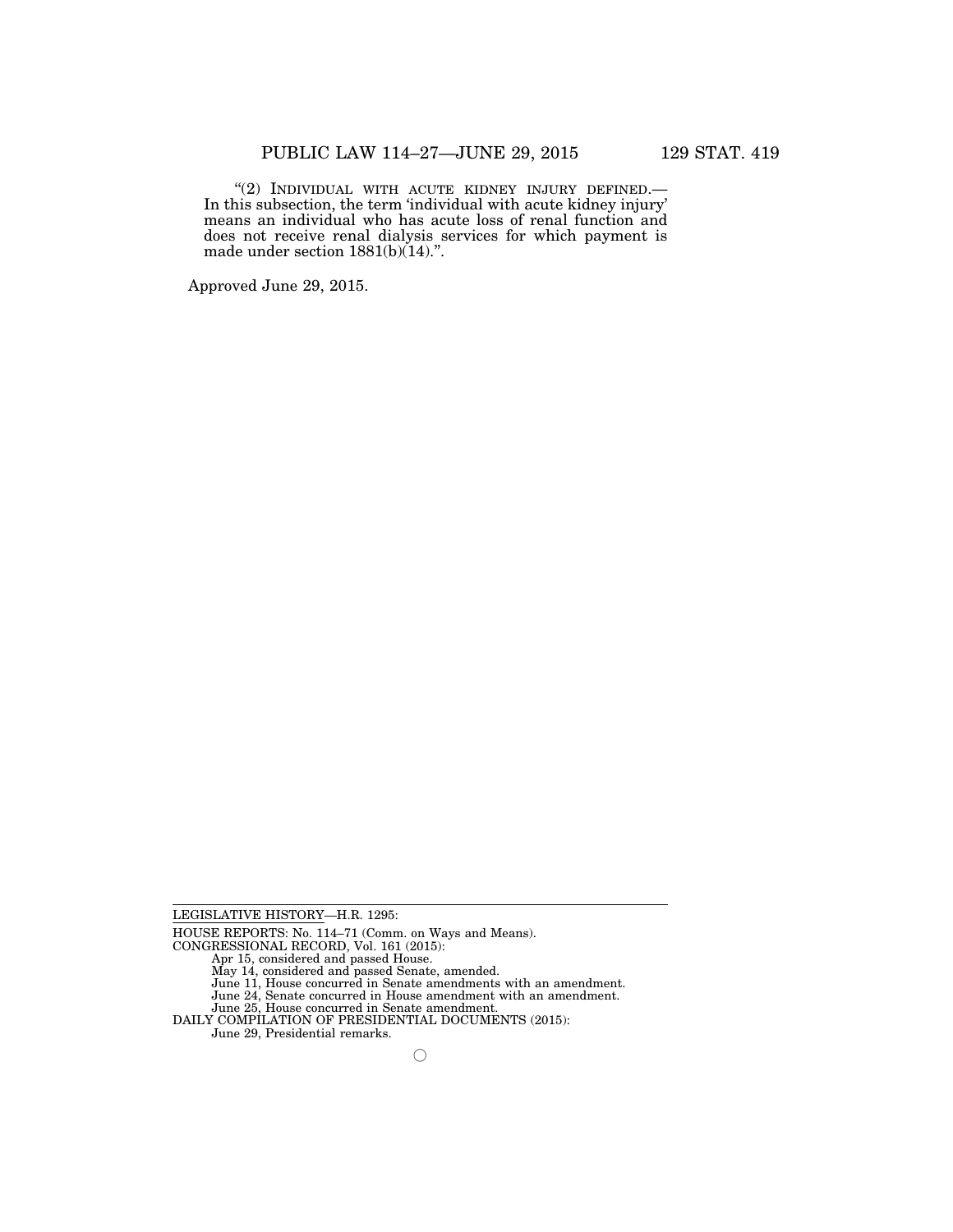"(2) Individual with acute kidney injury defined.— In this subsection, the term 'individual with acute kidney injury' means an individual who has acute loss of renal function and does not receive renal dialysis services for which payment is made under section 1881(b)(14).".

Approved June 29, 2015.

LEGISLATIVE HISTORY—H.R. 1295:

HOUSE REPORTS: No. 114–71 (Comm. on Ways and Means).
CONGRESSIONAL RECORD, Vol. 161 (2015):
- Apr 15, considered and passed House.
- May 14, considered and passed Senate, amended.
- June 11, House concurred in Senate amendments with an amendment.
- June 24, Senate concurred in House amendment with an amendment.
- June 25, House concurred in Senate amendment.

DAILY COMPILATION OF PRESIDENTIAL DOCUMENTS (2015):
- June 29, Presidential remarks.